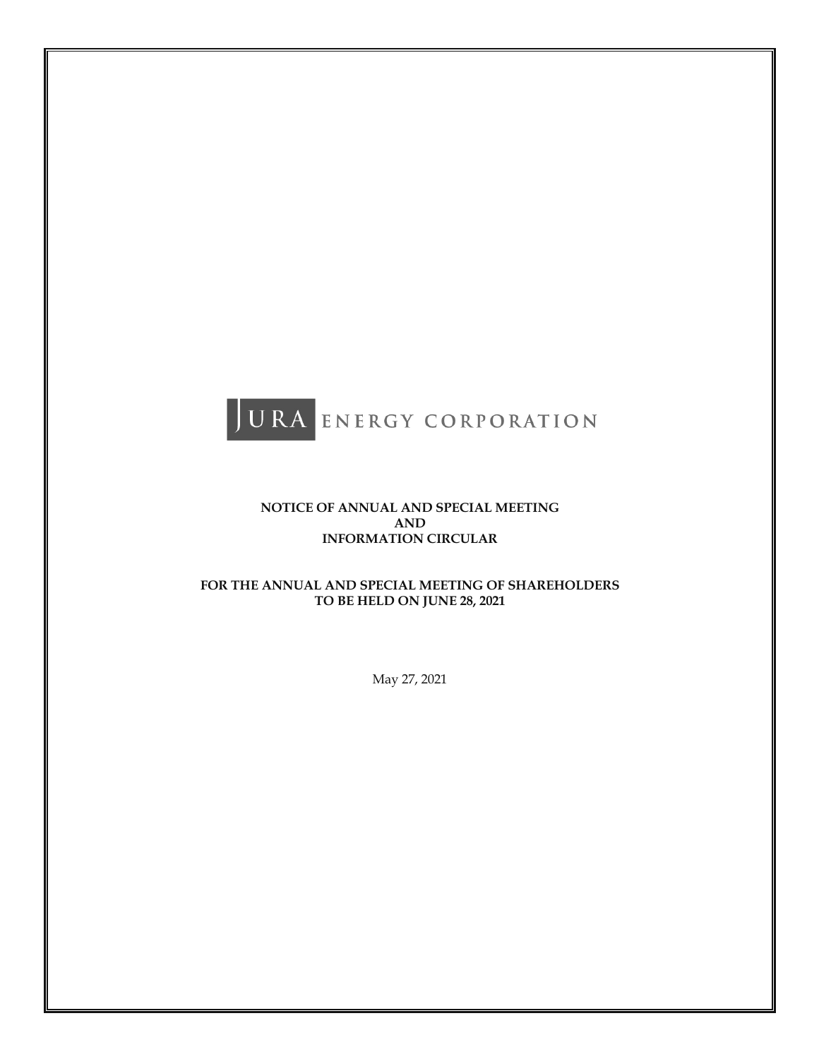JURA ENERGY CORPORATION

**NOTICE OF ANNUAL AND SPECIAL MEETING**
**AND**
**INFORMATION CIRCULAR**

**FOR THE ANNUAL AND SPECIAL MEETING OF SHAREHOLDERS**
**TO BE HELD ON JUNE 28, 2021**

May 27, 2021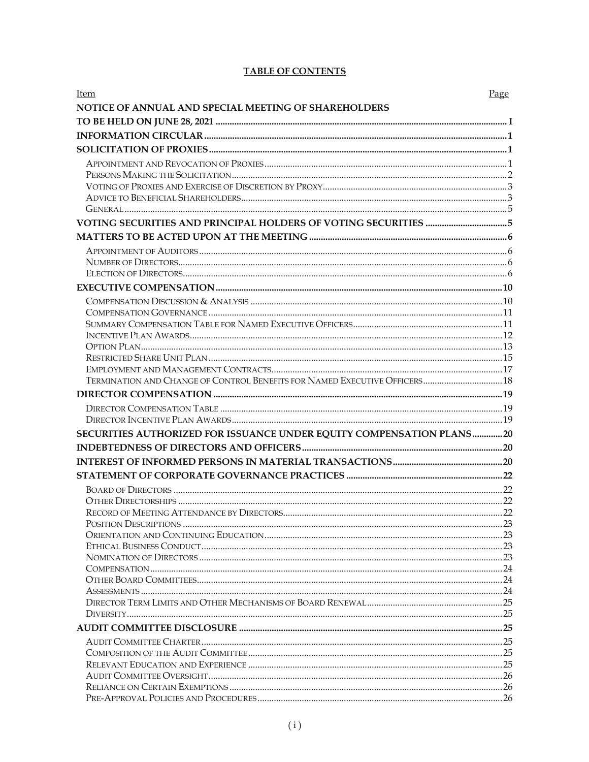# TABLE OF CONTENTS

| Item | Page |
|---|---|
| **NOTICE OF ANNUAL AND SPECIAL MEETING OF SHAREHOLDERS TO BE HELD ON JUNE 28, 2021** | **I** |
| **INFORMATION CIRCULAR** | **1** |
| **SOLICITATION OF PROXIES** | **1** |
| Appointment and Revocation of Proxies | 1 |
| Persons Making the Solicitation | 2 |
| Voting of Proxies and Exercise of Discretion by Proxy | 3 |
| Advice to Beneficial Shareholders | 3 |
| General | 5 |
| **VOTING SECURITIES AND PRINCIPAL HOLDERS OF VOTING SECURITIES** | **5** |
| **MATTERS TO BE ACTED UPON AT THE MEETING** | **6** |
| Appointment of Auditors | 6 |
| Number of Directors | 6 |
| Election of Directors | 6 |
| **EXECUTIVE COMPENSATION** | **10** |
| Compensation Discussion & Analysis | 10 |
| Compensation Governance | 11 |
| Summary Compensation Table for Named Executive Officers | 11 |
| Incentive Plan Awards | 12 |
| Option Plan | 13 |
| Restricted Share Unit Plan | 15 |
| Employment and Management Contracts | 17 |
| Termination and Change of Control Benefits for Named Executive Officers | 18 |
| **DIRECTOR COMPENSATION** | **19** |
| Director Compensation Table | 19 |
| Director Incentive Plan Awards | 19 |
| **SECURITIES AUTHORIZED FOR ISSUANCE UNDER EQUITY COMPENSATION PLANS** | **20** |
| **INDEBTEDNESS OF DIRECTORS AND OFFICERS** | **20** |
| **INTEREST OF INFORMED PERSONS IN MATERIAL TRANSACTIONS** | **20** |
| **STATEMENT OF CORPORATE GOVERNANCE PRACTICES** | **22** |
| Board of Directors | 22 |
| Other Directorships | 22 |
| Record of Meeting Attendance by Directors | 22 |
| Position Descriptions | 23 |
| Orientation and Continuing Education | 23 |
| Ethical Business Conduct | 23 |
| Nomination of Directors | 23 |
| Compensation | 24 |
| Other Board Committees | 24 |
| Assessments | 24 |
| Director Term Limits and Other Mechanisms of Board Renewal | 25 |
| Diversity | 25 |
| **AUDIT COMMITTEE DISCLOSURE** | **25** |
| Audit Committee Charter | 25 |
| Composition of the Audit Committee | 25 |
| Relevant Education and Experience | 25 |
| Audit Committee Oversight | 26 |
| Reliance on Certain Exemptions | 26 |
| Pre-Approval Policies and Procedures | 26 |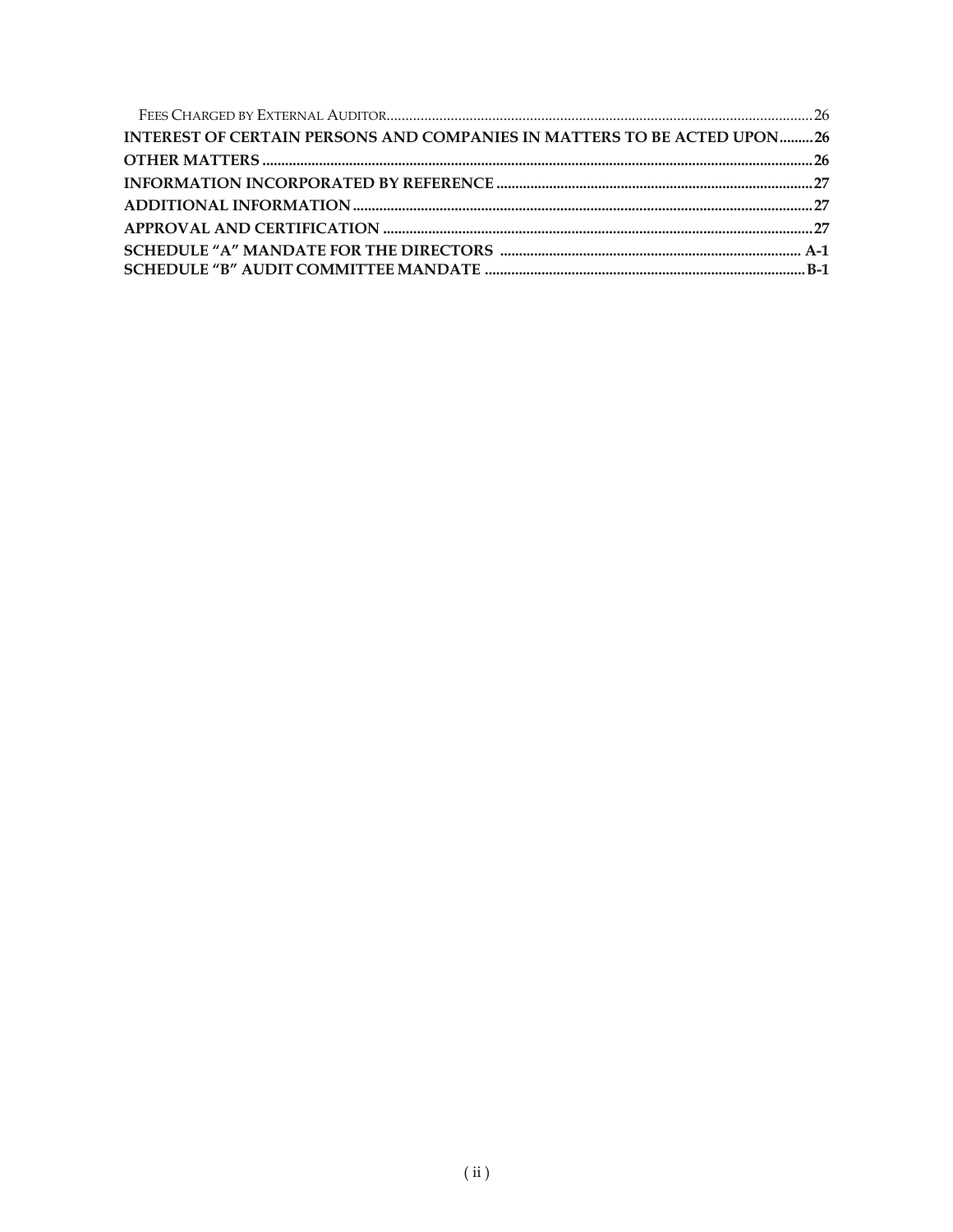| | |
|---|---|
| Fees Charged by External Auditor | 26 |
| **INTEREST OF CERTAIN PERSONS AND COMPANIES IN MATTERS TO BE ACTED UPON** | **26** |
| **OTHER MATTERS** | **26** |
| **INFORMATION INCORPORATED BY REFERENCE** | **27** |
| **ADDITIONAL INFORMATION** | **27** |
| **APPROVAL AND CERTIFICATION** | **27** |
| **SCHEDULE "A" MANDATE FOR THE DIRECTORS** | **A-1** |
| **SCHEDULE "B" AUDIT COMMITTEE MANDATE** | **B-1** |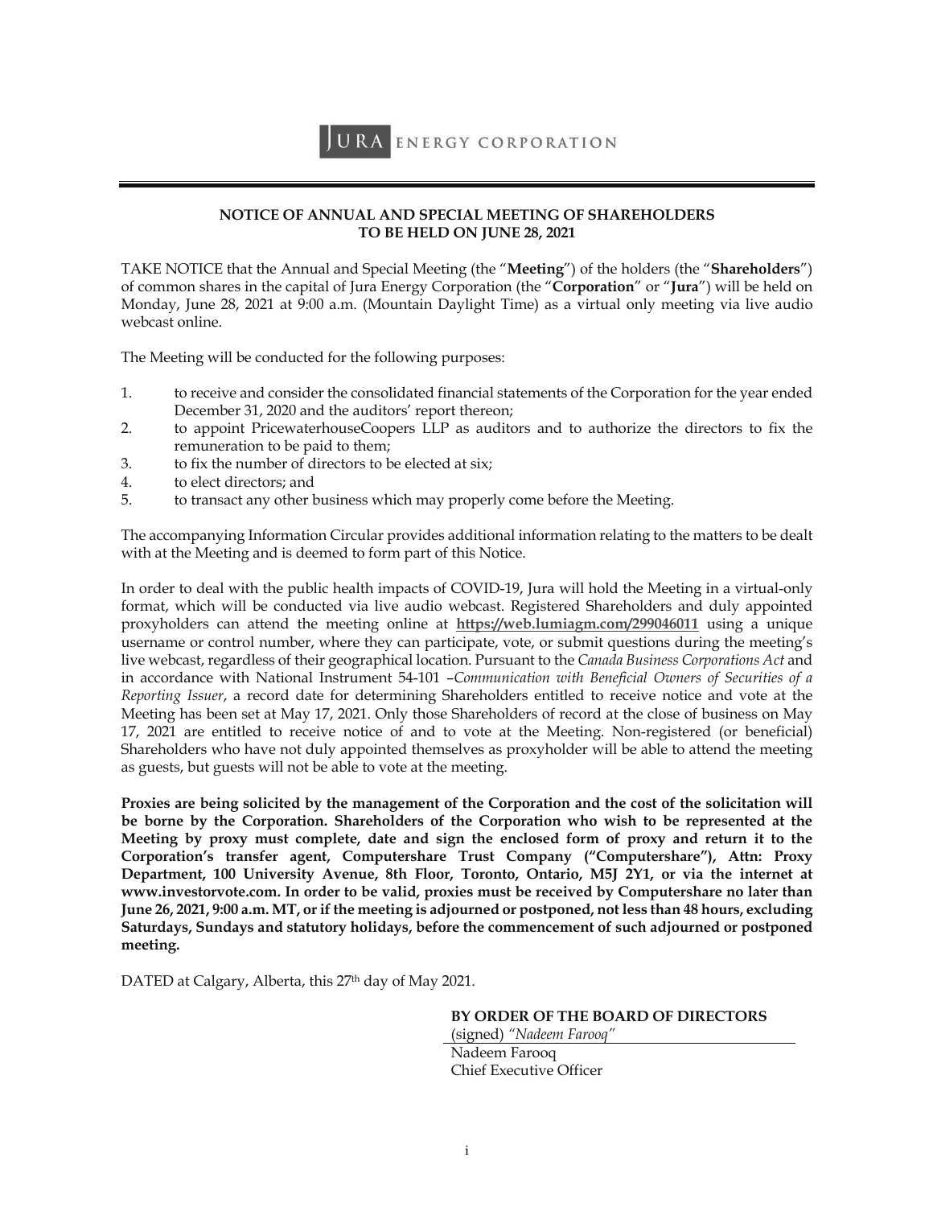JURA ENERGY CORPORATION

## NOTICE OF ANNUAL AND SPECIAL MEETING OF SHAREHOLDERS TO BE HELD ON JUNE 28, 2021

TAKE NOTICE that the Annual and Special Meeting (the "**Meeting**") of the holders (the "**Shareholders**") of common shares in the capital of Jura Energy Corporation (the "**Corporation**" or "**Jura**") will be held on Monday, June 28, 2021 at 9:00 a.m. (Mountain Daylight Time) as a virtual only meeting via live audio webcast online.

The Meeting will be conducted for the following purposes:

1. to receive and consider the consolidated financial statements of the Corporation for the year ended December 31, 2020 and the auditors' report thereon;
2. to appoint PricewaterhouseCoopers LLP as auditors and to authorize the directors to fix the remuneration to be paid to them;
3. to fix the number of directors to be elected at six;
4. to elect directors; and
5. to transact any other business which may properly come before the Meeting.

The accompanying Information Circular provides additional information relating to the matters to be dealt with at the Meeting and is deemed to form part of this Notice.

In order to deal with the public health impacts of COVID-19, Jura will hold the Meeting in a virtual-only format, which will be conducted via live audio webcast. Registered Shareholders and duly appointed proxyholders can attend the meeting online at **https://web.lumiagm.com/299046011** using a unique username or control number, where they can participate, vote, or submit questions during the meeting's live webcast, regardless of their geographical location. Pursuant to the *Canada Business Corporations Act* and in accordance with National Instrument 54-101 –*Communication with Beneficial Owners of Securities of a Reporting Issuer*, a record date for determining Shareholders entitled to receive notice and vote at the Meeting has been set at May 17, 2021. Only those Shareholders of record at the close of business on May 17, 2021 are entitled to receive notice of and to vote at the Meeting. Non-registered (or beneficial) Shareholders who have not duly appointed themselves as proxyholder will be able to attend the meeting as guests, but guests will not be able to vote at the meeting.

**Proxies are being solicited by the management of the Corporation and the cost of the solicitation will be borne by the Corporation. Shareholders of the Corporation who wish to be represented at the Meeting by proxy must complete, date and sign the enclosed form of proxy and return it to the Corporation's transfer agent, Computershare Trust Company ("Computershare"), Attn: Proxy Department, 100 University Avenue, 8th Floor, Toronto, Ontario, M5J 2Y1, or via the internet at www.investorvote.com. In order to be valid, proxies must be received by Computershare no later than June 26, 2021, 9:00 a.m. MT, or if the meeting is adjourned or postponed, not less than 48 hours, excluding Saturdays, Sundays and statutory holidays, before the commencement of such adjourned or postponed meeting.**

DATED at Calgary, Alberta, this 27th day of May 2021.

**BY ORDER OF THE BOARD OF DIRECTORS**
(signed) *"Nadeem Farooq"*
Nadeem Farooq
Chief Executive Officer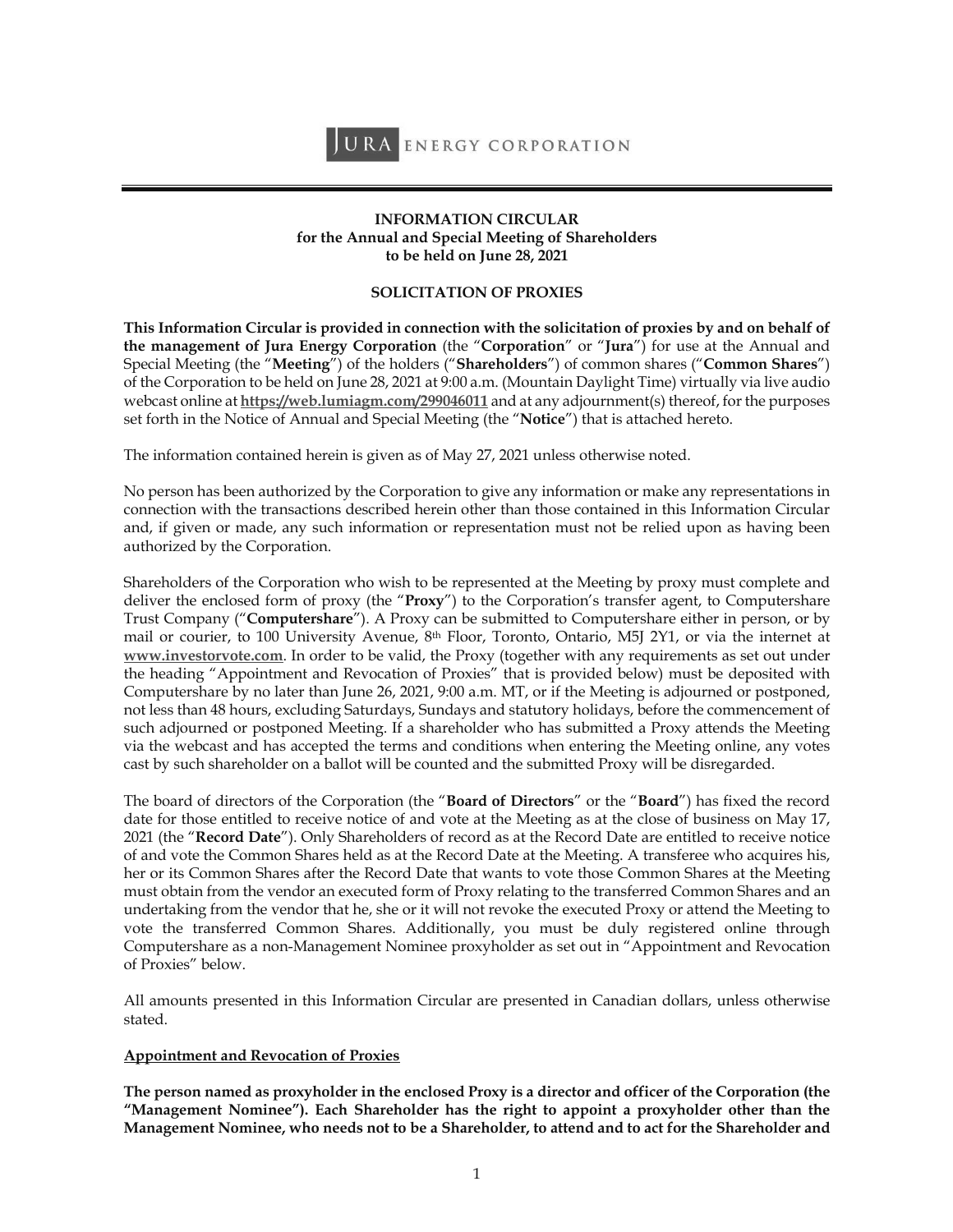JURA ENERGY CORPORATION

**INFORMATION CIRCULAR**
**for the Annual and Special Meeting of Shareholders**
**to be held on June 28, 2021**

**SOLICITATION OF PROXIES**

**This Information Circular is provided in connection with the solicitation of proxies by and on behalf of the management of Jura Energy Corporation** (the "**Corporation**" or "**Jura**") for use at the Annual and Special Meeting (the "**Meeting**") of the holders ("**Shareholders**") of common shares ("**Common Shares**") of the Corporation to be held on June 28, 2021 at 9:00 a.m. (Mountain Daylight Time) virtually via live audio webcast online at **https://web.lumiagm.com/299046011** and at any adjournment(s) thereof, for the purposes set forth in the Notice of Annual and Special Meeting (the "**Notice**") that is attached hereto.

The information contained herein is given as of May 27, 2021 unless otherwise noted.

No person has been authorized by the Corporation to give any information or make any representations in connection with the transactions described herein other than those contained in this Information Circular and, if given or made, any such information or representation must not be relied upon as having been authorized by the Corporation.

Shareholders of the Corporation who wish to be represented at the Meeting by proxy must complete and deliver the enclosed form of proxy (the "**Proxy**") to the Corporation's transfer agent, to Computershare Trust Company ("**Computershare**"). A Proxy can be submitted to Computershare either in person, or by mail or courier, to 100 University Avenue, 8th Floor, Toronto, Ontario, M5J 2Y1, or via the internet at **www.investorvote.com**. In order to be valid, the Proxy (together with any requirements as set out under the heading "Appointment and Revocation of Proxies" that is provided below) must be deposited with Computershare by no later than June 26, 2021, 9:00 a.m. MT, or if the Meeting is adjourned or postponed, not less than 48 hours, excluding Saturdays, Sundays and statutory holidays, before the commencement of such adjourned or postponed Meeting. If a shareholder who has submitted a Proxy attends the Meeting via the webcast and has accepted the terms and conditions when entering the Meeting online, any votes cast by such shareholder on a ballot will be counted and the submitted Proxy will be disregarded.

The board of directors of the Corporation (the "**Board of Directors**" or the "**Board**") has fixed the record date for those entitled to receive notice of and vote at the Meeting as at the close of business on May 17, 2021 (the "**Record Date**"). Only Shareholders of record as at the Record Date are entitled to receive notice of and vote the Common Shares held as at the Record Date at the Meeting. A transferee who acquires his, her or its Common Shares after the Record Date that wants to vote those Common Shares at the Meeting must obtain from the vendor an executed form of Proxy relating to the transferred Common Shares and an undertaking from the vendor that he, she or it will not revoke the executed Proxy or attend the Meeting to vote the transferred Common Shares. Additionally, you must be duly registered online through Computershare as a non-Management Nominee proxyholder as set out in "Appointment and Revocation of Proxies" below.

All amounts presented in this Information Circular are presented in Canadian dollars, unless otherwise stated.

**Appointment and Revocation of Proxies**

**The person named as proxyholder in the enclosed Proxy is a director and officer of the Corporation (the "Management Nominee"). Each Shareholder has the right to appoint a proxyholder other than the Management Nominee, who needs not to be a Shareholder, to attend and to act for the Shareholder and**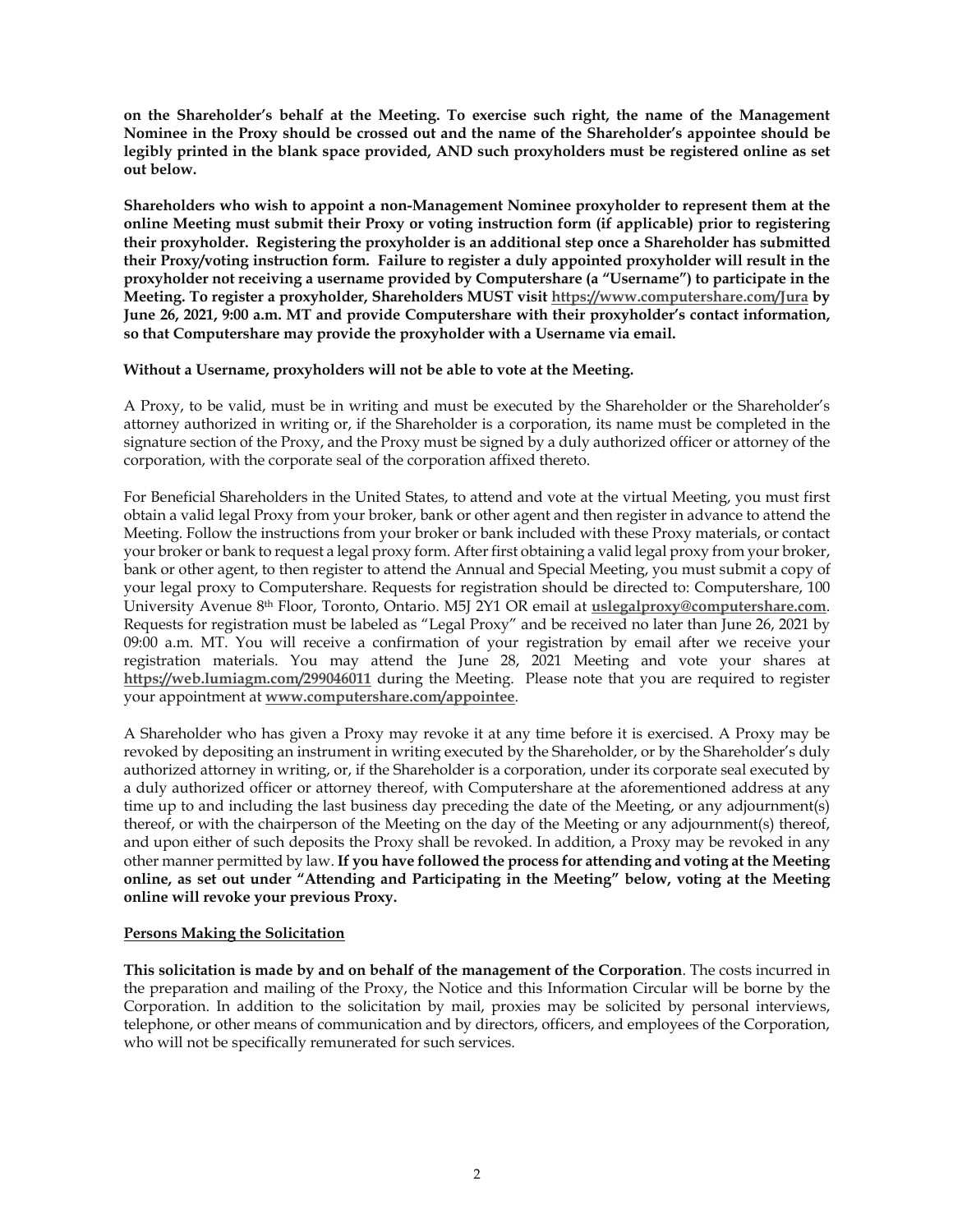**on the Shareholder's behalf at the Meeting. To exercise such right, the name of the Management Nominee in the Proxy should be crossed out and the name of the Shareholder's appointee should be legibly printed in the blank space provided, AND such proxyholders must be registered online as set out below.**

**Shareholders who wish to appoint a non-Management Nominee proxyholder to represent them at the online Meeting must submit their Proxy or voting instruction form (if applicable) prior to registering their proxyholder. Registering the proxyholder is an additional step once a Shareholder has submitted their Proxy/voting instruction form. Failure to register a duly appointed proxyholder will result in the proxyholder not receiving a username provided by Computershare (a "Username") to participate in the Meeting. To register a proxyholder, Shareholders MUST visit https://www.computershare.com/Jura by June 26, 2021, 9:00 a.m. MT and provide Computershare with their proxyholder's contact information, so that Computershare may provide the proxyholder with a Username via email.**

**Without a Username, proxyholders will not be able to vote at the Meeting.**

A Proxy, to be valid, must be in writing and must be executed by the Shareholder or the Shareholder's attorney authorized in writing or, if the Shareholder is a corporation, its name must be completed in the signature section of the Proxy, and the Proxy must be signed by a duly authorized officer or attorney of the corporation, with the corporate seal of the corporation affixed thereto.

For Beneficial Shareholders in the United States, to attend and vote at the virtual Meeting, you must first obtain a valid legal Proxy from your broker, bank or other agent and then register in advance to attend the Meeting. Follow the instructions from your broker or bank included with these Proxy materials, or contact your broker or bank to request a legal proxy form. After first obtaining a valid legal proxy from your broker, bank or other agent, to then register to attend the Annual and Special Meeting, you must submit a copy of your legal proxy to Computershare. Requests for registration should be directed to: Computershare, 100 University Avenue 8th Floor, Toronto, Ontario. M5J 2Y1 OR email at **uslegalproxy@computershare.com**. Requests for registration must be labeled as "Legal Proxy" and be received no later than June 26, 2021 by 09:00 a.m. MT. You will receive a confirmation of your registration by email after we receive your registration materials. You may attend the June 28, 2021 Meeting and vote your shares at **https://web.lumiagm.com/299046011** during the Meeting. Please note that you are required to register your appointment at **www.computershare.com/appointee**.

A Shareholder who has given a Proxy may revoke it at any time before it is exercised. A Proxy may be revoked by depositing an instrument in writing executed by the Shareholder, or by the Shareholder's duly authorized attorney in writing, or, if the Shareholder is a corporation, under its corporate seal executed by a duly authorized officer or attorney thereof, with Computershare at the aforementioned address at any time up to and including the last business day preceding the date of the Meeting, or any adjournment(s) thereof, or with the chairperson of the Meeting on the day of the Meeting or any adjournment(s) thereof, and upon either of such deposits the Proxy shall be revoked. In addition, a Proxy may be revoked in any other manner permitted by law. **If you have followed the process for attending and voting at the Meeting online, as set out under "Attending and Participating in the Meeting" below, voting at the Meeting online will revoke your previous Proxy.**

## Persons Making the Solicitation

**This solicitation is made by and on behalf of the management of the Corporation**. The costs incurred in the preparation and mailing of the Proxy, the Notice and this Information Circular will be borne by the Corporation. In addition to the solicitation by mail, proxies may be solicited by personal interviews, telephone, or other means of communication and by directors, officers, and employees of the Corporation, who will not be specifically remunerated for such services.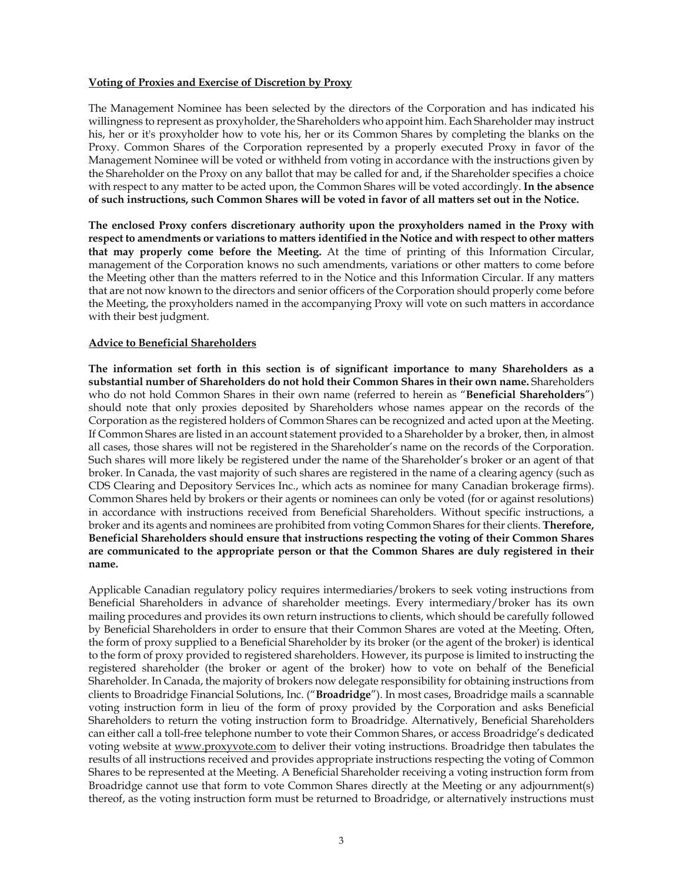**Voting of Proxies and Exercise of Discretion by Proxy**

The Management Nominee has been selected by the directors of the Corporation and has indicated his willingness to represent as proxyholder, the Shareholders who appoint him. Each Shareholder may instruct his, her or it's proxyholder how to vote his, her or its Common Shares by completing the blanks on the Proxy. Common Shares of the Corporation represented by a properly executed Proxy in favor of the Management Nominee will be voted or withheld from voting in accordance with the instructions given by the Shareholder on the Proxy on any ballot that may be called for and, if the Shareholder specifies a choice with respect to any matter to be acted upon, the Common Shares will be voted accordingly. **In the absence of such instructions, such Common Shares will be voted in favor of all matters set out in the Notice.**

**The enclosed Proxy confers discretionary authority upon the proxyholders named in the Proxy with respect to amendments or variations to matters identified in the Notice and with respect to other matters that may properly come before the Meeting.** At the time of printing of this Information Circular, management of the Corporation knows no such amendments, variations or other matters to come before the Meeting other than the matters referred to in the Notice and this Information Circular. If any matters that are not now known to the directors and senior officers of the Corporation should properly come before the Meeting, the proxyholders named in the accompanying Proxy will vote on such matters in accordance with their best judgment.

**Advice to Beneficial Shareholders**

**The information set forth in this section is of significant importance to many Shareholders as a substantial number of Shareholders do not hold their Common Shares in their own name.** Shareholders who do not hold Common Shares in their own name (referred to herein as "**Beneficial Shareholders**") should note that only proxies deposited by Shareholders whose names appear on the records of the Corporation as the registered holders of Common Shares can be recognized and acted upon at the Meeting. If Common Shares are listed in an account statement provided to a Shareholder by a broker, then, in almost all cases, those shares will not be registered in the Shareholder's name on the records of the Corporation. Such shares will more likely be registered under the name of the Shareholder's broker or an agent of that broker. In Canada, the vast majority of such shares are registered in the name of a clearing agency (such as CDS Clearing and Depository Services Inc., which acts as nominee for many Canadian brokerage firms). Common Shares held by brokers or their agents or nominees can only be voted (for or against resolutions) in accordance with instructions received from Beneficial Shareholders. Without specific instructions, a broker and its agents and nominees are prohibited from voting Common Shares for their clients. **Therefore, Beneficial Shareholders should ensure that instructions respecting the voting of their Common Shares are communicated to the appropriate person or that the Common Shares are duly registered in their name.**

Applicable Canadian regulatory policy requires intermediaries/brokers to seek voting instructions from Beneficial Shareholders in advance of shareholder meetings. Every intermediary/broker has its own mailing procedures and provides its own return instructions to clients, which should be carefully followed by Beneficial Shareholders in order to ensure that their Common Shares are voted at the Meeting. Often, the form of proxy supplied to a Beneficial Shareholder by its broker (or the agent of the broker) is identical to the form of proxy provided to registered shareholders. However, its purpose is limited to instructing the registered shareholder (the broker or agent of the broker) how to vote on behalf of the Beneficial Shareholder. In Canada, the majority of brokers now delegate responsibility for obtaining instructions from clients to Broadridge Financial Solutions, Inc. ("**Broadridge**"). In most cases, Broadridge mails a scannable voting instruction form in lieu of the form of proxy provided by the Corporation and asks Beneficial Shareholders to return the voting instruction form to Broadridge. Alternatively, Beneficial Shareholders can either call a toll-free telephone number to vote their Common Shares, or access Broadridge's dedicated voting website at www.proxyvote.com to deliver their voting instructions. Broadridge then tabulates the results of all instructions received and provides appropriate instructions respecting the voting of Common Shares to be represented at the Meeting. A Beneficial Shareholder receiving a voting instruction form from Broadridge cannot use that form to vote Common Shares directly at the Meeting or any adjournment(s) thereof, as the voting instruction form must be returned to Broadridge, or alternatively instructions must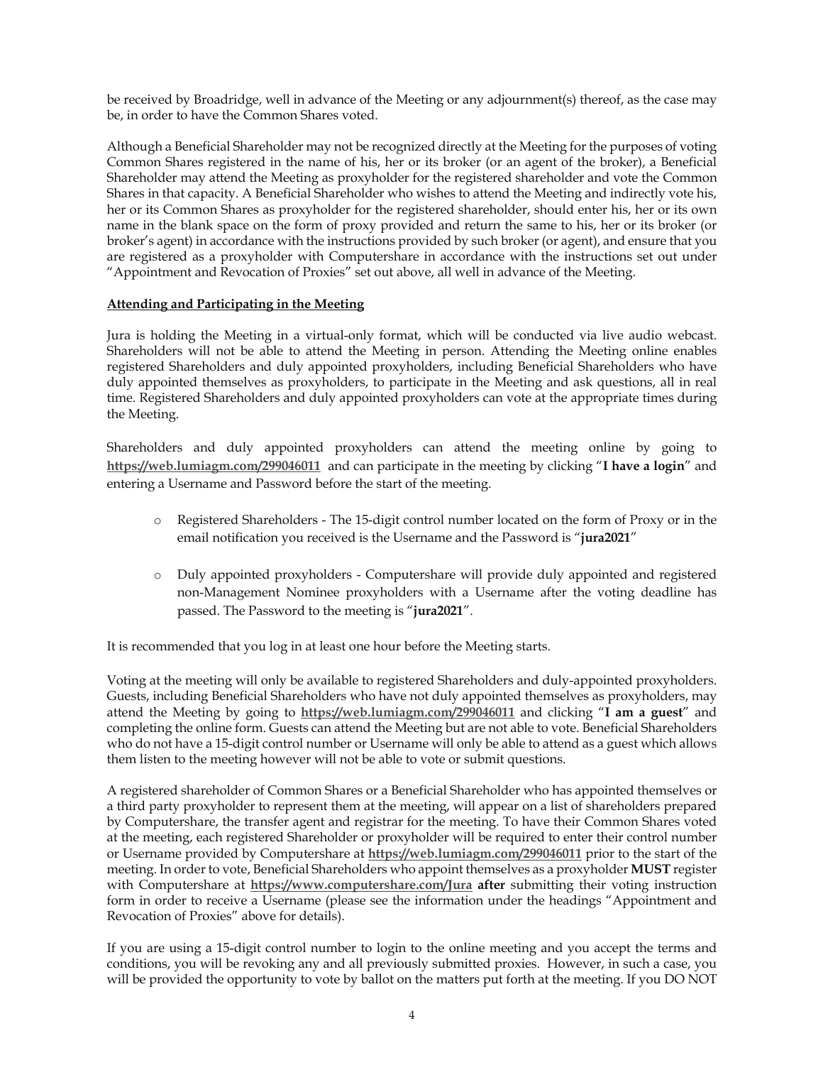be received by Broadridge, well in advance of the Meeting or any adjournment(s) thereof, as the case may be, in order to have the Common Shares voted.

Although a Beneficial Shareholder may not be recognized directly at the Meeting for the purposes of voting Common Shares registered in the name of his, her or its broker (or an agent of the broker), a Beneficial Shareholder may attend the Meeting as proxyholder for the registered shareholder and vote the Common Shares in that capacity. A Beneficial Shareholder who wishes to attend the Meeting and indirectly vote his, her or its Common Shares as proxyholder for the registered shareholder, should enter his, her or its own name in the blank space on the form of proxy provided and return the same to his, her or its broker (or broker's agent) in accordance with the instructions provided by such broker (or agent), and ensure that you are registered as a proxyholder with Computershare in accordance with the instructions set out under "Appointment and Revocation of Proxies" set out above, all well in advance of the Meeting.

**Attending and Participating in the Meeting**

Jura is holding the Meeting in a virtual-only format, which will be conducted via live audio webcast. Shareholders will not be able to attend the Meeting in person. Attending the Meeting online enables registered Shareholders and duly appointed proxyholders, including Beneficial Shareholders who have duly appointed themselves as proxyholders, to participate in the Meeting and ask questions, all in real time. Registered Shareholders and duly appointed proxyholders can vote at the appropriate times during the Meeting.

Shareholders and duly appointed proxyholders can attend the meeting online by going to **https://web.lumiagm.com/299046011** and can participate in the meeting by clicking "**I have a login**" and entering a Username and Password before the start of the meeting.

- Registered Shareholders - The 15-digit control number located on the form of Proxy or in the email notification you received is the Username and the Password is "**jura2021**"
- Duly appointed proxyholders - Computershare will provide duly appointed and registered non-Management Nominee proxyholders with a Username after the voting deadline has passed. The Password to the meeting is "**jura2021**".

It is recommended that you log in at least one hour before the Meeting starts.

Voting at the meeting will only be available to registered Shareholders and duly-appointed proxyholders. Guests, including Beneficial Shareholders who have not duly appointed themselves as proxyholders, may attend the Meeting by going to **https://web.lumiagm.com/299046011** and clicking "**I am a guest**" and completing the online form. Guests can attend the Meeting but are not able to vote. Beneficial Shareholders who do not have a 15-digit control number or Username will only be able to attend as a guest which allows them listen to the meeting however will not be able to vote or submit questions.

A registered shareholder of Common Shares or a Beneficial Shareholder who has appointed themselves or a third party proxyholder to represent them at the meeting, will appear on a list of shareholders prepared by Computershare, the transfer agent and registrar for the meeting. To have their Common Shares voted at the meeting, each registered Shareholder or proxyholder will be required to enter their control number or Username provided by Computershare at **https://web.lumiagm.com/299046011** prior to the start of the meeting. In order to vote, Beneficial Shareholders who appoint themselves as a proxyholder **MUST** register with Computershare at **https://www.computershare.com/Jura** **after** submitting their voting instruction form in order to receive a Username (please see the information under the headings "Appointment and Revocation of Proxies" above for details).

If you are using a 15-digit control number to login to the online meeting and you accept the terms and conditions, you will be revoking any and all previously submitted proxies. However, in such a case, you will be provided the opportunity to vote by ballot on the matters put forth at the meeting. If you DO NOT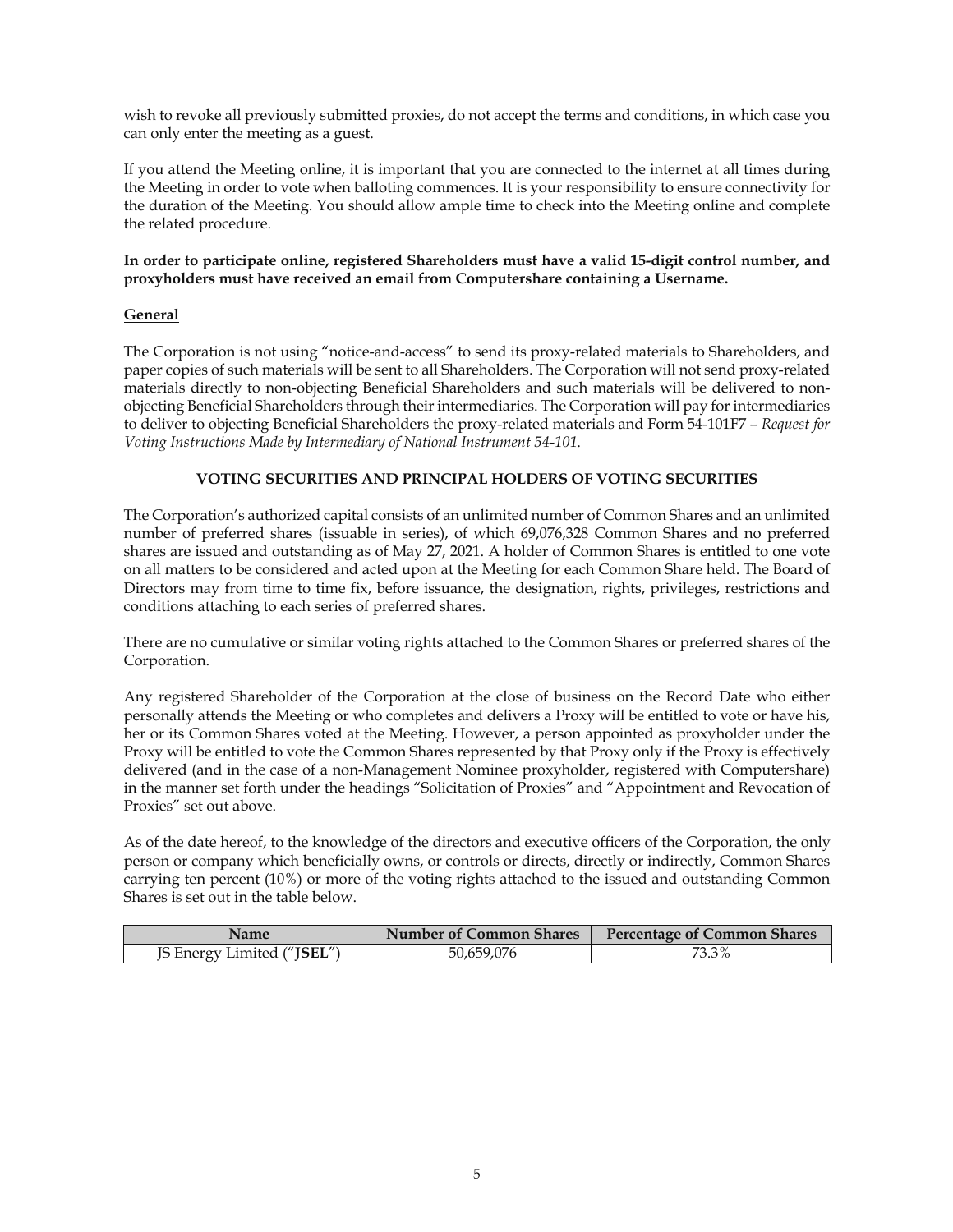wish to revoke all previously submitted proxies, do not accept the terms and conditions, in which case you can only enter the meeting as a guest.

If you attend the Meeting online, it is important that you are connected to the internet at all times during the Meeting in order to vote when balloting commences. It is your responsibility to ensure connectivity for the duration of the Meeting. You should allow ample time to check into the Meeting online and complete the related procedure.

**In order to participate online, registered Shareholders must have a valid 15-digit control number, and proxyholders must have received an email from Computershare containing a Username.**

## General

The Corporation is not using "notice-and-access" to send its proxy-related materials to Shareholders, and paper copies of such materials will be sent to all Shareholders. The Corporation will not send proxy-related materials directly to non-objecting Beneficial Shareholders and such materials will be delivered to non-objecting Beneficial Shareholders through their intermediaries. The Corporation will pay for intermediaries to deliver to objecting Beneficial Shareholders the proxy-related materials and Form 54-101F7 – *Request for Voting Instructions Made by Intermediary of National Instrument 54-101.*

## VOTING SECURITIES AND PRINCIPAL HOLDERS OF VOTING SECURITIES

The Corporation's authorized capital consists of an unlimited number of Common Shares and an unlimited number of preferred shares (issuable in series), of which 69,076,328 Common Shares and no preferred shares are issued and outstanding as of May 27, 2021. A holder of Common Shares is entitled to one vote on all matters to be considered and acted upon at the Meeting for each Common Share held. The Board of Directors may from time to time fix, before issuance, the designation, rights, privileges, restrictions and conditions attaching to each series of preferred shares.

There are no cumulative or similar voting rights attached to the Common Shares or preferred shares of the Corporation.

Any registered Shareholder of the Corporation at the close of business on the Record Date who either personally attends the Meeting or who completes and delivers a Proxy will be entitled to vote or have his, her or its Common Shares voted at the Meeting. However, a person appointed as proxyholder under the Proxy will be entitled to vote the Common Shares represented by that Proxy only if the Proxy is effectively delivered (and in the case of a non-Management Nominee proxyholder, registered with Computershare) in the manner set forth under the headings "Solicitation of Proxies" and "Appointment and Revocation of Proxies" set out above.

As of the date hereof, to the knowledge of the directors and executive officers of the Corporation, the only person or company which beneficially owns, or controls or directs, directly or indirectly, Common Shares carrying ten percent (10%) or more of the voting rights attached to the issued and outstanding Common Shares is set out in the table below.

| Name | Number of Common Shares | Percentage of Common Shares |
|---|---|---|
| JS Energy Limited ("**JSEL**") | 50,659,076 | 73.3% |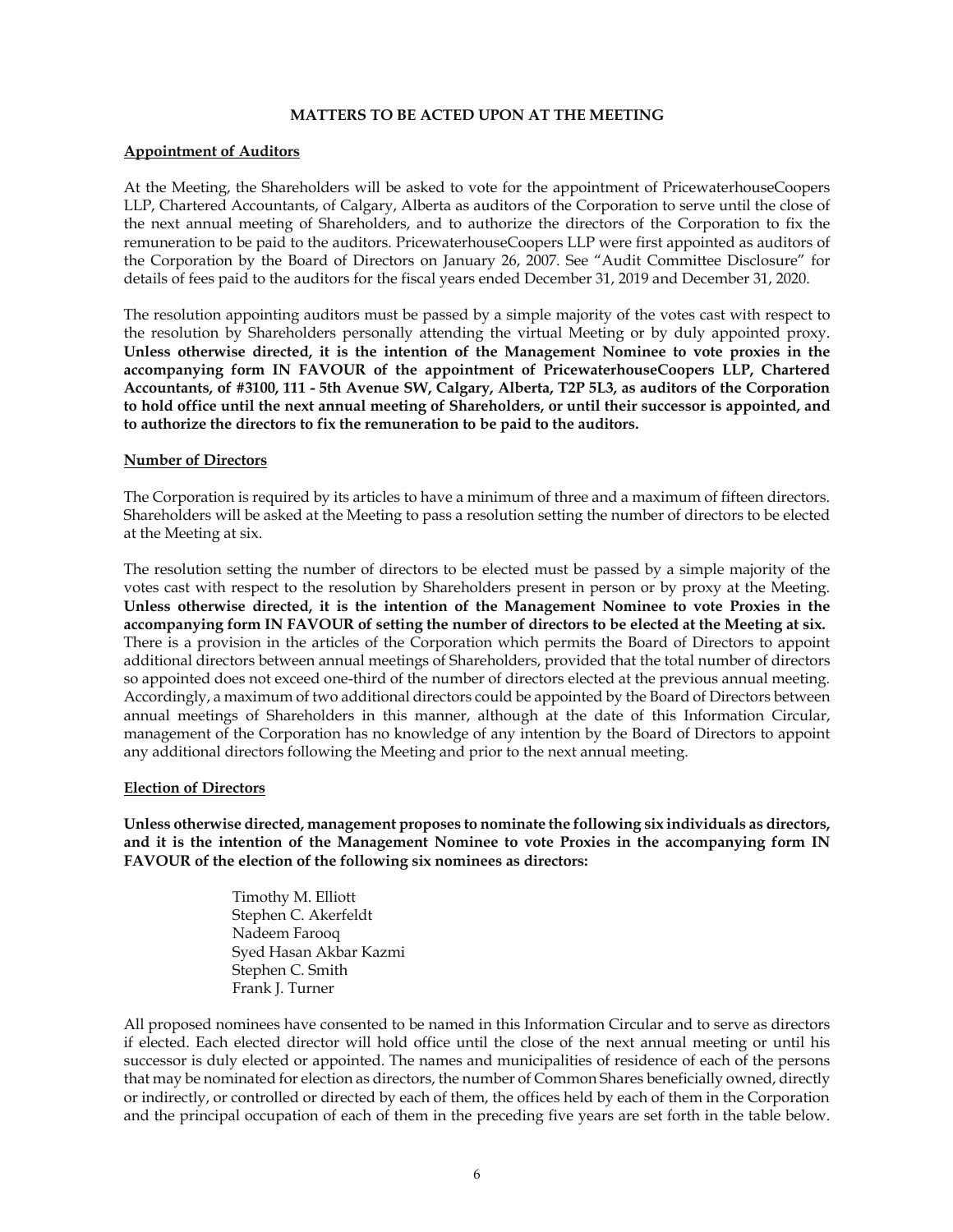## MATTERS TO BE ACTED UPON AT THE MEETING

### Appointment of Auditors

At the Meeting, the Shareholders will be asked to vote for the appointment of PricewaterhouseCoopers LLP, Chartered Accountants, of Calgary, Alberta as auditors of the Corporation to serve until the close of the next annual meeting of Shareholders, and to authorize the directors of the Corporation to fix the remuneration to be paid to the auditors. PricewaterhouseCoopers LLP were first appointed as auditors of the Corporation by the Board of Directors on January 26, 2007. See "Audit Committee Disclosure" for details of fees paid to the auditors for the fiscal years ended December 31, 2019 and December 31, 2020.

The resolution appointing auditors must be passed by a simple majority of the votes cast with respect to the resolution by Shareholders personally attending the virtual Meeting or by duly appointed proxy. **Unless otherwise directed, it is the intention of the Management Nominee to vote proxies in the accompanying form IN FAVOUR of the appointment of PricewaterhouseCoopers LLP, Chartered Accountants, of #3100, 111 - 5th Avenue SW, Calgary, Alberta, T2P 5L3, as auditors of the Corporation to hold office until the next annual meeting of Shareholders, or until their successor is appointed, and to authorize the directors to fix the remuneration to be paid to the auditors.**

### Number of Directors

The Corporation is required by its articles to have a minimum of three and a maximum of fifteen directors. Shareholders will be asked at the Meeting to pass a resolution setting the number of directors to be elected at the Meeting at six.

The resolution setting the number of directors to be elected must be passed by a simple majority of the votes cast with respect to the resolution by Shareholders present in person or by proxy at the Meeting. **Unless otherwise directed, it is the intention of the Management Nominee to vote Proxies in the accompanying form IN FAVOUR of setting the number of directors to be elected at the Meeting at six.** There is a provision in the articles of the Corporation which permits the Board of Directors to appoint additional directors between annual meetings of Shareholders, provided that the total number of directors so appointed does not exceed one-third of the number of directors elected at the previous annual meeting. Accordingly, a maximum of two additional directors could be appointed by the Board of Directors between annual meetings of Shareholders in this manner, although at the date of this Information Circular, management of the Corporation has no knowledge of any intention by the Board of Directors to appoint any additional directors following the Meeting and prior to the next annual meeting.

### Election of Directors

**Unless otherwise directed, management proposes to nominate the following six individuals as directors, and it is the intention of the Management Nominee to vote Proxies in the accompanying form IN FAVOUR of the election of the following six nominees as directors:**

Timothy M. Elliott
Stephen C. Akerfeldt
Nadeem Farooq
Syed Hasan Akbar Kazmi
Stephen C. Smith
Frank J. Turner

All proposed nominees have consented to be named in this Information Circular and to serve as directors if elected. Each elected director will hold office until the close of the next annual meeting or until his successor is duly elected or appointed. The names and municipalities of residence of each of the persons that may be nominated for election as directors, the number of Common Shares beneficially owned, directly or indirectly, or controlled or directed by each of them, the offices held by each of them in the Corporation and the principal occupation of each of them in the preceding five years are set forth in the table below.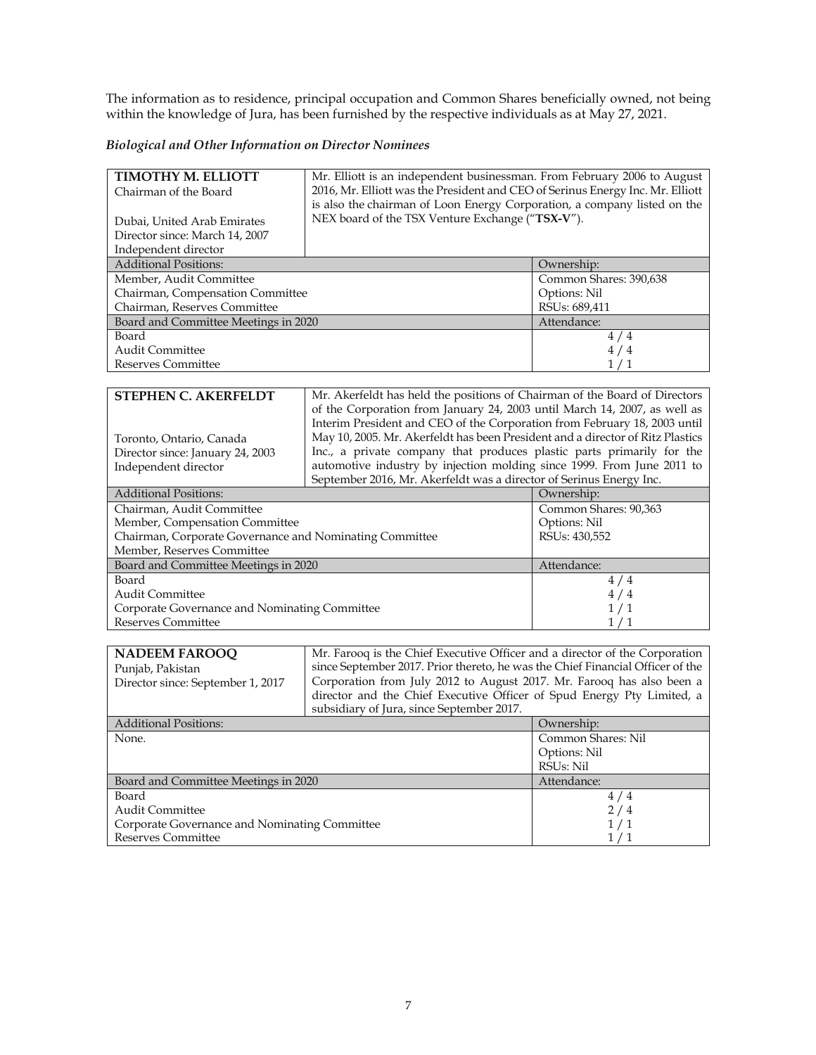The information as to residence, principal occupation and Common Shares beneficially owned, not being within the knowledge of Jura, has been furnished by the respective individuals as at May 27, 2021.

***Biological and Other Information on Director Nominees***

| **TIMOTHY M. ELLIOTT**<br>Chairman of the Board<br><br>Dubai, United Arab Emirates<br>Director since: March 14, 2007<br>Independent director | Mr. Elliott is an independent businessman. From February 2006 to August 2016, Mr. Elliott was the President and CEO of Serinus Energy Inc. Mr. Elliott is also the chairman of Loon Energy Corporation, a company listed on the NEX board of the TSX Venture Exchange ("**TSX-V**"). |
|---|---|
| Additional Positions: | Ownership: |
| Member, Audit Committee<br>Chairman, Compensation Committee<br>Chairman, Reserves Committee | Common Shares: 390,638<br>Options: Nil<br>RSUs: 689,411 |
| Board and Committee Meetings in 2020 | Attendance: |
| Board | 4 / 4 |
| Audit Committee | 4 / 4 |
| Reserves Committee | 1 / 1 |

| **STEPHEN C. AKERFELDT**<br><br>Toronto, Ontario, Canada<br>Director since: January 24, 2003<br>Independent director | Mr. Akerfeldt has held the positions of Chairman of the Board of Directors of the Corporation from January 24, 2003 until March 14, 2007, as well as Interim President and CEO of the Corporation from February 18, 2003 until May 10, 2005. Mr. Akerfeldt has been President and a director of Ritz Plastics Inc., a private company that produces plastic parts primarily for the automotive industry by injection molding since 1999. From June 2011 to September 2016, Mr. Akerfeldt was a director of Serinus Energy Inc. |
|---|---|
| Additional Positions: | Ownership: |
| Chairman, Audit Committee<br>Member, Compensation Committee<br>Chairman, Corporate Governance and Nominating Committee<br>Member, Reserves Committee | Common Shares: 90,363<br>Options: Nil<br>RSUs: 430,552 |
| Board and Committee Meetings in 2020 | Attendance: |
| Board | 4 / 4 |
| Audit Committee | 4 / 4 |
| Corporate Governance and Nominating Committee | 1 / 1 |
| Reserves Committee | 1 / 1 |

| **NADEEM FAROOQ**<br>Punjab, Pakistan<br>Director since: September 1, 2017 | Mr. Farooq is the Chief Executive Officer and a director of the Corporation since September 2017. Prior thereto, he was the Chief Financial Officer of the Corporation from July 2012 to August 2017. Mr. Farooq has also been a director and the Chief Executive Officer of Spud Energy Pty Limited, a subsidiary of Jura, since September 2017. |
|---|---|
| Additional Positions: | Ownership: |
| None. | Common Shares: Nil<br>Options: Nil<br>RSUs: Nil |
| Board and Committee Meetings in 2020 | Attendance: |
| Board | 4 / 4 |
| Audit Committee | 2 / 4 |
| Corporate Governance and Nominating Committee | 1 / 1 |
| Reserves Committee | 1 / 1 |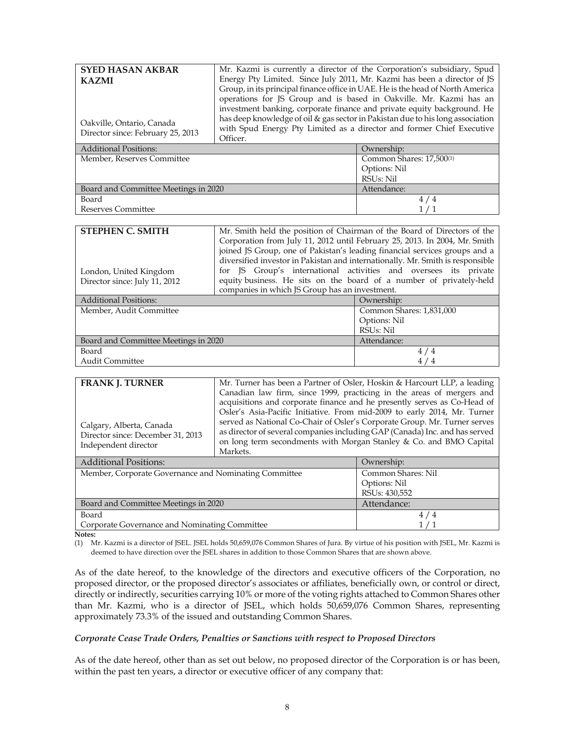| **SYED HASAN AKBAR KAZMI**<br><br>Oakville, Ontario, Canada<br>Director since: February 25, 2013 | Mr. Kazmi is currently a director of the Corporation's subsidiary, Spud Energy Pty Limited. Since July 2011, Mr. Kazmi has been a director of JS Group, in its principal finance office in UAE. He is the head of North America operations for JS Group and is based in Oakville. Mr. Kazmi has an investment banking, corporate finance and private equity background. He has deep knowledge of oil & gas sector in Pakistan due to his long association with Spud Energy Pty Limited as a director and former Chief Executive Officer. |
|---|---|
| Additional Positions: | Ownership: |
| Member, Reserves Committee | Common Shares: 17,500(1)<br>Options: Nil<br>RSUs: Nil |
| Board and Committee Meetings in 2020 | Attendance: |
| Board | 4 / 4 |
| Reserves Committee | 1 / 1 |

| **STEPHEN C. SMITH**<br><br>London, United Kingdom<br>Director since: July 11, 2012 | Mr. Smith held the position of Chairman of the Board of Directors of the Corporation from July 11, 2012 until February 25, 2013. In 2004, Mr. Smith joined JS Group, one of Pakistan's leading financial services groups and a diversified investor in Pakistan and internationally. Mr. Smith is responsible for JS Group's international activities and oversees its private equity business. He sits on the board of a number of privately-held companies in which JS Group has an investment. |
|---|---|
| Additional Positions: | Ownership: |
| Member, Audit Committee | Common Shares: 1,831,000<br>Options: Nil<br>RSUs: Nil |
| Board and Committee Meetings in 2020 | Attendance: |
| Board | 4 / 4 |
| Audit Committee | 4 / 4 |

| **FRANK J. TURNER**<br><br>Calgary, Alberta, Canada<br>Director since: December 31, 2013<br>Independent director | Mr. Turner has been a Partner of Osler, Hoskin & Harcourt LLP, a leading Canadian law firm, since 1999, practicing in the areas of mergers and acquisitions and corporate finance and he presently serves as Co-Head of Osler's Asia-Pacific Initiative. From mid-2009 to early 2014, Mr. Turner served as National Co-Chair of Osler's Corporate Group. Mr. Turner serves as director of several companies including GAP (Canada) Inc. and has served on long term secondments with Morgan Stanley & Co. and BMO Capital Markets. |
|---|---|
| Additional Positions: | Ownership: |
| Member, Corporate Governance and Nominating Committee | Common Shares: Nil<br>Options: Nil<br>RSUs: 430,552 |
| Board and Committee Meetings in 2020 | Attendance: |
| Board | 4 / 4 |
| Corporate Governance and Nominating Committee | 1 / 1 |

**Notes:**

(1) Mr. Kazmi is a director of JSEL. JSEL holds 50,659,076 Common Shares of Jura. By virtue of his position with JSEL, Mr. Kazmi is deemed to have direction over the JSEL shares in addition to those Common Shares that are shown above.

As of the date hereof, to the knowledge of the directors and executive officers of the Corporation, no proposed director, or the proposed director's associates or affiliates, beneficially own, or control or direct, directly or indirectly, securities carrying 10% or more of the voting rights attached to Common Shares other than Mr. Kazmi, who is a director of JSEL, which holds 50,659,076 Common Shares, representing approximately 73.3% of the issued and outstanding Common Shares.

*Corporate Cease Trade Orders, Penalties or Sanctions with respect to Proposed Directors*

As of the date hereof, other than as set out below, no proposed director of the Corporation is or has been, within the past ten years, a director or executive officer of any company that: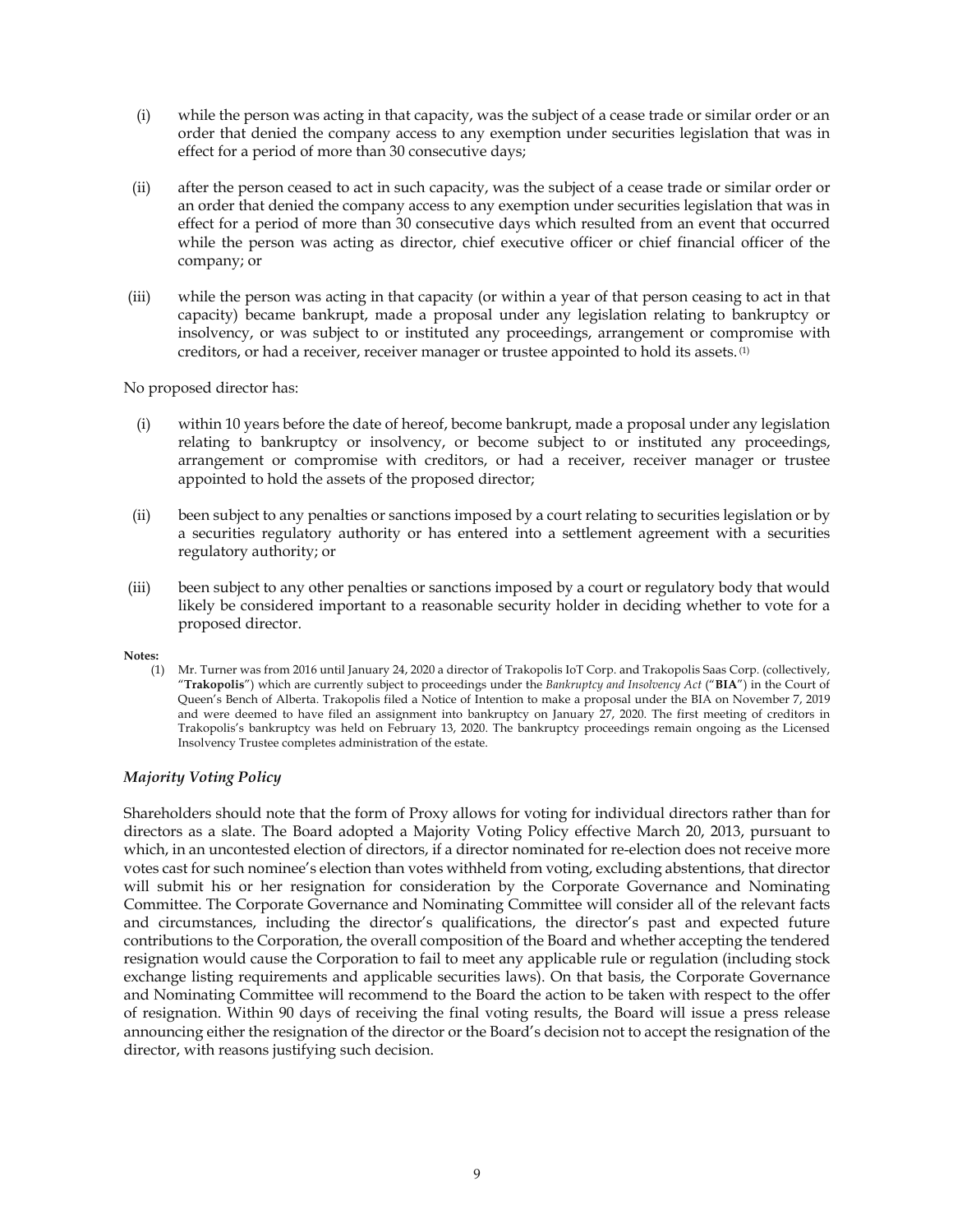(i) while the person was acting in that capacity, was the subject of a cease trade or similar order or an order that denied the company access to any exemption under securities legislation that was in effect for a period of more than 30 consecutive days;

(ii) after the person ceased to act in such capacity, was the subject of a cease trade or similar order or an order that denied the company access to any exemption under securities legislation that was in effect for a period of more than 30 consecutive days which resulted from an event that occurred while the person was acting as director, chief executive officer or chief financial officer of the company; or

(iii) while the person was acting in that capacity (or within a year of that person ceasing to act in that capacity) became bankrupt, made a proposal under any legislation relating to bankruptcy or insolvency, or was subject to or instituted any proceedings, arrangement or compromise with creditors, or had a receiver, receiver manager or trustee appointed to hold its assets. [(1)]

No proposed director has:

(i) within 10 years before the date of hereof, become bankrupt, made a proposal under any legislation relating to bankruptcy or insolvency, or become subject to or instituted any proceedings, arrangement or compromise with creditors, or had a receiver, receiver manager or trustee appointed to hold the assets of the proposed director;

(ii) been subject to any penalties or sanctions imposed by a court relating to securities legislation or by a securities regulatory authority or has entered into a settlement agreement with a securities regulatory authority; or

(iii) been subject to any other penalties or sanctions imposed by a court or regulatory body that would likely be considered important to a reasonable security holder in deciding whether to vote for a proposed director.

**Notes:**

(1) Mr. Turner was from 2016 until January 24, 2020 a director of Trakopolis IoT Corp. and Trakopolis Saas Corp. (collectively, "**Trakopolis**") which are currently subject to proceedings under the *Bankruptcy and Insolvency Act* ("**BIA**") in the Court of Queen's Bench of Alberta. Trakopolis filed a Notice of Intention to make a proposal under the BIA on November 7, 2019 and were deemed to have filed an assignment into bankruptcy on January 27, 2020. The first meeting of creditors in Trakopolis's bankruptcy was held on February 13, 2020. The bankruptcy proceedings remain ongoing as the Licensed Insolvency Trustee completes administration of the estate.

### *Majority Voting Policy*

Shareholders should note that the form of Proxy allows for voting for individual directors rather than for directors as a slate. The Board adopted a Majority Voting Policy effective March 20, 2013, pursuant to which, in an uncontested election of directors, if a director nominated for re-election does not receive more votes cast for such nominee's election than votes withheld from voting, excluding abstentions, that director will submit his or her resignation for consideration by the Corporate Governance and Nominating Committee. The Corporate Governance and Nominating Committee will consider all of the relevant facts and circumstances, including the director's qualifications, the director's past and expected future contributions to the Corporation, the overall composition of the Board and whether accepting the tendered resignation would cause the Corporation to fail to meet any applicable rule or regulation (including stock exchange listing requirements and applicable securities laws). On that basis, the Corporate Governance and Nominating Committee will recommend to the Board the action to be taken with respect to the offer of resignation. Within 90 days of receiving the final voting results, the Board will issue a press release announcing either the resignation of the director or the Board's decision not to accept the resignation of the director, with reasons justifying such decision.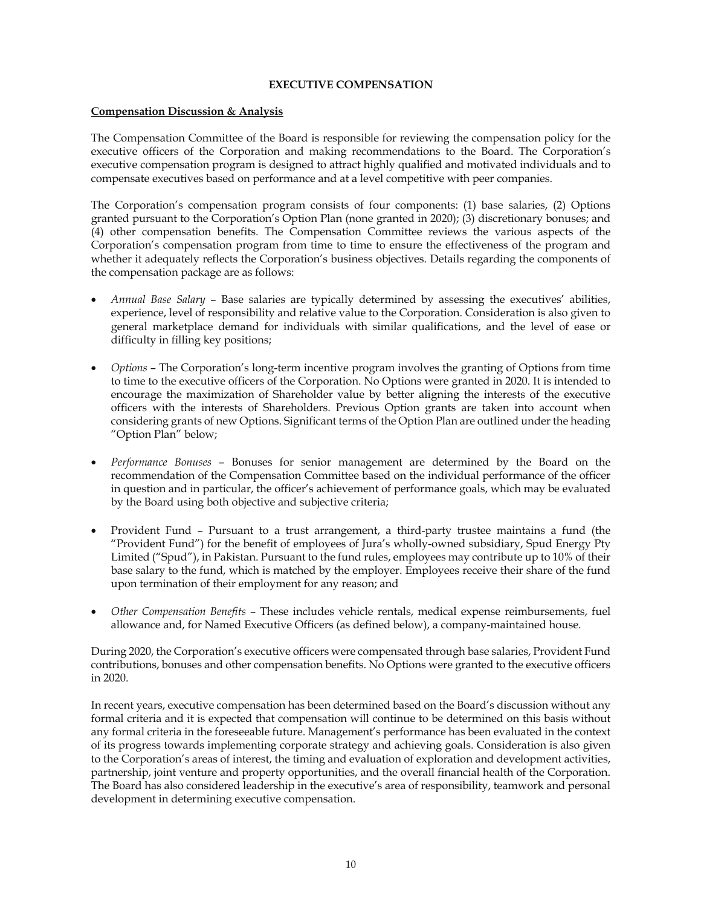## EXECUTIVE COMPENSATION

### Compensation Discussion & Analysis

The Compensation Committee of the Board is responsible for reviewing the compensation policy for the executive officers of the Corporation and making recommendations to the Board. The Corporation's executive compensation program is designed to attract highly qualified and motivated individuals and to compensate executives based on performance and at a level competitive with peer companies.

The Corporation's compensation program consists of four components: (1) base salaries, (2) Options granted pursuant to the Corporation's Option Plan (none granted in 2020); (3) discretionary bonuses; and (4) other compensation benefits. The Compensation Committee reviews the various aspects of the Corporation's compensation program from time to time to ensure the effectiveness of the program and whether it adequately reflects the Corporation's business objectives. Details regarding the components of the compensation package are as follows:

- *Annual Base Salary* – Base salaries are typically determined by assessing the executives' abilities, experience, level of responsibility and relative value to the Corporation. Consideration is also given to general marketplace demand for individuals with similar qualifications, and the level of ease or difficulty in filling key positions;

- *Options* – The Corporation's long-term incentive program involves the granting of Options from time to time to the executive officers of the Corporation. No Options were granted in 2020. It is intended to encourage the maximization of Shareholder value by better aligning the interests of the executive officers with the interests of Shareholders. Previous Option grants are taken into account when considering grants of new Options. Significant terms of the Option Plan are outlined under the heading "Option Plan" below;

- *Performance Bonuses* – Bonuses for senior management are determined by the Board on the recommendation of the Compensation Committee based on the individual performance of the officer in question and in particular, the officer's achievement of performance goals, which may be evaluated by the Board using both objective and subjective criteria;

- Provident Fund – Pursuant to a trust arrangement, a third-party trustee maintains a fund (the "Provident Fund") for the benefit of employees of Jura's wholly-owned subsidiary, Spud Energy Pty Limited ("Spud"), in Pakistan. Pursuant to the fund rules, employees may contribute up to 10% of their base salary to the fund, which is matched by the employer. Employees receive their share of the fund upon termination of their employment for any reason; and

- *Other Compensation Benefits* – These includes vehicle rentals, medical expense reimbursements, fuel allowance and, for Named Executive Officers (as defined below), a company-maintained house.

During 2020, the Corporation's executive officers were compensated through base salaries, Provident Fund contributions, bonuses and other compensation benefits. No Options were granted to the executive officers in 2020.

In recent years, executive compensation has been determined based on the Board's discussion without any formal criteria and it is expected that compensation will continue to be determined on this basis without any formal criteria in the foreseeable future. Management's performance has been evaluated in the context of its progress towards implementing corporate strategy and achieving goals. Consideration is also given to the Corporation's areas of interest, the timing and evaluation of exploration and development activities, partnership, joint venture and property opportunities, and the overall financial health of the Corporation. The Board has also considered leadership in the executive's area of responsibility, teamwork and personal development in determining executive compensation.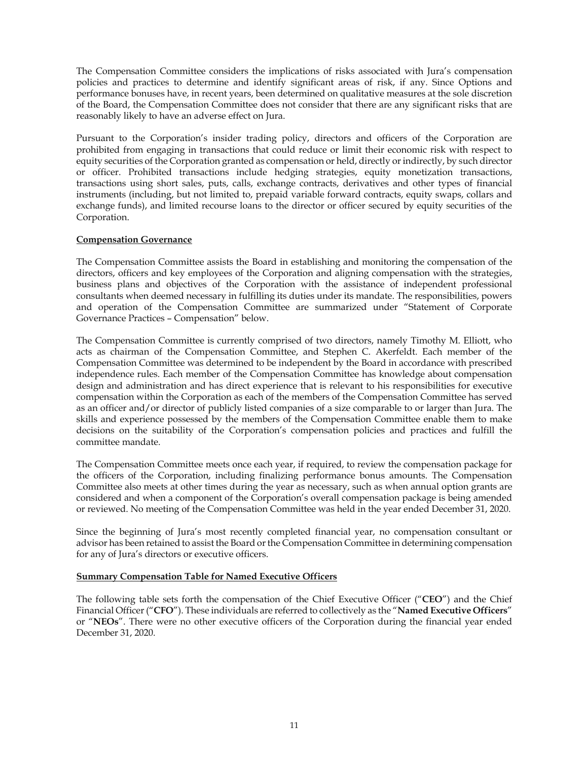The Compensation Committee considers the implications of risks associated with Jura's compensation policies and practices to determine and identify significant areas of risk, if any. Since Options and performance bonuses have, in recent years, been determined on qualitative measures at the sole discretion of the Board, the Compensation Committee does not consider that there are any significant risks that are reasonably likely to have an adverse effect on Jura.

Pursuant to the Corporation's insider trading policy, directors and officers of the Corporation are prohibited from engaging in transactions that could reduce or limit their economic risk with respect to equity securities of the Corporation granted as compensation or held, directly or indirectly, by such director or officer. Prohibited transactions include hedging strategies, equity monetization transactions, transactions using short sales, puts, calls, exchange contracts, derivatives and other types of financial instruments (including, but not limited to, prepaid variable forward contracts, equity swaps, collars and exchange funds), and limited recourse loans to the director or officer secured by equity securities of the Corporation.

**Compensation Governance**

The Compensation Committee assists the Board in establishing and monitoring the compensation of the directors, officers and key employees of the Corporation and aligning compensation with the strategies, business plans and objectives of the Corporation with the assistance of independent professional consultants when deemed necessary in fulfilling its duties under its mandate. The responsibilities, powers and operation of the Compensation Committee are summarized under "Statement of Corporate Governance Practices – Compensation" below.

The Compensation Committee is currently comprised of two directors, namely Timothy M. Elliott, who acts as chairman of the Compensation Committee, and Stephen C. Akerfeldt. Each member of the Compensation Committee was determined to be independent by the Board in accordance with prescribed independence rules. Each member of the Compensation Committee has knowledge about compensation design and administration and has direct experience that is relevant to his responsibilities for executive compensation within the Corporation as each of the members of the Compensation Committee has served as an officer and/or director of publicly listed companies of a size comparable to or larger than Jura. The skills and experience possessed by the members of the Compensation Committee enable them to make decisions on the suitability of the Corporation's compensation policies and practices and fulfill the committee mandate.

The Compensation Committee meets once each year, if required, to review the compensation package for the officers of the Corporation, including finalizing performance bonus amounts. The Compensation Committee also meets at other times during the year as necessary, such as when annual option grants are considered and when a component of the Corporation's overall compensation package is being amended or reviewed. No meeting of the Compensation Committee was held in the year ended December 31, 2020.

Since the beginning of Jura's most recently completed financial year, no compensation consultant or advisor has been retained to assist the Board or the Compensation Committee in determining compensation for any of Jura's directors or executive officers.

**Summary Compensation Table for Named Executive Officers**

The following table sets forth the compensation of the Chief Executive Officer ("**CEO**") and the Chief Financial Officer ("**CFO**"). These individuals are referred to collectively as the "**Named Executive Officers**" or "**NEOs**". There were no other executive officers of the Corporation during the financial year ended December 31, 2020.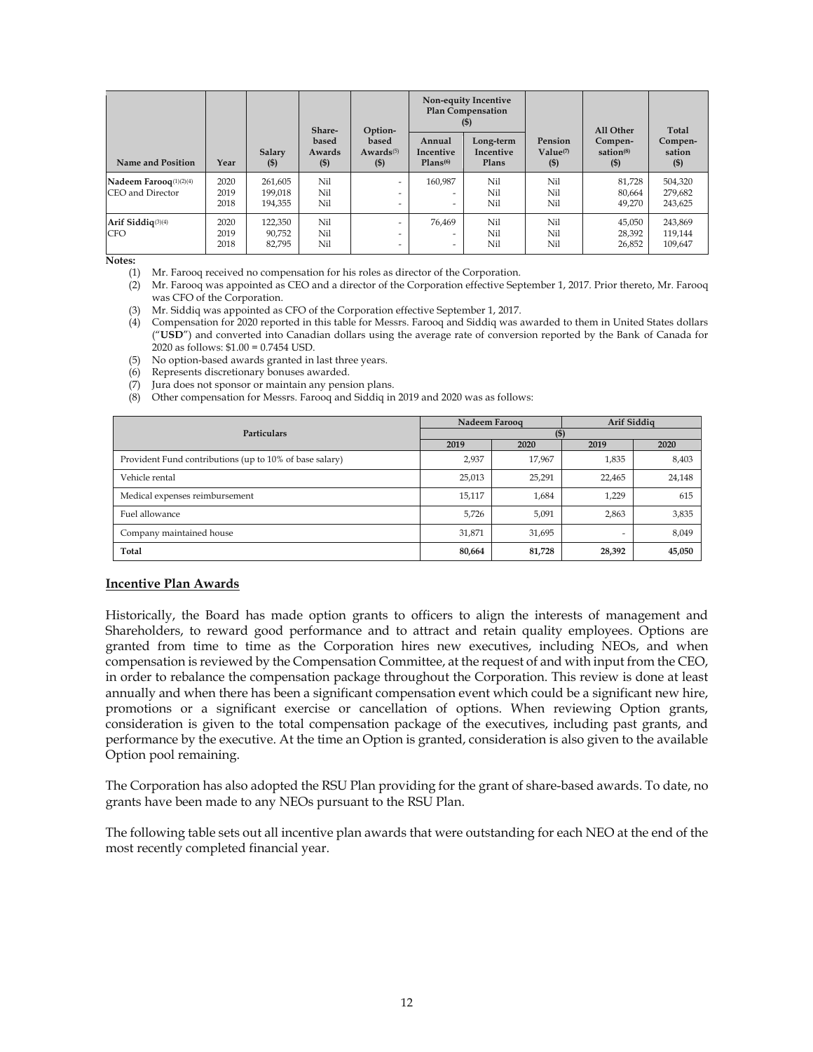| Name and Position | Year | Salary ($) | Share-based Awards ($) | Option-based Awards[5] ($) | Non-equity Incentive Plan Compensation ($) | | Pension Value[7] ($) | All Other Compen-sation[8] ($) | Total Compen-sation ($) |
|---|---|---|---|---|---|---|---|---|---|
| | | | | | Annual Incentive Plans[6] | Long-term Incentive Plans | | | |
| **Nadeem Farooq**[(1)(2)(4)] CEO and Director | 2020 | 261,605 | Nil | - | 160,987 | Nil | Nil | 81,728 | 504,320 |
| | 2019 | 199,018 | Nil | - | - | Nil | Nil | 80,664 | 279,682 |
| | 2018 | 194,355 | Nil | - | - | Nil | Nil | 49,270 | 243,625 |
| **Arif Siddiq**[(3)(4)] CFO | 2020 | 122,350 | Nil | - | 76,469 | Nil | Nil | 45,050 | 243,869 |
| | 2019 | 90,752 | Nil | - | - | Nil | Nil | 28,392 | 119,144 |
| | 2018 | 82,795 | Nil | - | - | Nil | Nil | 26,852 | 109,647 |

**Notes:**

(1) Mr. Farooq received no compensation for his roles as director of the Corporation.

(2) Mr. Farooq was appointed as CEO and a director of the Corporation effective September 1, 2017. Prior thereto, Mr. Farooq was CFO of the Corporation.

(3) Mr. Siddiq was appointed as CFO of the Corporation effective September 1, 2017.

(4) Compensation for 2020 reported in this table for Messrs. Farooq and Siddiq was awarded to them in United States dollars ("**USD**") and converted into Canadian dollars using the average rate of conversion reported by the Bank of Canada for 2020 as follows: $1.00 = 0.7454 USD.

(5) No option-based awards granted in last three years.

(6) Represents discretionary bonuses awarded.

(7) Jura does not sponsor or maintain any pension plans.

(8) Other compensation for Messrs. Farooq and Siddiq in 2019 and 2020 was as follows:

| Particulars | Nadeem Farooq ($) | | Arif Siddiq ($) | |
|---|---|---|---|---|
| | 2019 | 2020 | 2019 | 2020 |
| Provident Fund contributions (up to 10% of base salary) | 2,937 | 17,967 | 1,835 | 8,403 |
| Vehicle rental | 25,013 | 25,291 | 22,465 | 24,148 |
| Medical expenses reimbursement | 15,117 | 1,684 | 1,229 | 615 |
| Fuel allowance | 5,726 | 5,091 | 2,863 | 3,835 |
| Company maintained house | 31,871 | 31,695 | - | 8,049 |
| **Total** | **80,664** | **81,728** | **28,392** | **45,050** |

## Incentive Plan Awards

Historically, the Board has made option grants to officers to align the interests of management and Shareholders, to reward good performance and to attract and retain quality employees. Options are granted from time to time as the Corporation hires new executives, including NEOs, and when compensation is reviewed by the Compensation Committee, at the request of and with input from the CEO, in order to rebalance the compensation package throughout the Corporation. This review is done at least annually and when there has been a significant compensation event which could be a significant new hire, promotions or a significant exercise or cancellation of options. When reviewing Option grants, consideration is given to the total compensation package of the executives, including past grants, and performance by the executive. At the time an Option is granted, consideration is also given to the available Option pool remaining.

The Corporation has also adopted the RSU Plan providing for the grant of share-based awards. To date, no grants have been made to any NEOs pursuant to the RSU Plan.

The following table sets out all incentive plan awards that were outstanding for each NEO at the end of the most recently completed financial year.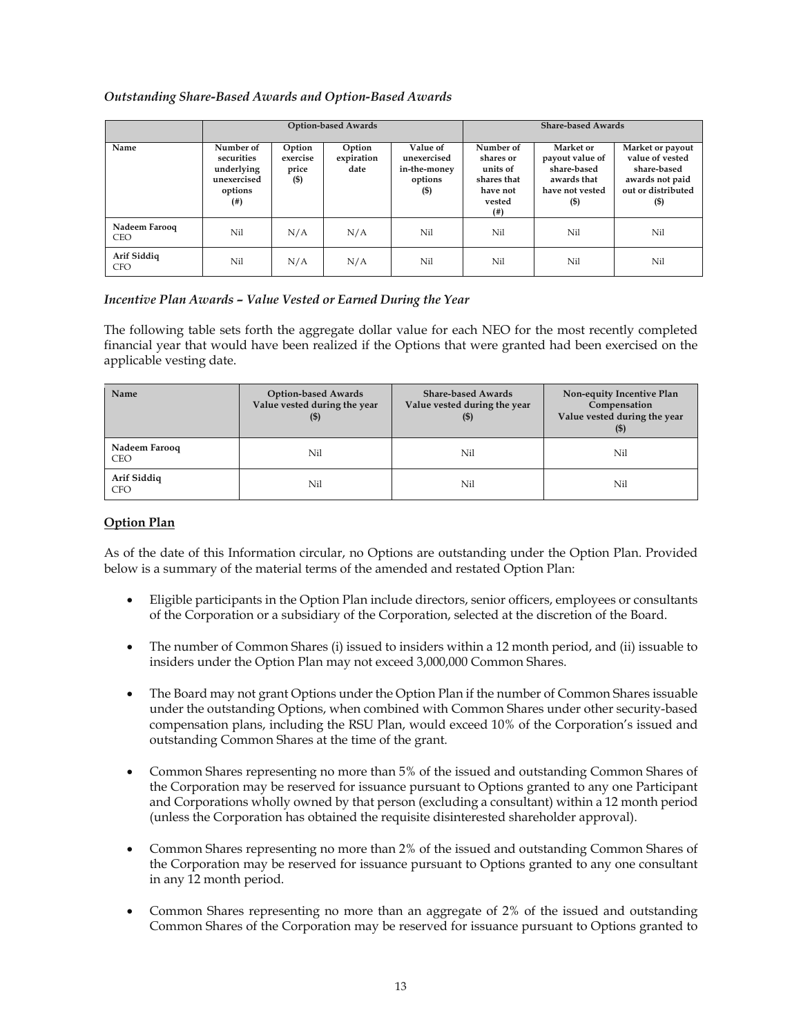*Outstanding Share-Based Awards and Option-Based Awards*

| | Option-based Awards | | | | Share-based Awards | | |
|---|---|---|---|---|---|---|---|
| Name | Number of securities underlying unexercised options (#) | Option exercise price ($) | Option expiration date | Value of unexercised in-the-money options ($) | Number of shares or units of shares that have not vested (#) | Market or payout value of share-based awards that have not vested ($) | Market or payout value of vested share-based awards not paid out or distributed ($) |
| Nadeem Farooq CEO | Nil | N/A | N/A | Nil | Nil | Nil | Nil |
| Arif Siddiq CFO | Nil | N/A | N/A | Nil | Nil | Nil | Nil |

*Incentive Plan Awards – Value Vested or Earned During the Year*

The following table sets forth the aggregate dollar value for each NEO for the most recently completed financial year that would have been realized if the Options that were granted had been exercised on the applicable vesting date.

| Name | Option-based Awards Value vested during the year ($) | Share-based Awards Value vested during the year ($) | Non-equity Incentive Plan Compensation Value vested during the year ($) |
|---|---|---|---|
| Nadeem Farooq CEO | Nil | Nil | Nil |
| Arif Siddiq CFO | Nil | Nil | Nil |

**Option Plan**

As of the date of this Information circular, no Options are outstanding under the Option Plan. Provided below is a summary of the material terms of the amended and restated Option Plan:

- Eligible participants in the Option Plan include directors, senior officers, employees or consultants of the Corporation or a subsidiary of the Corporation, selected at the discretion of the Board.
- The number of Common Shares (i) issued to insiders within a 12 month period, and (ii) issuable to insiders under the Option Plan may not exceed 3,000,000 Common Shares.
- The Board may not grant Options under the Option Plan if the number of Common Shares issuable under the outstanding Options, when combined with Common Shares under other security-based compensation plans, including the RSU Plan, would exceed 10% of the Corporation's issued and outstanding Common Shares at the time of the grant.
- Common Shares representing no more than 5% of the issued and outstanding Common Shares of the Corporation may be reserved for issuance pursuant to Options granted to any one Participant and Corporations wholly owned by that person (excluding a consultant) within a 12 month period (unless the Corporation has obtained the requisite disinterested shareholder approval).
- Common Shares representing no more than 2% of the issued and outstanding Common Shares of the Corporation may be reserved for issuance pursuant to Options granted to any one consultant in any 12 month period.
- Common Shares representing no more than an aggregate of 2% of the issued and outstanding Common Shares of the Corporation may be reserved for issuance pursuant to Options granted to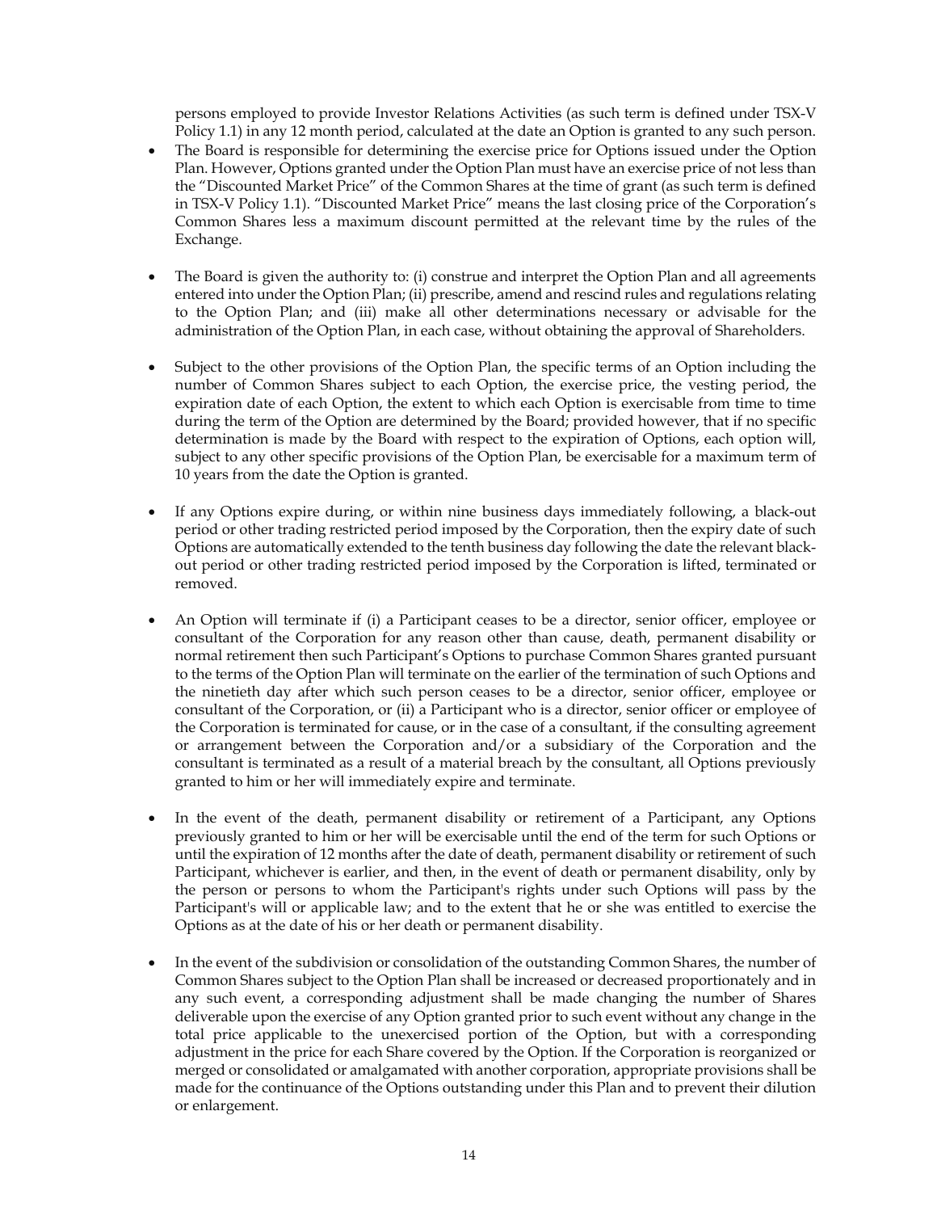persons employed to provide Investor Relations Activities (as such term is defined under TSX-V Policy 1.1) in any 12 month period, calculated at the date an Option is granted to any such person.

- The Board is responsible for determining the exercise price for Options issued under the Option Plan. However, Options granted under the Option Plan must have an exercise price of not less than the "Discounted Market Price" of the Common Shares at the time of grant (as such term is defined in TSX-V Policy 1.1). "Discounted Market Price" means the last closing price of the Corporation's Common Shares less a maximum discount permitted at the relevant time by the rules of the Exchange.

- The Board is given the authority to: (i) construe and interpret the Option Plan and all agreements entered into under the Option Plan; (ii) prescribe, amend and rescind rules and regulations relating to the Option Plan; and (iii) make all other determinations necessary or advisable for the administration of the Option Plan, in each case, without obtaining the approval of Shareholders.

- Subject to the other provisions of the Option Plan, the specific terms of an Option including the number of Common Shares subject to each Option, the exercise price, the vesting period, the expiration date of each Option, the extent to which each Option is exercisable from time to time during the term of the Option are determined by the Board; provided however, that if no specific determination is made by the Board with respect to the expiration of Options, each option will, subject to any other specific provisions of the Option Plan, be exercisable for a maximum term of 10 years from the date the Option is granted.

- If any Options expire during, or within nine business days immediately following, a black-out period or other trading restricted period imposed by the Corporation, then the expiry date of such Options are automatically extended to the tenth business day following the date the relevant black-out period or other trading restricted period imposed by the Corporation is lifted, terminated or removed.

- An Option will terminate if (i) a Participant ceases to be a director, senior officer, employee or consultant of the Corporation for any reason other than cause, death, permanent disability or normal retirement then such Participant's Options to purchase Common Shares granted pursuant to the terms of the Option Plan will terminate on the earlier of the termination of such Options and the ninetieth day after which such person ceases to be a director, senior officer, employee or consultant of the Corporation, or (ii) a Participant who is a director, senior officer or employee of the Corporation is terminated for cause, or in the case of a consultant, if the consulting agreement or arrangement between the Corporation and/or a subsidiary of the Corporation and the consultant is terminated as a result of a material breach by the consultant, all Options previously granted to him or her will immediately expire and terminate.

- In the event of the death, permanent disability or retirement of a Participant, any Options previously granted to him or her will be exercisable until the end of the term for such Options or until the expiration of 12 months after the date of death, permanent disability or retirement of such Participant, whichever is earlier, and then, in the event of death or permanent disability, only by the person or persons to whom the Participant's rights under such Options will pass by the Participant's will or applicable law; and to the extent that he or she was entitled to exercise the Options as at the date of his or her death or permanent disability.

- In the event of the subdivision or consolidation of the outstanding Common Shares, the number of Common Shares subject to the Option Plan shall be increased or decreased proportionately and in any such event, a corresponding adjustment shall be made changing the number of Shares deliverable upon the exercise of any Option granted prior to such event without any change in the total price applicable to the unexercised portion of the Option, but with a corresponding adjustment in the price for each Share covered by the Option. If the Corporation is reorganized or merged or consolidated or amalgamated with another corporation, appropriate provisions shall be made for the continuance of the Options outstanding under this Plan and to prevent their dilution or enlargement.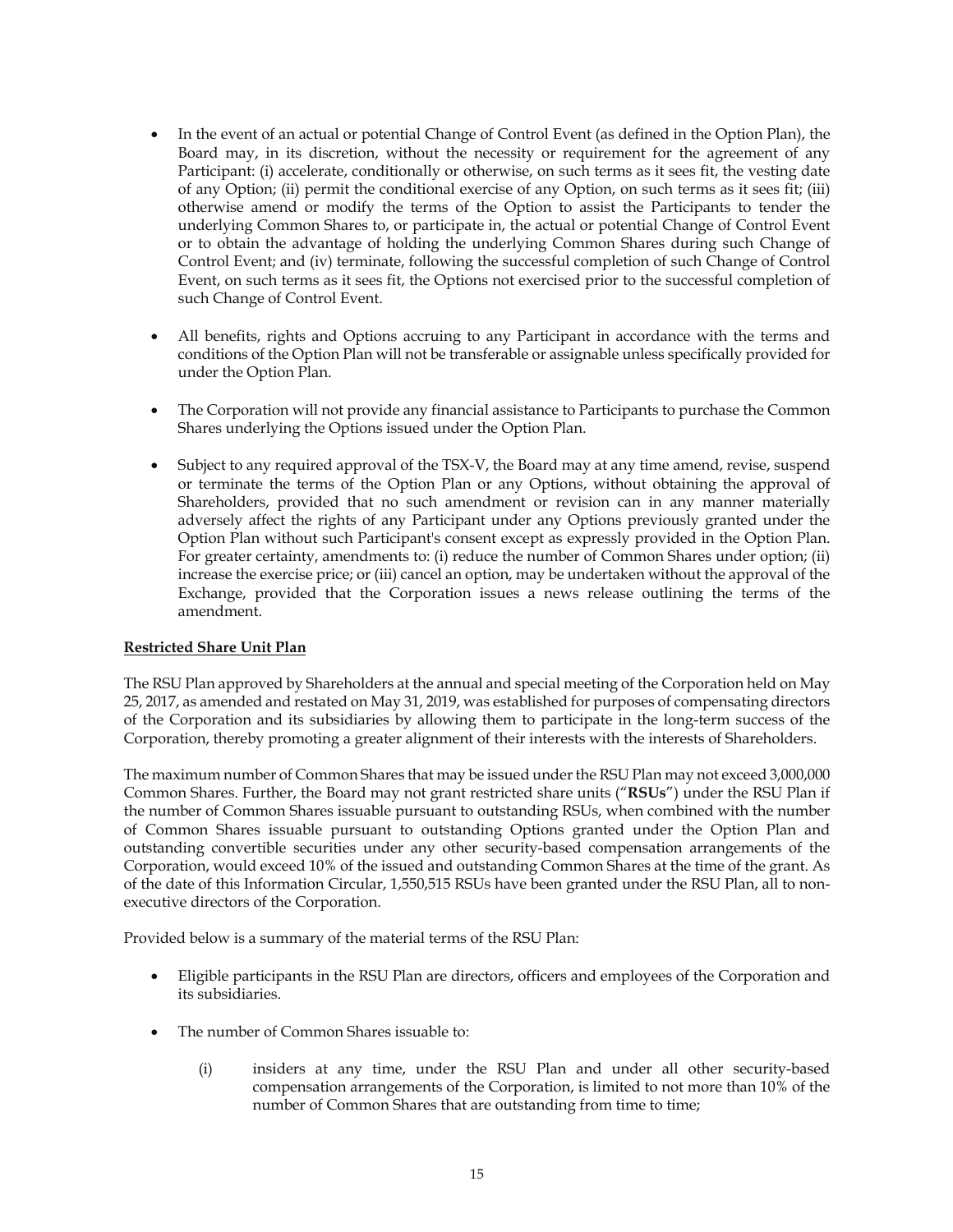- In the event of an actual or potential Change of Control Event (as defined in the Option Plan), the Board may, in its discretion, without the necessity or requirement for the agreement of any Participant: (i) accelerate, conditionally or otherwise, on such terms as it sees fit, the vesting date of any Option; (ii) permit the conditional exercise of any Option, on such terms as it sees fit; (iii) otherwise amend or modify the terms of the Option to assist the Participants to tender the underlying Common Shares to, or participate in, the actual or potential Change of Control Event or to obtain the advantage of holding the underlying Common Shares during such Change of Control Event; and (iv) terminate, following the successful completion of such Change of Control Event, on such terms as it sees fit, the Options not exercised prior to the successful completion of such Change of Control Event.

- All benefits, rights and Options accruing to any Participant in accordance with the terms and conditions of the Option Plan will not be transferable or assignable unless specifically provided for under the Option Plan.

- The Corporation will not provide any financial assistance to Participants to purchase the Common Shares underlying the Options issued under the Option Plan.

- Subject to any required approval of the TSX-V, the Board may at any time amend, revise, suspend or terminate the terms of the Option Plan or any Options, without obtaining the approval of Shareholders, provided that no such amendment or revision can in any manner materially adversely affect the rights of any Participant under any Options previously granted under the Option Plan without such Participant's consent except as expressly provided in the Option Plan. For greater certainty, amendments to: (i) reduce the number of Common Shares under option; (ii) increase the exercise price; or (iii) cancel an option, may be undertaken without the approval of the Exchange, provided that the Corporation issues a news release outlining the terms of the amendment.

**Restricted Share Unit Plan**

The RSU Plan approved by Shareholders at the annual and special meeting of the Corporation held on May 25, 2017, as amended and restated on May 31, 2019, was established for purposes of compensating directors of the Corporation and its subsidiaries by allowing them to participate in the long-term success of the Corporation, thereby promoting a greater alignment of their interests with the interests of Shareholders.

The maximum number of Common Shares that may be issued under the RSU Plan may not exceed 3,000,000 Common Shares. Further, the Board may not grant restricted share units ("**RSUs**") under the RSU Plan if the number of Common Shares issuable pursuant to outstanding RSUs, when combined with the number of Common Shares issuable pursuant to outstanding Options granted under the Option Plan and outstanding convertible securities under any other security-based compensation arrangements of the Corporation, would exceed 10% of the issued and outstanding Common Shares at the time of the grant. As of the date of this Information Circular, 1,550,515 RSUs have been granted under the RSU Plan, all to non-executive directors of the Corporation.

Provided below is a summary of the material terms of the RSU Plan:

- Eligible participants in the RSU Plan are directors, officers and employees of the Corporation and its subsidiaries.

- The number of Common Shares issuable to:

  (i) insiders at any time, under the RSU Plan and under all other security-based compensation arrangements of the Corporation, is limited to not more than 10% of the number of Common Shares that are outstanding from time to time;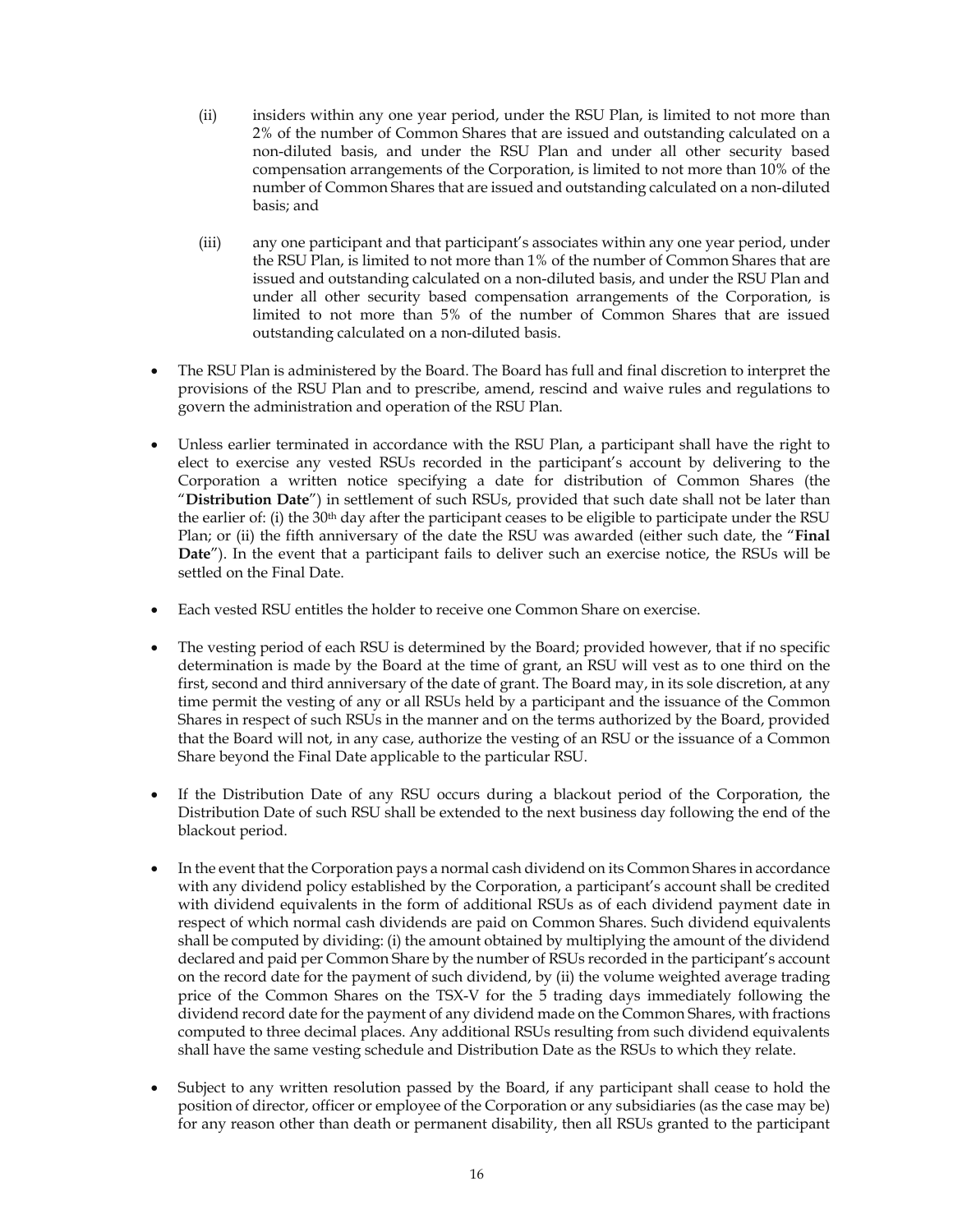(ii) insiders within any one year period, under the RSU Plan, is limited to not more than 2% of the number of Common Shares that are issued and outstanding calculated on a non-diluted basis, and under the RSU Plan and under all other security based compensation arrangements of the Corporation, is limited to not more than 10% of the number of Common Shares that are issued and outstanding calculated on a non-diluted basis; and

(iii) any one participant and that participant's associates within any one year period, under the RSU Plan, is limited to not more than 1% of the number of Common Shares that are issued and outstanding calculated on a non-diluted basis, and under the RSU Plan and under all other security based compensation arrangements of the Corporation, is limited to not more than 5% of the number of Common Shares that are issued outstanding calculated on a non-diluted basis.

- The RSU Plan is administered by the Board. The Board has full and final discretion to interpret the provisions of the RSU Plan and to prescribe, amend, rescind and waive rules and regulations to govern the administration and operation of the RSU Plan.
- Unless earlier terminated in accordance with the RSU Plan, a participant shall have the right to elect to exercise any vested RSUs recorded in the participant's account by delivering to the Corporation a written notice specifying a date for distribution of Common Shares (the "**Distribution Date**") in settlement of such RSUs, provided that such date shall not be later than the earlier of: (i) the 30th day after the participant ceases to be eligible to participate under the RSU Plan; or (ii) the fifth anniversary of the date the RSU was awarded (either such date, the "**Final Date**"). In the event that a participant fails to deliver such an exercise notice, the RSUs will be settled on the Final Date.
- Each vested RSU entitles the holder to receive one Common Share on exercise.
- The vesting period of each RSU is determined by the Board; provided however, that if no specific determination is made by the Board at the time of grant, an RSU will vest as to one third on the first, second and third anniversary of the date of grant. The Board may, in its sole discretion, at any time permit the vesting of any or all RSUs held by a participant and the issuance of the Common Shares in respect of such RSUs in the manner and on the terms authorized by the Board, provided that the Board will not, in any case, authorize the vesting of an RSU or the issuance of a Common Share beyond the Final Date applicable to the particular RSU.
- If the Distribution Date of any RSU occurs during a blackout period of the Corporation, the Distribution Date of such RSU shall be extended to the next business day following the end of the blackout period.
- In the event that the Corporation pays a normal cash dividend on its Common Shares in accordance with any dividend policy established by the Corporation, a participant's account shall be credited with dividend equivalents in the form of additional RSUs as of each dividend payment date in respect of which normal cash dividends are paid on Common Shares. Such dividend equivalents shall be computed by dividing: (i) the amount obtained by multiplying the amount of the dividend declared and paid per Common Share by the number of RSUs recorded in the participant's account on the record date for the payment of such dividend, by (ii) the volume weighted average trading price of the Common Shares on the TSX-V for the 5 trading days immediately following the dividend record date for the payment of any dividend made on the Common Shares, with fractions computed to three decimal places. Any additional RSUs resulting from such dividend equivalents shall have the same vesting schedule and Distribution Date as the RSUs to which they relate.
- Subject to any written resolution passed by the Board, if any participant shall cease to hold the position of director, officer or employee of the Corporation or any subsidiaries (as the case may be) for any reason other than death or permanent disability, then all RSUs granted to the participant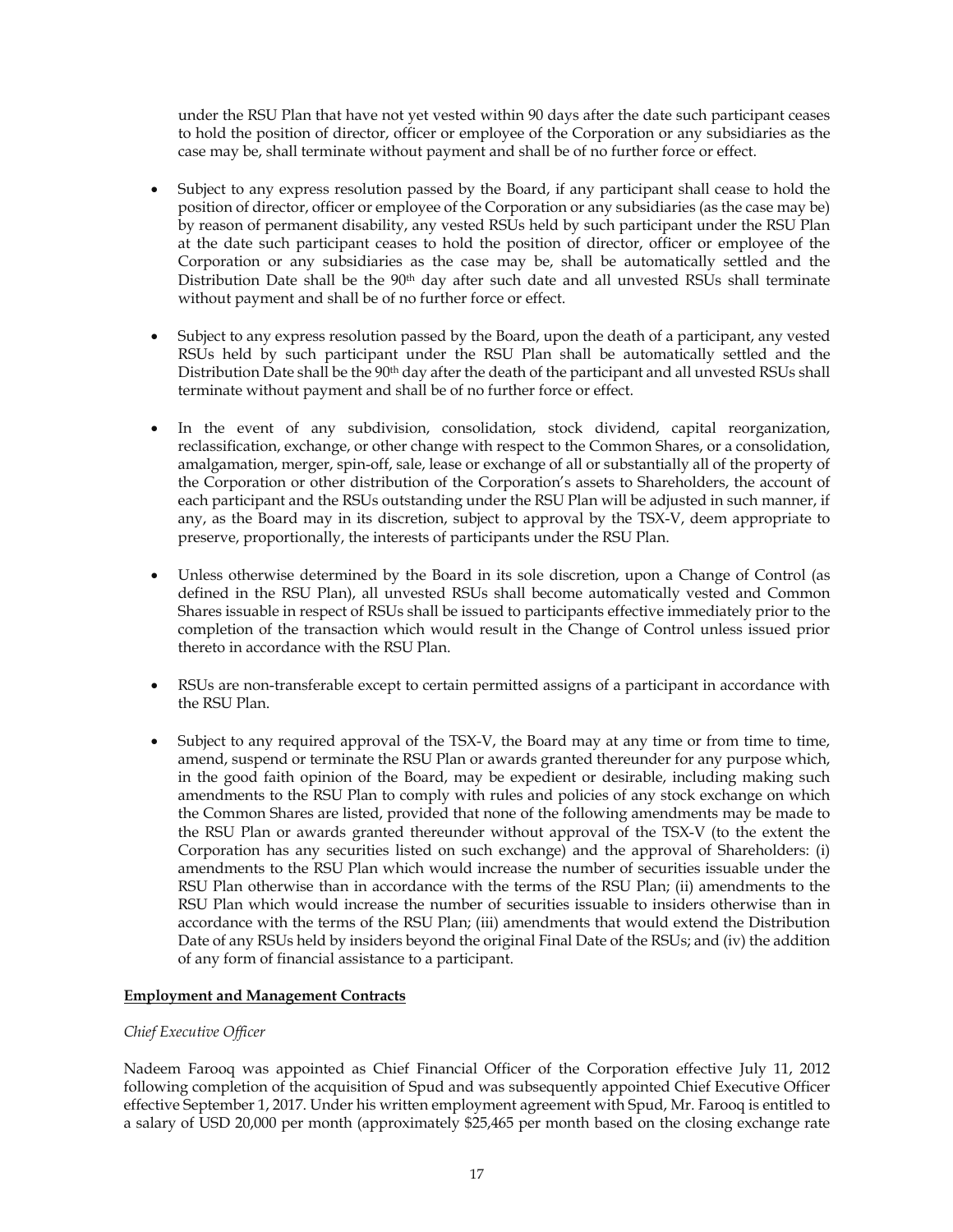under the RSU Plan that have not yet vested within 90 days after the date such participant ceases to hold the position of director, officer or employee of the Corporation or any subsidiaries as the case may be, shall terminate without payment and shall be of no further force or effect.

- Subject to any express resolution passed by the Board, if any participant shall cease to hold the position of director, officer or employee of the Corporation or any subsidiaries (as the case may be) by reason of permanent disability, any vested RSUs held by such participant under the RSU Plan at the date such participant ceases to hold the position of director, officer or employee of the Corporation or any subsidiaries as the case may be, shall be automatically settled and the Distribution Date shall be the 90th day after such date and all unvested RSUs shall terminate without payment and shall be of no further force or effect.

- Subject to any express resolution passed by the Board, upon the death of a participant, any vested RSUs held by such participant under the RSU Plan shall be automatically settled and the Distribution Date shall be the 90th day after the death of the participant and all unvested RSUs shall terminate without payment and shall be of no further force or effect.

- In the event of any subdivision, consolidation, stock dividend, capital reorganization, reclassification, exchange, or other change with respect to the Common Shares, or a consolidation, amalgamation, merger, spin-off, sale, lease or exchange of all or substantially all of the property of the Corporation or other distribution of the Corporation's assets to Shareholders, the account of each participant and the RSUs outstanding under the RSU Plan will be adjusted in such manner, if any, as the Board may in its discretion, subject to approval by the TSX-V, deem appropriate to preserve, proportionally, the interests of participants under the RSU Plan.

- Unless otherwise determined by the Board in its sole discretion, upon a Change of Control (as defined in the RSU Plan), all unvested RSUs shall become automatically vested and Common Shares issuable in respect of RSUs shall be issued to participants effective immediately prior to the completion of the transaction which would result in the Change of Control unless issued prior thereto in accordance with the RSU Plan.

- RSUs are non-transferable except to certain permitted assigns of a participant in accordance with the RSU Plan.

- Subject to any required approval of the TSX-V, the Board may at any time or from time to time, amend, suspend or terminate the RSU Plan or awards granted thereunder for any purpose which, in the good faith opinion of the Board, may be expedient or desirable, including making such amendments to the RSU Plan to comply with rules and policies of any stock exchange on which the Common Shares are listed, provided that none of the following amendments may be made to the RSU Plan or awards granted thereunder without approval of the TSX-V (to the extent the Corporation has any securities listed on such exchange) and the approval of Shareholders: (i) amendments to the RSU Plan which would increase the number of securities issuable under the RSU Plan otherwise than in accordance with the terms of the RSU Plan; (ii) amendments to the RSU Plan which would increase the number of securities issuable to insiders otherwise than in accordance with the terms of the RSU Plan; (iii) amendments that would extend the Distribution Date of any RSUs held by insiders beyond the original Final Date of the RSUs; and (iv) the addition of any form of financial assistance to a participant.

**Employment and Management Contracts**

*Chief Executive Officer*

Nadeem Farooq was appointed as Chief Financial Officer of the Corporation effective July 11, 2012 following completion of the acquisition of Spud and was subsequently appointed Chief Executive Officer effective September 1, 2017. Under his written employment agreement with Spud, Mr. Farooq is entitled to a salary of USD 20,000 per month (approximately $25,465 per month based on the closing exchange rate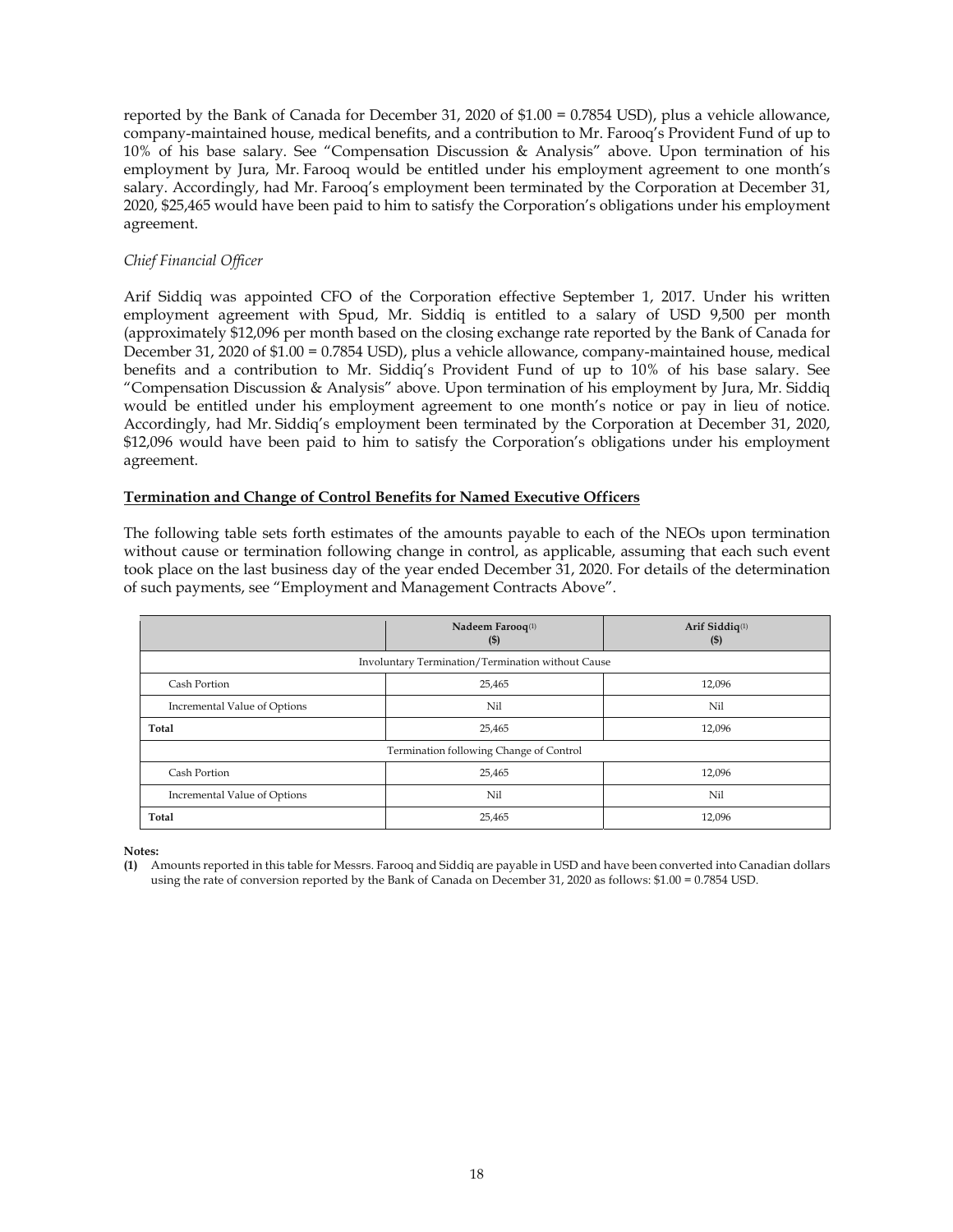reported by the Bank of Canada for December 31, 2020 of $1.00 = 0.7854 USD), plus a vehicle allowance, company-maintained house, medical benefits, and a contribution to Mr. Farooq's Provident Fund of up to 10% of his base salary. See "Compensation Discussion & Analysis" above. Upon termination of his employment by Jura, Mr. Farooq would be entitled under his employment agreement to one month's salary. Accordingly, had Mr. Farooq's employment been terminated by the Corporation at December 31, 2020, $25,465 would have been paid to him to satisfy the Corporation's obligations under his employment agreement.

*Chief Financial Officer*

Arif Siddiq was appointed CFO of the Corporation effective September 1, 2017. Under his written employment agreement with Spud, Mr. Siddiq is entitled to a salary of USD 9,500 per month (approximately $12,096 per month based on the closing exchange rate reported by the Bank of Canada for December 31, 2020 of $1.00 = 0.7854 USD), plus a vehicle allowance, company-maintained house, medical benefits and a contribution to Mr. Siddiq's Provident Fund of up to 10% of his base salary. See "Compensation Discussion & Analysis" above. Upon termination of his employment by Jura, Mr. Siddiq would be entitled under his employment agreement to one month's notice or pay in lieu of notice. Accordingly, had Mr. Siddiq's employment been terminated by the Corporation at December 31, 2020, $12,096 would have been paid to him to satisfy the Corporation's obligations under his employment agreement.

**Termination and Change of Control Benefits for Named Executive Officers**

The following table sets forth estimates of the amounts payable to each of the NEOs upon termination without cause or termination following change in control, as applicable, assuming that each such event took place on the last business day of the year ended December 31, 2020. For details of the determination of such payments, see "Employment and Management Contracts Above".

| | Nadeem Farooq[(1)] ($) | Arif Siddiq[(1)] ($) |
|---|---|---|
| Involuntary Termination/Termination without Cause | | |
| Cash Portion | 25,465 | 12,096 |
| Incremental Value of Options | Nil | Nil |
| **Total** | 25,465 | 12,096 |
| Termination following Change of Control | | |
| Cash Portion | 25,465 | 12,096 |
| Incremental Value of Options | Nil | Nil |
| **Total** | 25,465 | 12,096 |

**Notes:**

**(1)** Amounts reported in this table for Messrs. Farooq and Siddiq are payable in USD and have been converted into Canadian dollars using the rate of conversion reported by the Bank of Canada on December 31, 2020 as follows: $1.00 = 0.7854 USD.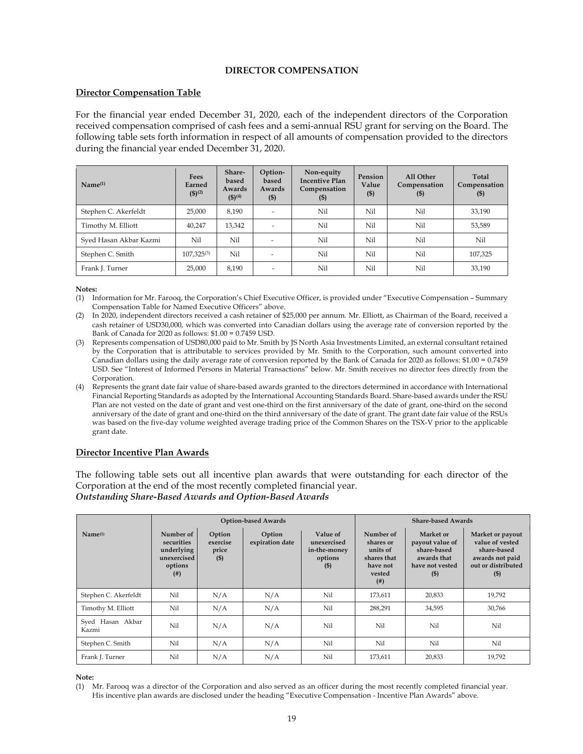## DIRECTOR COMPENSATION

### Director Compensation Table

For the financial year ended December 31, 2020, each of the independent directors of the Corporation received compensation comprised of cash fees and a semi-annual RSU grant for serving on the Board. The following table sets forth information in respect of all amounts of compensation provided to the directors during the financial year ended December 31, 2020.

| Name[(1)] | Fees Earned ($)[(2)] | Share-based Awards ($)[(4)] | Option-based Awards ($) | Non-equity Incentive Plan Compensation ($) | Pension Value ($) | All Other Compensation ($) | Total Compensation ($) |
|---|---|---|---|---|---|---|---|
| Stephen C. Akerfeldt | 25,000 | 8,190 | - | Nil | Nil | Nil | 33,190 |
| Timothy M. Elliott | 40,247 | 13,342 | - | Nil | Nil | Nil | 53,589 |
| Syed Hasan Akbar Kazmi | Nil | Nil | - | Nil | Nil | Nil | Nil |
| Stephen C. Smith | 107,325[(3)] | Nil | - | Nil | Nil | Nil | 107,325 |
| Frank J. Turner | 25,000 | 8,190 | - | Nil | Nil | Nil | 33,190 |

**Notes:**

(1) Information for Mr. Farooq, the Corporation's Chief Executive Officer, is provided under "Executive Compensation – Summary Compensation Table for Named Executive Officers" above.

(2) In 2020, independent directors received a cash retainer of $25,000 per annum. Mr. Elliott, as Chairman of the Board, received a cash retainer of USD30,000, which was converted into Canadian dollars using the average rate of conversion reported by the Bank of Canada for 2020 as follows: $1.00 = 0.7459 USD.

(3) Represents compensation of USD80,000 paid to Mr. Smith by JS North Asia Investments Limited, an external consultant retained by the Corporation that is attributable to services provided by Mr. Smith to the Corporation, such amount converted into Canadian dollars using the daily average rate of conversion reported by the Bank of Canada for 2020 as follows: $1.00 = 0.7459 USD. See "Interest of Informed Persons in Material Transactions" below. Mr. Smith receives no director fees directly from the Corporation.

(4) Represents the grant date fair value of share-based awards granted to the directors determined in accordance with International Financial Reporting Standards as adopted by the International Accounting Standards Board. Share-based awards under the RSU Plan are not vested on the date of grant and vest one-third on the first anniversary of the date of grant, one-third on the second anniversary of the date of grant and one-third on the third anniversary of the date of grant. The grant date fair value of the RSUs was based on the five-day volume weighted average trading price of the Common Shares on the TSX-V prior to the applicable grant date.

### Director Incentive Plan Awards

The following table sets out all incentive plan awards that were outstanding for each director of the Corporation at the end of the most recently completed financial year.

***Outstanding Share-Based Awards and Option-Based Awards***

| Name[(1)] | Option-based Awards | | | | Share-based Awards | | |
|---|---|---|---|---|---|---|---|
| | Number of securities underlying unexercised options (#) | Option exercise price ($) | Option expiration date | Value of unexercised in-the-money options ($) | Number of shares or units of shares that have not vested (#) | Market or payout value of share-based awards that have not vested ($) | Market or payout value of vested share-based awards not paid out or distributed ($) |
| Stephen C. Akerfeldt | Nil | N/A | N/A | Nil | 173,611 | 20,833 | 19,792 |
| Timothy M. Elliott | Nil | N/A | N/A | Nil | 288,291 | 34,595 | 30,766 |
| Syed Hasan Akbar Kazmi | Nil | N/A | N/A | Nil | Nil | Nil | Nil |
| Stephen C. Smith | Nil | N/A | N/A | Nil | Nil | Nil | Nil |
| Frank J. Turner | Nil | N/A | N/A | Nil | 173,611 | 20,833 | 19,792 |

**Note:**

(1) Mr. Farooq was a director of the Corporation and also served as an officer during the most recently completed financial year. His incentive plan awards are disclosed under the heading "Executive Compensation - Incentive Plan Awards" above.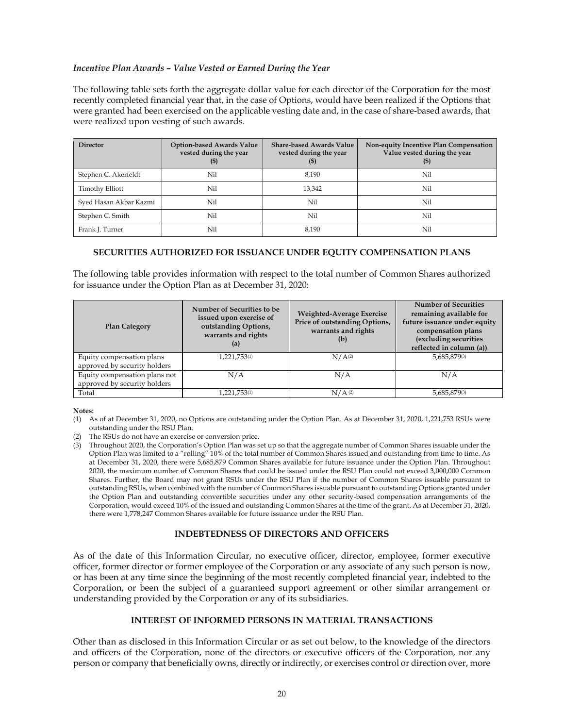### *Incentive Plan Awards – Value Vested or Earned During the Year*

The following table sets forth the aggregate dollar value for each director of the Corporation for the most recently completed financial year that, in the case of Options, would have been realized if the Options that were granted had been exercised on the applicable vesting date and, in the case of share-based awards, that were realized upon vesting of such awards.

| Director | Option-based Awards Value vested during the year ($) | Share-based Awards Value vested during the year ($) | Non-equity Incentive Plan Compensation Value vested during the year ($) |
|---|---|---|---|
| Stephen C. Akerfeldt | Nil | 8,190 | Nil |
| Timothy Elliott | Nil | 13,342 | Nil |
| Syed Hasan Akbar Kazmi | Nil | Nil | Nil |
| Stephen C. Smith | Nil | Nil | Nil |
| Frank J. Turner | Nil | 8,190 | Nil |

## SECURITIES AUTHORIZED FOR ISSUANCE UNDER EQUITY COMPENSATION PLANS

The following table provides information with respect to the total number of Common Shares authorized for issuance under the Option Plan as at December 31, 2020:

| Plan Category | Number of Securities to be issued upon exercise of outstanding Options, warrants and rights (a) | Weighted-Average Exercise Price of outstanding Options, warrants and rights (b) | Number of Securities remaining available for future issuance under equity compensation plans (excluding securities reflected in column (a)) |
|---|---|---|---|
| Equity compensation plans approved by security holders | 1,221,753(1) | N/A(2) | 5,685,879(3) |
| Equity compensation plans not approved by security holders | N/A | N/A | N/A |
| Total | 1,221,753(1) | N/A(2) | 5,685,879(3) |

**Notes:**

(1) As of at December 31, 2020, no Options are outstanding under the Option Plan. As at December 31, 2020, 1,221,753 RSUs were outstanding under the RSU Plan.

(2) The RSUs do not have an exercise or conversion price.

(3) Throughout 2020, the Corporation's Option Plan was set up so that the aggregate number of Common Shares issuable under the Option Plan was limited to a "rolling" 10% of the total number of Common Shares issued and outstanding from time to time. As at December 31, 2020, there were 5,685,879 Common Shares available for future issuance under the Option Plan. Throughout 2020, the maximum number of Common Shares that could be issued under the RSU Plan could not exceed 3,000,000 Common Shares. Further, the Board may not grant RSUs under the RSU Plan if the number of Common Shares issuable pursuant to outstanding RSUs, when combined with the number of Common Shares issuable pursuant to outstanding Options granted under the Option Plan and outstanding convertible securities under any other security-based compensation arrangements of the Corporation, would exceed 10% of the issued and outstanding Common Shares at the time of the grant. As at December 31, 2020, there were 1,778,247 Common Shares available for future issuance under the RSU Plan.

## INDEBTEDNESS OF DIRECTORS AND OFFICERS

As of the date of this Information Circular, no executive officer, director, employee, former executive officer, former director or former employee of the Corporation or any associate of any such person is now, or has been at any time since the beginning of the most recently completed financial year, indebted to the Corporation, or been the subject of a guaranteed support agreement or other similar arrangement or understanding provided by the Corporation or any of its subsidiaries.

## INTEREST OF INFORMED PERSONS IN MATERIAL TRANSACTIONS

Other than as disclosed in this Information Circular or as set out below, to the knowledge of the directors and officers of the Corporation, none of the directors or executive officers of the Corporation, nor any person or company that beneficially owns, directly or indirectly, or exercises control or direction over, more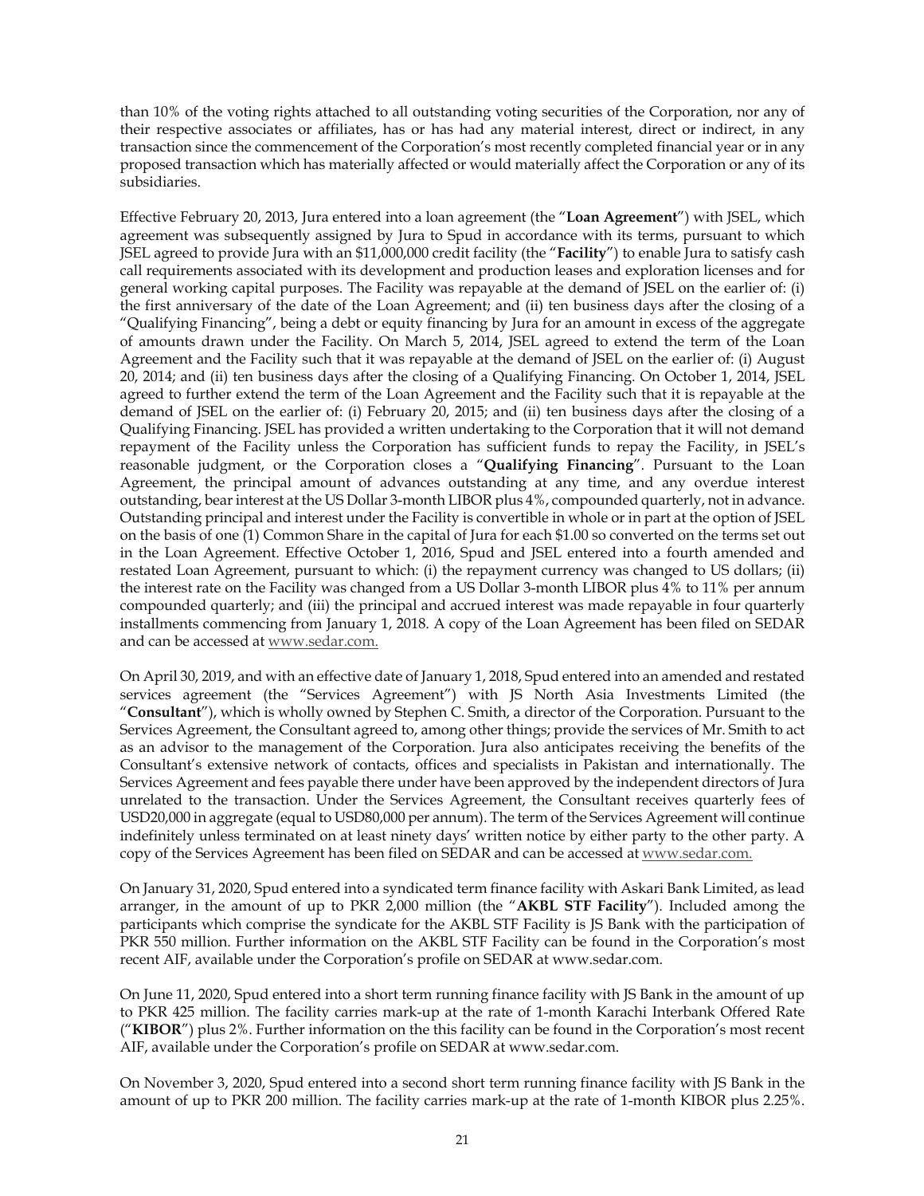than 10% of the voting rights attached to all outstanding voting securities of the Corporation, nor any of their respective associates or affiliates, has or has had any material interest, direct or indirect, in any transaction since the commencement of the Corporation's most recently completed financial year or in any proposed transaction which has materially affected or would materially affect the Corporation or any of its subsidiaries.

Effective February 20, 2013, Jura entered into a loan agreement (the "**Loan Agreement**") with JSEL, which agreement was subsequently assigned by Jura to Spud in accordance with its terms, pursuant to which JSEL agreed to provide Jura with an $11,000,000 credit facility (the "**Facility**") to enable Jura to satisfy cash call requirements associated with its development and production leases and exploration licenses and for general working capital purposes. The Facility was repayable at the demand of JSEL on the earlier of: (i) the first anniversary of the date of the Loan Agreement; and (ii) ten business days after the closing of a "Qualifying Financing", being a debt or equity financing by Jura for an amount in excess of the aggregate of amounts drawn under the Facility. On March 5, 2014, JSEL agreed to extend the term of the Loan Agreement and the Facility such that it was repayable at the demand of JSEL on the earlier of: (i) August 20, 2014; and (ii) ten business days after the closing of a Qualifying Financing. On October 1, 2014, JSEL agreed to further extend the term of the Loan Agreement and the Facility such that it is repayable at the demand of JSEL on the earlier of: (i) February 20, 2015; and (ii) ten business days after the closing of a Qualifying Financing. JSEL has provided a written undertaking to the Corporation that it will not demand repayment of the Facility unless the Corporation has sufficient funds to repay the Facility, in JSEL's reasonable judgment, or the Corporation closes a "**Qualifying Financing**". Pursuant to the Loan Agreement, the principal amount of advances outstanding at any time, and any overdue interest outstanding, bear interest at the US Dollar 3-month LIBOR plus 4%, compounded quarterly, not in advance. Outstanding principal and interest under the Facility is convertible in whole or in part at the option of JSEL on the basis of one (1) Common Share in the capital of Jura for each $1.00 so converted on the terms set out in the Loan Agreement. Effective October 1, 2016, Spud and JSEL entered into a fourth amended and restated Loan Agreement, pursuant to which: (i) the repayment currency was changed to US dollars; (ii) the interest rate on the Facility was changed from a US Dollar 3-month LIBOR plus 4% to 11% per annum compounded quarterly; and (iii) the principal and accrued interest was made repayable in four quarterly installments commencing from January 1, 2018. A copy of the Loan Agreement has been filed on SEDAR and can be accessed at www.sedar.com.

On April 30, 2019, and with an effective date of January 1, 2018, Spud entered into an amended and restated services agreement (the "Services Agreement") with JS North Asia Investments Limited (the "**Consultant**"), which is wholly owned by Stephen C. Smith, a director of the Corporation. Pursuant to the Services Agreement, the Consultant agreed to, among other things; provide the services of Mr. Smith to act as an advisor to the management of the Corporation. Jura also anticipates receiving the benefits of the Consultant's extensive network of contacts, offices and specialists in Pakistan and internationally. The Services Agreement and fees payable there under have been approved by the independent directors of Jura unrelated to the transaction. Under the Services Agreement, the Consultant receives quarterly fees of USD20,000 in aggregate (equal to USD80,000 per annum). The term of the Services Agreement will continue indefinitely unless terminated on at least ninety days' written notice by either party to the other party. A copy of the Services Agreement has been filed on SEDAR and can be accessed at www.sedar.com.

On January 31, 2020, Spud entered into a syndicated term finance facility with Askari Bank Limited, as lead arranger, in the amount of up to PKR 2,000 million (the "**AKBL STF Facility**"). Included among the participants which comprise the syndicate for the AKBL STF Facility is JS Bank with the participation of PKR 550 million. Further information on the AKBL STF Facility can be found in the Corporation's most recent AIF, available under the Corporation's profile on SEDAR at www.sedar.com.

On June 11, 2020, Spud entered into a short term running finance facility with JS Bank in the amount of up to PKR 425 million. The facility carries mark-up at the rate of 1-month Karachi Interbank Offered Rate ("**KIBOR**") plus 2%. Further information on the this facility can be found in the Corporation's most recent AIF, available under the Corporation's profile on SEDAR at www.sedar.com.

On November 3, 2020, Spud entered into a second short term running finance facility with JS Bank in the amount of up to PKR 200 million. The facility carries mark-up at the rate of 1-month KIBOR plus 2.25%.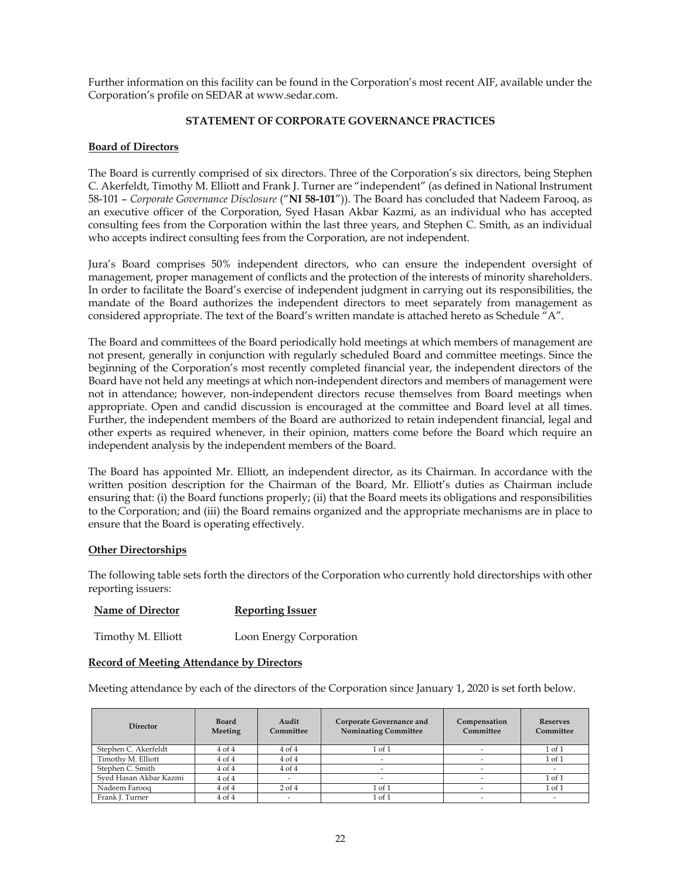Further information on this facility can be found in the Corporation's most recent AIF, available under the Corporation's profile on SEDAR at www.sedar.com.

## STATEMENT OF CORPORATE GOVERNANCE PRACTICES

### Board of Directors

The Board is currently comprised of six directors. Three of the Corporation's six directors, being Stephen C. Akerfeldt, Timothy M. Elliott and Frank J. Turner are "independent" (as defined in National Instrument 58-101 – *Corporate Governance Disclosure* ("**NI 58-101**")). The Board has concluded that Nadeem Farooq, as an executive officer of the Corporation, Syed Hasan Akbar Kazmi, as an individual who has accepted consulting fees from the Corporation within the last three years, and Stephen C. Smith, as an individual who accepts indirect consulting fees from the Corporation, are not independent.

Jura's Board comprises 50% independent directors, who can ensure the independent oversight of management, proper management of conflicts and the protection of the interests of minority shareholders. In order to facilitate the Board's exercise of independent judgment in carrying out its responsibilities, the mandate of the Board authorizes the independent directors to meet separately from management as considered appropriate. The text of the Board's written mandate is attached hereto as Schedule "A".

The Board and committees of the Board periodically hold meetings at which members of management are not present, generally in conjunction with regularly scheduled Board and committee meetings. Since the beginning of the Corporation's most recently completed financial year, the independent directors of the Board have not held any meetings at which non-independent directors and members of management were not in attendance; however, non-independent directors recuse themselves from Board meetings when appropriate. Open and candid discussion is encouraged at the committee and Board level at all times. Further, the independent members of the Board are authorized to retain independent financial, legal and other experts as required whenever, in their opinion, matters come before the Board which require an independent analysis by the independent members of the Board.

The Board has appointed Mr. Elliott, an independent director, as its Chairman. In accordance with the written position description for the Chairman of the Board, Mr. Elliott's duties as Chairman include ensuring that: (i) the Board functions properly; (ii) that the Board meets its obligations and responsibilities to the Corporation; and (iii) the Board remains organized and the appropriate mechanisms are in place to ensure that the Board is operating effectively.

### Other Directorships

The following table sets forth the directors of the Corporation who currently hold directorships with other reporting issuers:

| Name of Director | Reporting Issuer |
|---|---|
| Timothy M. Elliott | Loon Energy Corporation |

### Record of Meeting Attendance by Directors

Meeting attendance by each of the directors of the Corporation since January 1, 2020 is set forth below.

| Director | Board Meeting | Audit Committee | Corporate Governance and Nominating Committee | Compensation Committee | Reserves Committee |
|---|---|---|---|---|---|
| Stephen C. Akerfeldt | 4 of 4 | 4 of 4 | 1 of 1 | - | 1 of 1 |
| Timothy M. Elliott | 4 of 4 | 4 of 4 | - | - | 1 of 1 |
| Stephen C. Smith | 4 of 4 | 4 of 4 | - | - | - |
| Syed Hasan Akbar Kazmi | 4 of 4 | - | - | - | 1 of 1 |
| Nadeem Farooq | 4 of 4 | 2 of 4 | 1 of 1 | - | 1 of 1 |
| Frank J. Turner | 4 of 4 | - | 1 of 1 | - | - |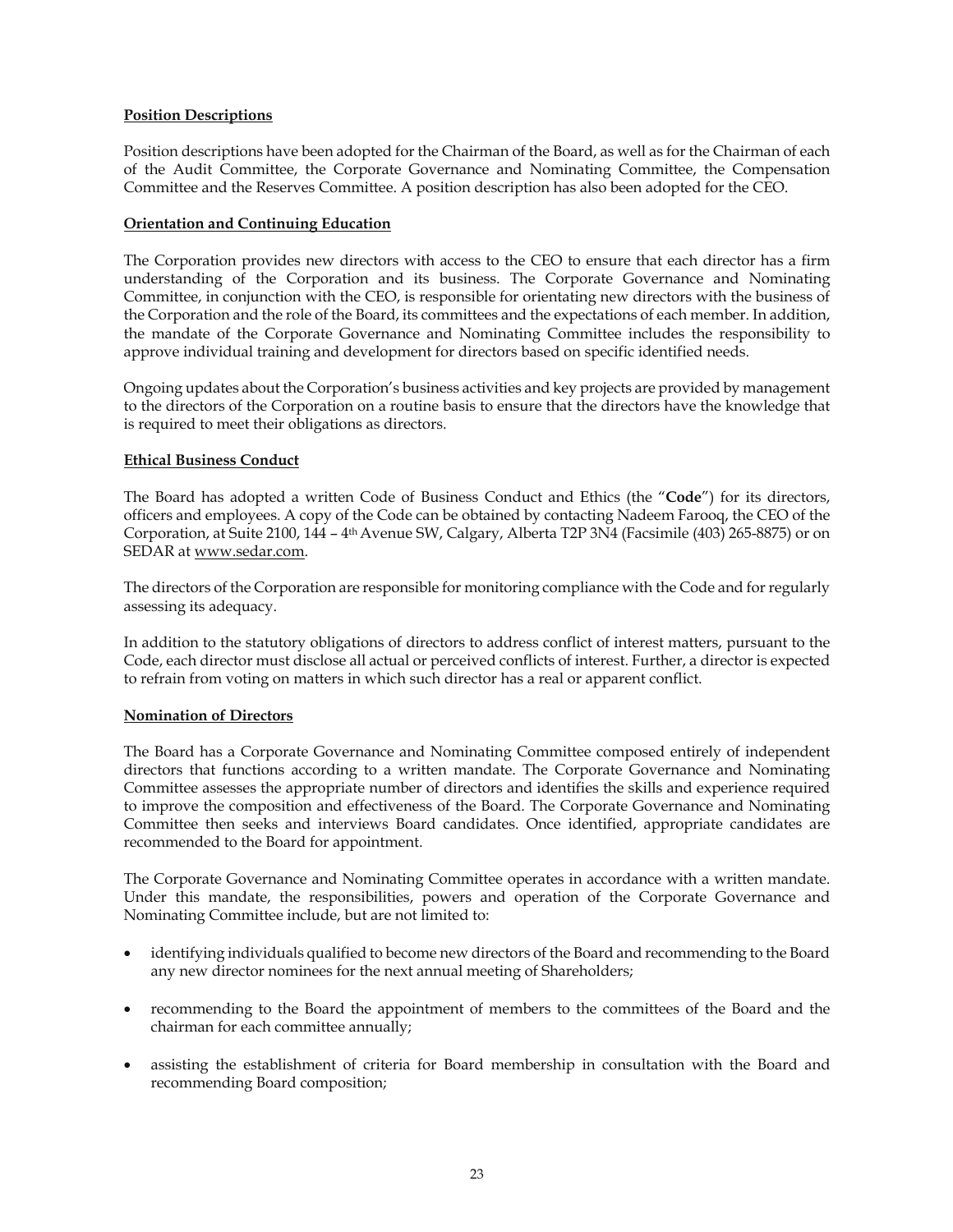**Position Descriptions**

Position descriptions have been adopted for the Chairman of the Board, as well as for the Chairman of each of the Audit Committee, the Corporate Governance and Nominating Committee, the Compensation Committee and the Reserves Committee. A position description has also been adopted for the CEO.

**Orientation and Continuing Education**

The Corporation provides new directors with access to the CEO to ensure that each director has a firm understanding of the Corporation and its business. The Corporate Governance and Nominating Committee, in conjunction with the CEO, is responsible for orientating new directors with the business of the Corporation and the role of the Board, its committees and the expectations of each member. In addition, the mandate of the Corporate Governance and Nominating Committee includes the responsibility to approve individual training and development for directors based on specific identified needs.

Ongoing updates about the Corporation's business activities and key projects are provided by management to the directors of the Corporation on a routine basis to ensure that the directors have the knowledge that is required to meet their obligations as directors.

**Ethical Business Conduct**

The Board has adopted a written Code of Business Conduct and Ethics (the "**Code**") for its directors, officers and employees. A copy of the Code can be obtained by contacting Nadeem Farooq, the CEO of the Corporation, at Suite 2100, 144 – 4th Avenue SW, Calgary, Alberta T2P 3N4 (Facsimile (403) 265-8875) or on SEDAR at www.sedar.com.

The directors of the Corporation are responsible for monitoring compliance with the Code and for regularly assessing its adequacy.

In addition to the statutory obligations of directors to address conflict of interest matters, pursuant to the Code, each director must disclose all actual or perceived conflicts of interest. Further, a director is expected to refrain from voting on matters in which such director has a real or apparent conflict.

**Nomination of Directors**

The Board has a Corporate Governance and Nominating Committee composed entirely of independent directors that functions according to a written mandate. The Corporate Governance and Nominating Committee assesses the appropriate number of directors and identifies the skills and experience required to improve the composition and effectiveness of the Board. The Corporate Governance and Nominating Committee then seeks and interviews Board candidates. Once identified, appropriate candidates are recommended to the Board for appointment.

The Corporate Governance and Nominating Committee operates in accordance with a written mandate. Under this mandate, the responsibilities, powers and operation of the Corporate Governance and Nominating Committee include, but are not limited to:

- identifying individuals qualified to become new directors of the Board and recommending to the Board any new director nominees for the next annual meeting of Shareholders;
- recommending to the Board the appointment of members to the committees of the Board and the chairman for each committee annually;
- assisting the establishment of criteria for Board membership in consultation with the Board and recommending Board composition;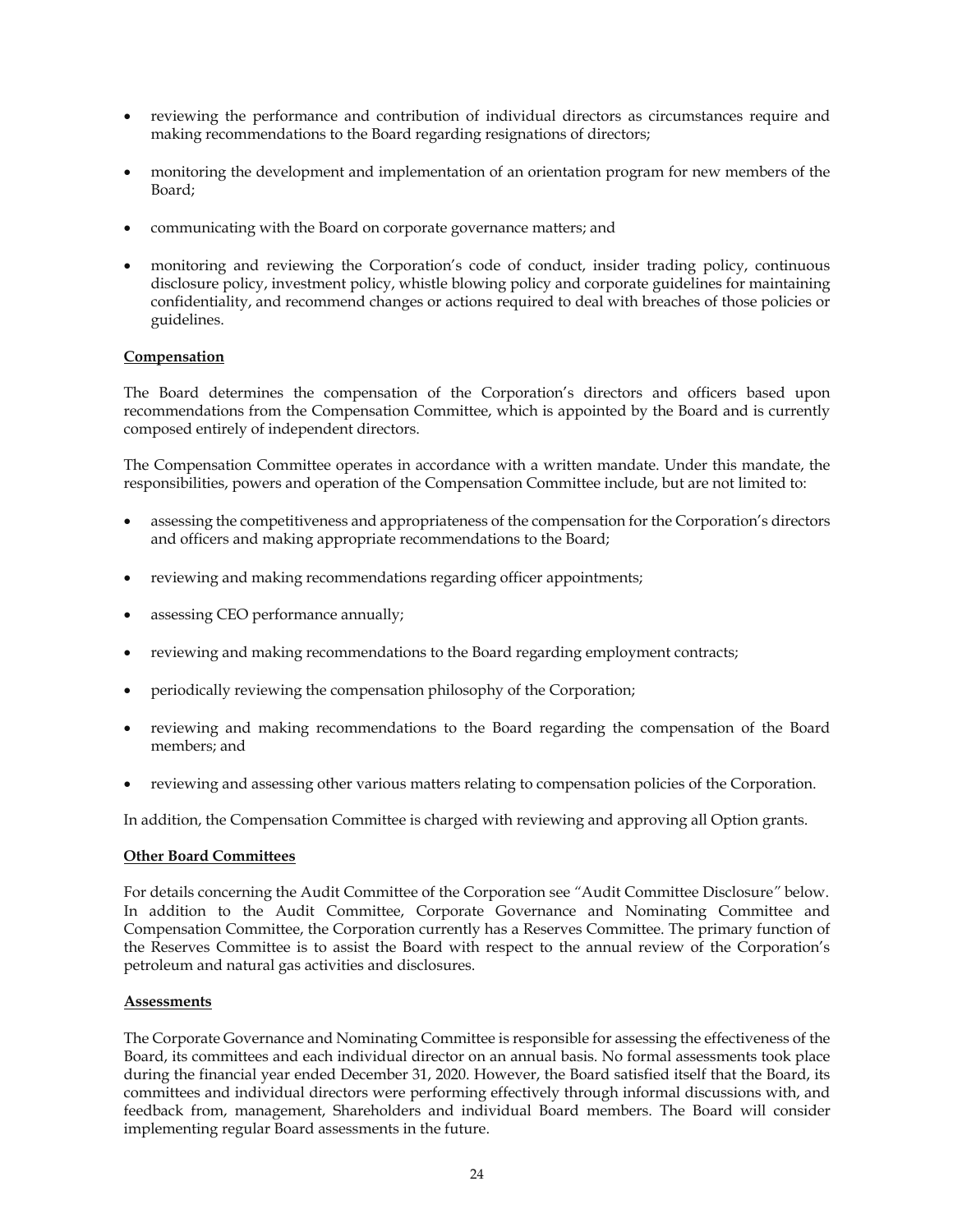- reviewing the performance and contribution of individual directors as circumstances require and making recommendations to the Board regarding resignations of directors;
- monitoring the development and implementation of an orientation program for new members of the Board;
- communicating with the Board on corporate governance matters; and
- monitoring and reviewing the Corporation's code of conduct, insider trading policy, continuous disclosure policy, investment policy, whistle blowing policy and corporate guidelines for maintaining confidentiality, and recommend changes or actions required to deal with breaches of those policies or guidelines.

**Compensation**

The Board determines the compensation of the Corporation's directors and officers based upon recommendations from the Compensation Committee, which is appointed by the Board and is currently composed entirely of independent directors.

The Compensation Committee operates in accordance with a written mandate. Under this mandate, the responsibilities, powers and operation of the Compensation Committee include, but are not limited to:

- assessing the competitiveness and appropriateness of the compensation for the Corporation's directors and officers and making appropriate recommendations to the Board;
- reviewing and making recommendations regarding officer appointments;
- assessing CEO performance annually;
- reviewing and making recommendations to the Board regarding employment contracts;
- periodically reviewing the compensation philosophy of the Corporation;
- reviewing and making recommendations to the Board regarding the compensation of the Board members; and
- reviewing and assessing other various matters relating to compensation policies of the Corporation.

In addition, the Compensation Committee is charged with reviewing and approving all Option grants.

**Other Board Committees**

For details concerning the Audit Committee of the Corporation see "Audit Committee Disclosure" below. In addition to the Audit Committee, Corporate Governance and Nominating Committee and Compensation Committee, the Corporation currently has a Reserves Committee. The primary function of the Reserves Committee is to assist the Board with respect to the annual review of the Corporation's petroleum and natural gas activities and disclosures.

**Assessments**

The Corporate Governance and Nominating Committee is responsible for assessing the effectiveness of the Board, its committees and each individual director on an annual basis. No formal assessments took place during the financial year ended December 31, 2020. However, the Board satisfied itself that the Board, its committees and individual directors were performing effectively through informal discussions with, and feedback from, management, Shareholders and individual Board members. The Board will consider implementing regular Board assessments in the future.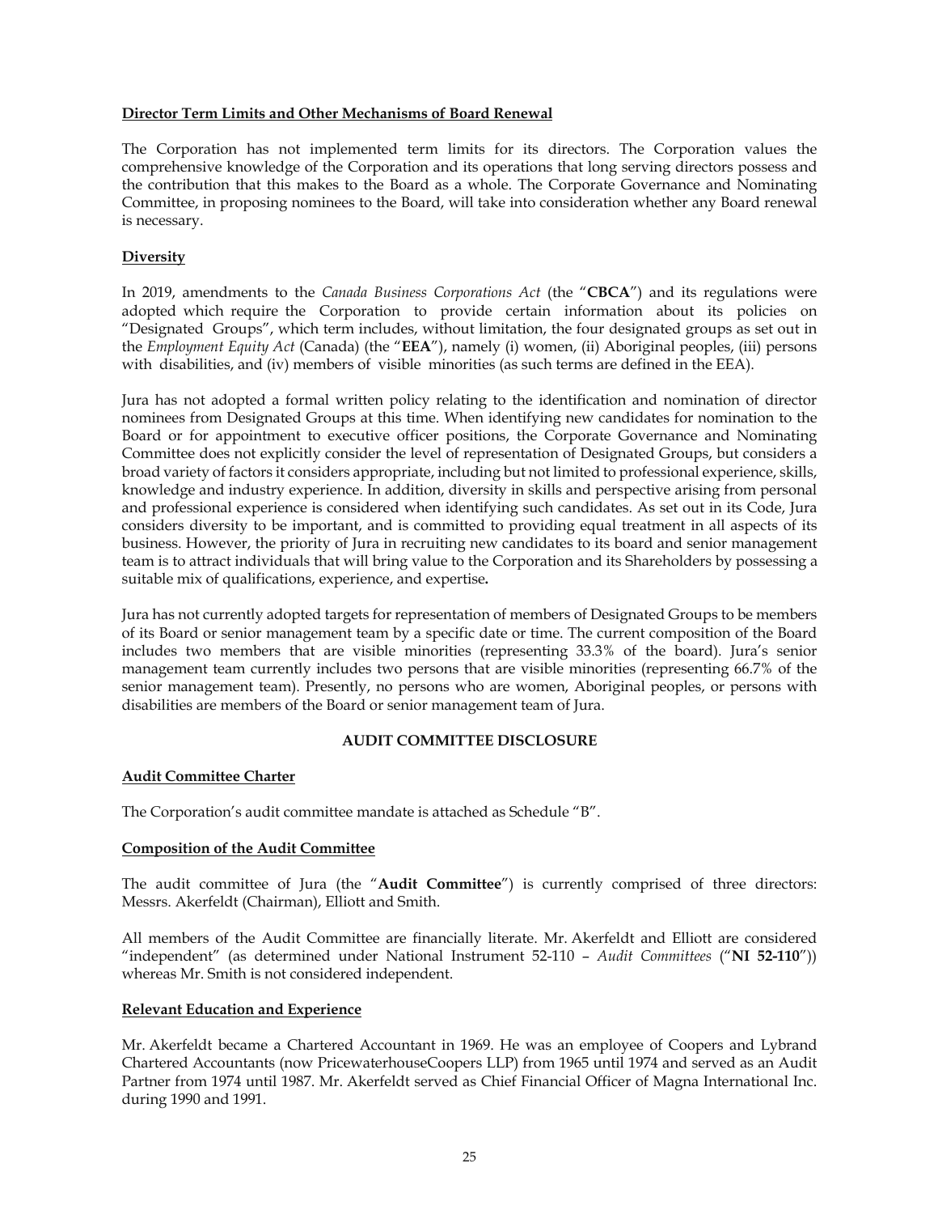**Director Term Limits and Other Mechanisms of Board Renewal**

The Corporation has not implemented term limits for its directors. The Corporation values the comprehensive knowledge of the Corporation and its operations that long serving directors possess and the contribution that this makes to the Board as a whole. The Corporate Governance and Nominating Committee, in proposing nominees to the Board, will take into consideration whether any Board renewal is necessary.

**Diversity**

In 2019, amendments to the *Canada Business Corporations Act* (the "**CBCA**") and its regulations were adopted which require the Corporation to provide certain information about its policies on "Designated Groups", which term includes, without limitation, the four designated groups as set out in the *Employment Equity Act* (Canada) (the "**EEA**"), namely (i) women, (ii) Aboriginal peoples, (iii) persons with disabilities, and (iv) members of visible minorities (as such terms are defined in the EEA).

Jura has not adopted a formal written policy relating to the identification and nomination of director nominees from Designated Groups at this time. When identifying new candidates for nomination to the Board or for appointment to executive officer positions, the Corporate Governance and Nominating Committee does not explicitly consider the level of representation of Designated Groups, but considers a broad variety of factors it considers appropriate, including but not limited to professional experience, skills, knowledge and industry experience. In addition, diversity in skills and perspective arising from personal and professional experience is considered when identifying such candidates. As set out in its Code, Jura considers diversity to be important, and is committed to providing equal treatment in all aspects of its business. However, the priority of Jura in recruiting new candidates to its board and senior management team is to attract individuals that will bring value to the Corporation and its Shareholders by possessing a suitable mix of qualifications, experience, and expertise.

Jura has not currently adopted targets for representation of members of Designated Groups to be members of its Board or senior management team by a specific date or time. The current composition of the Board includes two members that are visible minorities (representing 33.3% of the board). Jura's senior management team currently includes two persons that are visible minorities (representing 66.7% of the senior management team). Presently, no persons who are women, Aboriginal peoples, or persons with disabilities are members of the Board or senior management team of Jura.

## AUDIT COMMITTEE DISCLOSURE

**Audit Committee Charter**

The Corporation's audit committee mandate is attached as Schedule "B".

**Composition of the Audit Committee**

The audit committee of Jura (the "**Audit Committee**") is currently comprised of three directors: Messrs. Akerfeldt (Chairman), Elliott and Smith.

All members of the Audit Committee are financially literate. Mr. Akerfeldt and Elliott are considered "independent" (as determined under National Instrument 52-110 – *Audit Committees* ("**NI 52-110**")) whereas Mr. Smith is not considered independent.

**Relevant Education and Experience**

Mr. Akerfeldt became a Chartered Accountant in 1969. He was an employee of Coopers and Lybrand Chartered Accountants (now PricewaterhouseCoopers LLP) from 1965 until 1974 and served as an Audit Partner from 1974 until 1987. Mr. Akerfeldt served as Chief Financial Officer of Magna International Inc. during 1990 and 1991.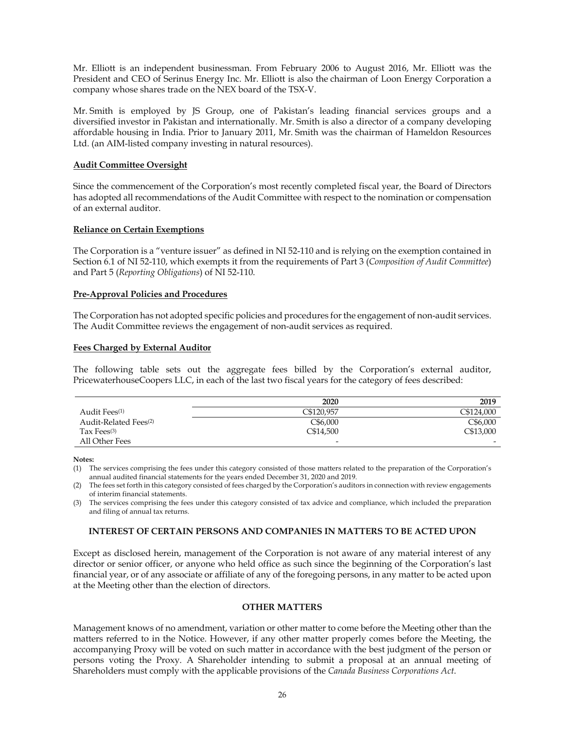Mr. Elliott is an independent businessman. From February 2006 to August 2016, Mr. Elliott was the President and CEO of Serinus Energy Inc. Mr. Elliott is also the chairman of Loon Energy Corporation a company whose shares trade on the NEX board of the TSX-V.

Mr. Smith is employed by JS Group, one of Pakistan's leading financial services groups and a diversified investor in Pakistan and internationally. Mr. Smith is also a director of a company developing affordable housing in India. Prior to January 2011, Mr. Smith was the chairman of Hameldon Resources Ltd. (an AIM-listed company investing in natural resources).

**Audit Committee Oversight**

Since the commencement of the Corporation's most recently completed fiscal year, the Board of Directors has adopted all recommendations of the Audit Committee with respect to the nomination or compensation of an external auditor.

**Reliance on Certain Exemptions**

The Corporation is a "venture issuer" as defined in NI 52-110 and is relying on the exemption contained in Section 6.1 of NI 52-110, which exempts it from the requirements of Part 3 (*Composition of Audit Committee*) and Part 5 (*Reporting Obligations*) of NI 52-110.

**Pre-Approval Policies and Procedures**

The Corporation has not adopted specific policies and procedures for the engagement of non-audit services. The Audit Committee reviews the engagement of non-audit services as required.

**Fees Charged by External Auditor**

The following table sets out the aggregate fees billed by the Corporation's external auditor, PricewaterhouseCoopers LLC, in each of the last two fiscal years for the category of fees described:

| | 2020 | 2019 |
|---|---|---|
| Audit Fees(1) | C$120,957 | C$124,000 |
| Audit-Related Fees(2) | C$6,000 | C$6,000 |
| Tax Fees(3) | C$14,500 | C$13,000 |
| All Other Fees | - | - |

**Notes:**

(1) The services comprising the fees under this category consisted of those matters related to the preparation of the Corporation's annual audited financial statements for the years ended December 31, 2020 and 2019.

(2) The fees set forth in this category consisted of fees charged by the Corporation's auditors in connection with review engagements of interim financial statements.

(3) The services comprising the fees under this category consisted of tax advice and compliance, which included the preparation and filing of annual tax returns.

## INTEREST OF CERTAIN PERSONS AND COMPANIES IN MATTERS TO BE ACTED UPON

Except as disclosed herein, management of the Corporation is not aware of any material interest of any director or senior officer, or anyone who held office as such since the beginning of the Corporation's last financial year, or of any associate or affiliate of any of the foregoing persons, in any matter to be acted upon at the Meeting other than the election of directors.

## OTHER MATTERS

Management knows of no amendment, variation or other matter to come before the Meeting other than the matters referred to in the Notice. However, if any other matter properly comes before the Meeting, the accompanying Proxy will be voted on such matter in accordance with the best judgment of the person or persons voting the Proxy. A Shareholder intending to submit a proposal at an annual meeting of Shareholders must comply with the applicable provisions of the *Canada Business Corporations Act*.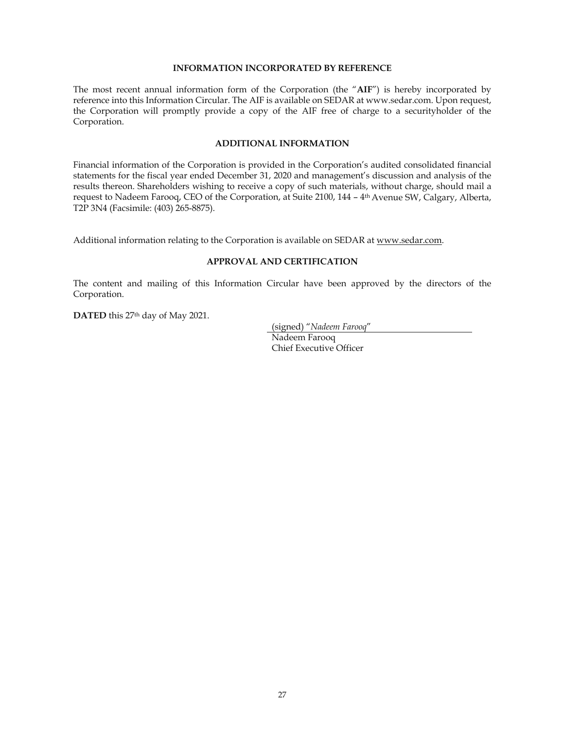## INFORMATION INCORPORATED BY REFERENCE

The most recent annual information form of the Corporation (the "**AIF**") is hereby incorporated by reference into this Information Circular. The AIF is available on SEDAR at www.sedar.com. Upon request, the Corporation will promptly provide a copy of the AIF free of charge to a securityholder of the Corporation.

## ADDITIONAL INFORMATION

Financial information of the Corporation is provided in the Corporation's audited consolidated financial statements for the fiscal year ended December 31, 2020 and management's discussion and analysis of the results thereon. Shareholders wishing to receive a copy of such materials, without charge, should mail a request to Nadeem Farooq, CEO of the Corporation, at Suite 2100, 144 – 4th Avenue SW, Calgary, Alberta, T2P 3N4 (Facsimile: (403) 265-8875).

Additional information relating to the Corporation is available on SEDAR at www.sedar.com.

## APPROVAL AND CERTIFICATION

The content and mailing of this Information Circular have been approved by the directors of the Corporation.

**DATED** this 27th day of May 2021.

(signed) "*Nadeem Farooq*"
Nadeem Farooq
Chief Executive Officer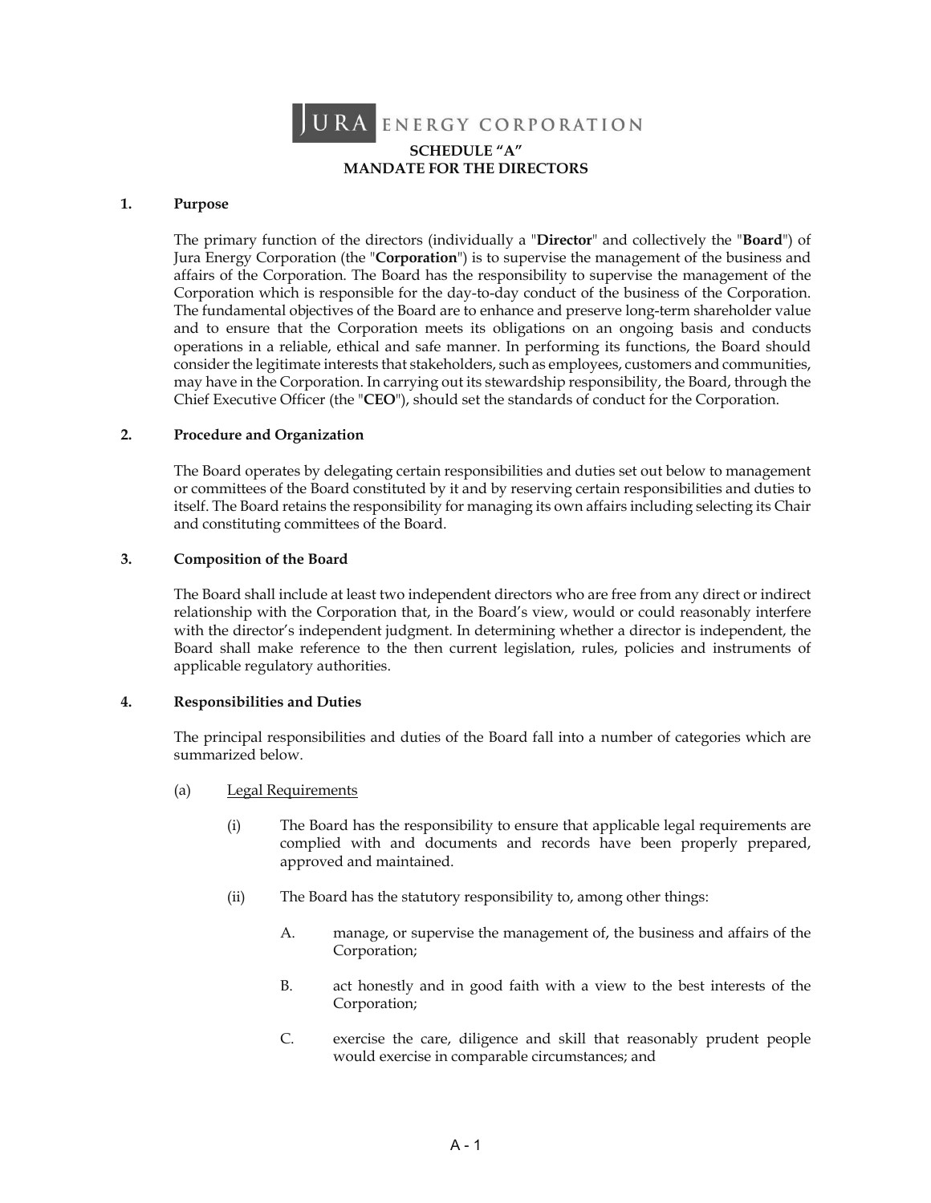JURA ENERGY CORPORATION

# SCHEDULE "A"
# MANDATE FOR THE DIRECTORS

## 1. Purpose

The primary function of the directors (individually a "**Director**" and collectively the "**Board**") of Jura Energy Corporation (the "**Corporation**") is to supervise the management of the business and affairs of the Corporation. The Board has the responsibility to supervise the management of the Corporation which is responsible for the day-to-day conduct of the business of the Corporation. The fundamental objectives of the Board are to enhance and preserve long-term shareholder value and to ensure that the Corporation meets its obligations on an ongoing basis and conducts operations in a reliable, ethical and safe manner. In performing its functions, the Board should consider the legitimate interests that stakeholders, such as employees, customers and communities, may have in the Corporation. In carrying out its stewardship responsibility, the Board, through the Chief Executive Officer (the "**CEO**"), should set the standards of conduct for the Corporation.

## 2. Procedure and Organization

The Board operates by delegating certain responsibilities and duties set out below to management or committees of the Board constituted by it and by reserving certain responsibilities and duties to itself. The Board retains the responsibility for managing its own affairs including selecting its Chair and constituting committees of the Board.

## 3. Composition of the Board

The Board shall include at least two independent directors who are free from any direct or indirect relationship with the Corporation that, in the Board's view, would or could reasonably interfere with the director's independent judgment. In determining whether a director is independent, the Board shall make reference to the then current legislation, rules, policies and instruments of applicable regulatory authorities.

## 4. Responsibilities and Duties

The principal responsibilities and duties of the Board fall into a number of categories which are summarized below.

(a) <u>Legal Requirements</u>

(i) The Board has the responsibility to ensure that applicable legal requirements are complied with and documents and records have been properly prepared, approved and maintained.

(ii) The Board has the statutory responsibility to, among other things:

A. manage, or supervise the management of, the business and affairs of the Corporation;

B. act honestly and in good faith with a view to the best interests of the Corporation;

C. exercise the care, diligence and skill that reasonably prudent people would exercise in comparable circumstances; and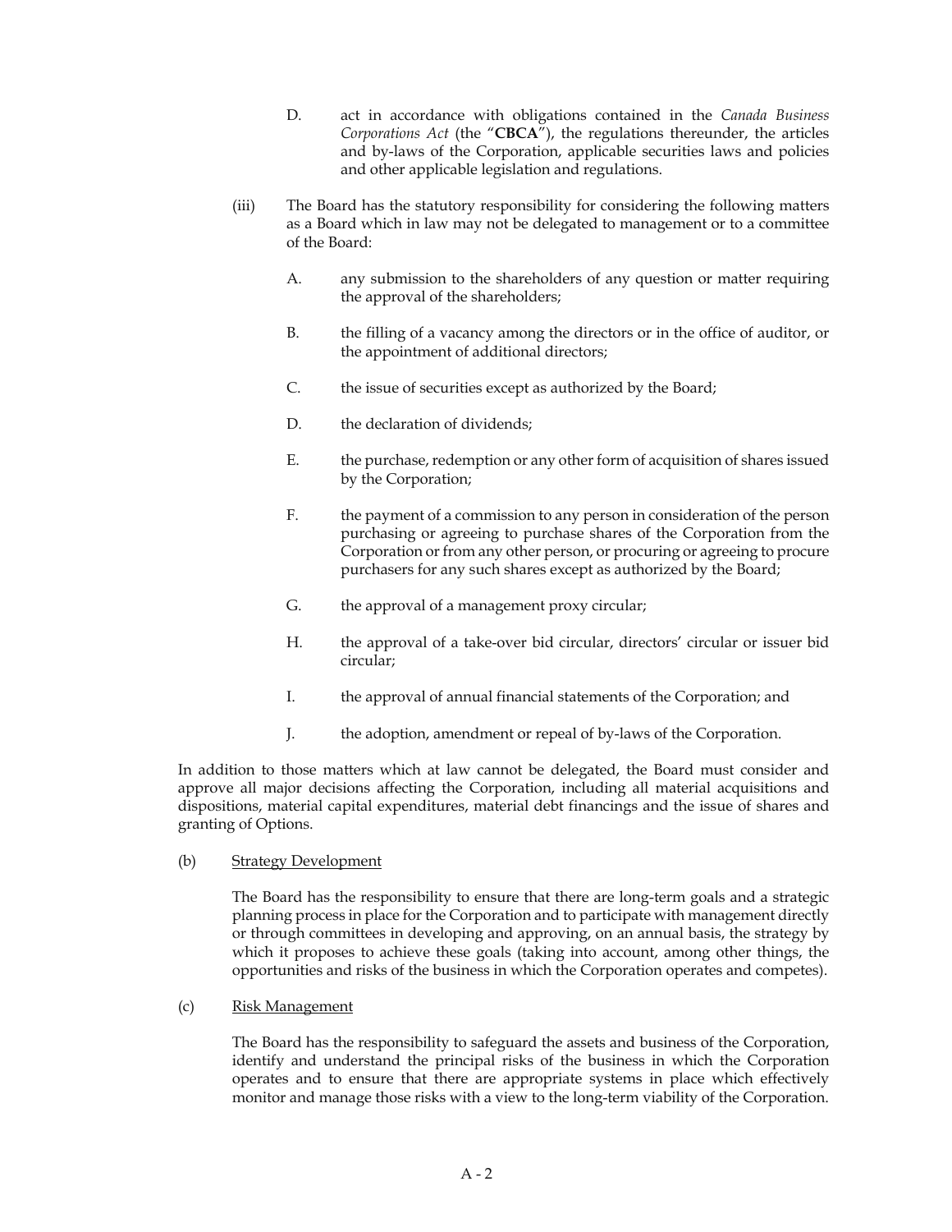D. act in accordance with obligations contained in the *Canada Business Corporations Act* (the "**CBCA**"), the regulations thereunder, the articles and by-laws of the Corporation, applicable securities laws and policies and other applicable legislation and regulations.

(iii) The Board has the statutory responsibility for considering the following matters as a Board which in law may not be delegated to management or to a committee of the Board:

A. any submission to the shareholders of any question or matter requiring the approval of the shareholders;

B. the filling of a vacancy among the directors or in the office of auditor, or the appointment of additional directors;

C. the issue of securities except as authorized by the Board;

D. the declaration of dividends;

E. the purchase, redemption or any other form of acquisition of shares issued by the Corporation;

F. the payment of a commission to any person in consideration of the person purchasing or agreeing to purchase shares of the Corporation from the Corporation or from any other person, or procuring or agreeing to procure purchasers for any such shares except as authorized by the Board;

G. the approval of a management proxy circular;

H. the approval of a take-over bid circular, directors' circular or issuer bid circular;

I. the approval of annual financial statements of the Corporation; and

J. the adoption, amendment or repeal of by-laws of the Corporation.

In addition to those matters which at law cannot be delegated, the Board must consider and approve all major decisions affecting the Corporation, including all material acquisitions and dispositions, material capital expenditures, material debt financings and the issue of shares and granting of Options.

(b) <u>Strategy Development</u>

The Board has the responsibility to ensure that there are long-term goals and a strategic planning process in place for the Corporation and to participate with management directly or through committees in developing and approving, on an annual basis, the strategy by which it proposes to achieve these goals (taking into account, among other things, the opportunities and risks of the business in which the Corporation operates and competes).

(c) <u>Risk Management</u>

The Board has the responsibility to safeguard the assets and business of the Corporation, identify and understand the principal risks of the business in which the Corporation operates and to ensure that there are appropriate systems in place which effectively monitor and manage those risks with a view to the long-term viability of the Corporation.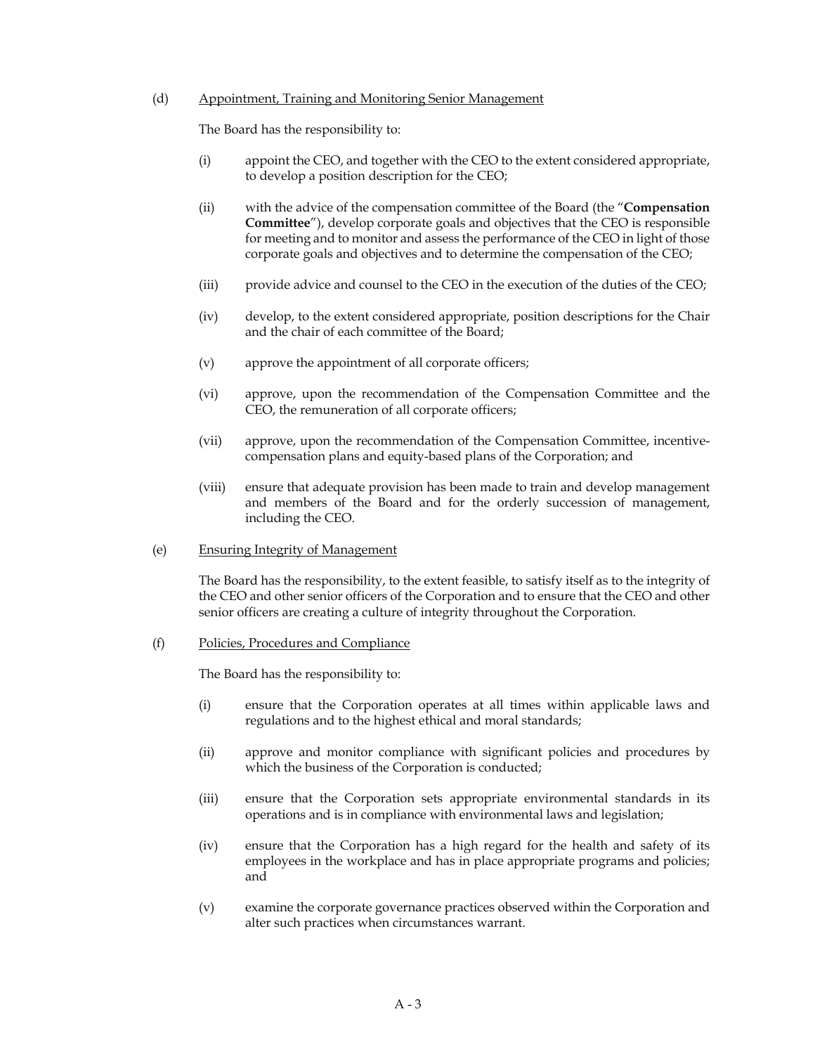(d) Appointment, Training and Monitoring Senior Management

The Board has the responsibility to:

(i) appoint the CEO, and together with the CEO to the extent considered appropriate, to develop a position description for the CEO;

(ii) with the advice of the compensation committee of the Board (the "**Compensation Committee**"), develop corporate goals and objectives that the CEO is responsible for meeting and to monitor and assess the performance of the CEO in light of those corporate goals and objectives and to determine the compensation of the CEO;

(iii) provide advice and counsel to the CEO in the execution of the duties of the CEO;

(iv) develop, to the extent considered appropriate, position descriptions for the Chair and the chair of each committee of the Board;

(v) approve the appointment of all corporate officers;

(vi) approve, upon the recommendation of the Compensation Committee and the CEO, the remuneration of all corporate officers;

(vii) approve, upon the recommendation of the Compensation Committee, incentive-compensation plans and equity-based plans of the Corporation; and

(viii) ensure that adequate provision has been made to train and develop management and members of the Board and for the orderly succession of management, including the CEO.

(e) Ensuring Integrity of Management

The Board has the responsibility, to the extent feasible, to satisfy itself as to the integrity of the CEO and other senior officers of the Corporation and to ensure that the CEO and other senior officers are creating a culture of integrity throughout the Corporation.

(f) Policies, Procedures and Compliance

The Board has the responsibility to:

(i) ensure that the Corporation operates at all times within applicable laws and regulations and to the highest ethical and moral standards;

(ii) approve and monitor compliance with significant policies and procedures by which the business of the Corporation is conducted;

(iii) ensure that the Corporation sets appropriate environmental standards in its operations and is in compliance with environmental laws and legislation;

(iv) ensure that the Corporation has a high regard for the health and safety of its employees in the workplace and has in place appropriate programs and policies; and

(v) examine the corporate governance practices observed within the Corporation and alter such practices when circumstances warrant.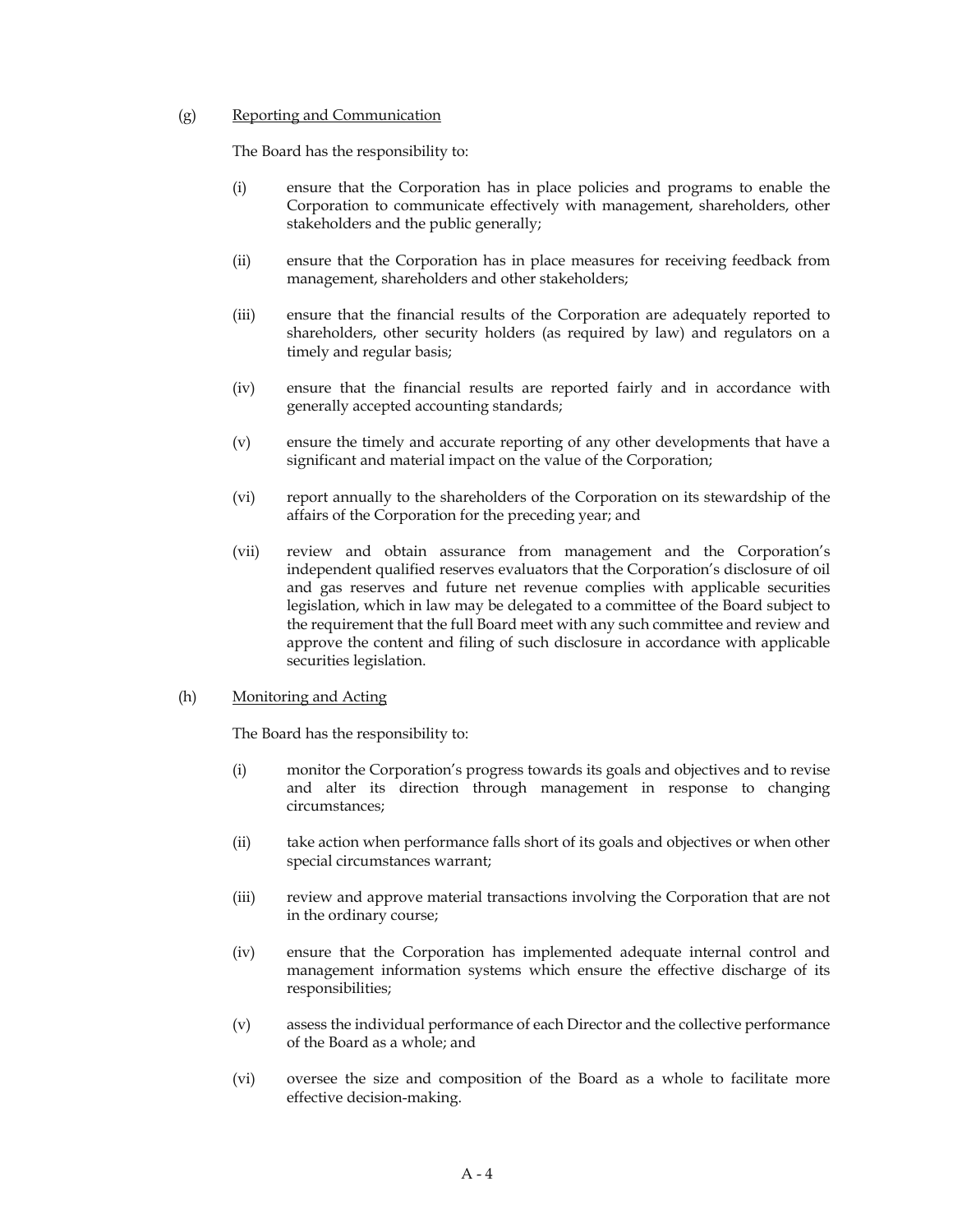(g) Reporting and Communication

The Board has the responsibility to:

- (i) ensure that the Corporation has in place policies and programs to enable the Corporation to communicate effectively with management, shareholders, other stakeholders and the public generally;
- (ii) ensure that the Corporation has in place measures for receiving feedback from management, shareholders and other stakeholders;
- (iii) ensure that the financial results of the Corporation are adequately reported to shareholders, other security holders (as required by law) and regulators on a timely and regular basis;
- (iv) ensure that the financial results are reported fairly and in accordance with generally accepted accounting standards;
- (v) ensure the timely and accurate reporting of any other developments that have a significant and material impact on the value of the Corporation;
- (vi) report annually to the shareholders of the Corporation on its stewardship of the affairs of the Corporation for the preceding year; and
- (vii) review and obtain assurance from management and the Corporation's independent qualified reserves evaluators that the Corporation's disclosure of oil and gas reserves and future net revenue complies with applicable securities legislation, which in law may be delegated to a committee of the Board subject to the requirement that the full Board meet with any such committee and review and approve the content and filing of such disclosure in accordance with applicable securities legislation.

(h) Monitoring and Acting

The Board has the responsibility to:

- (i) monitor the Corporation's progress towards its goals and objectives and to revise and alter its direction through management in response to changing circumstances;
- (ii) take action when performance falls short of its goals and objectives or when other special circumstances warrant;
- (iii) review and approve material transactions involving the Corporation that are not in the ordinary course;
- (iv) ensure that the Corporation has implemented adequate internal control and management information systems which ensure the effective discharge of its responsibilities;
- (v) assess the individual performance of each Director and the collective performance of the Board as a whole; and
- (vi) oversee the size and composition of the Board as a whole to facilitate more effective decision-making.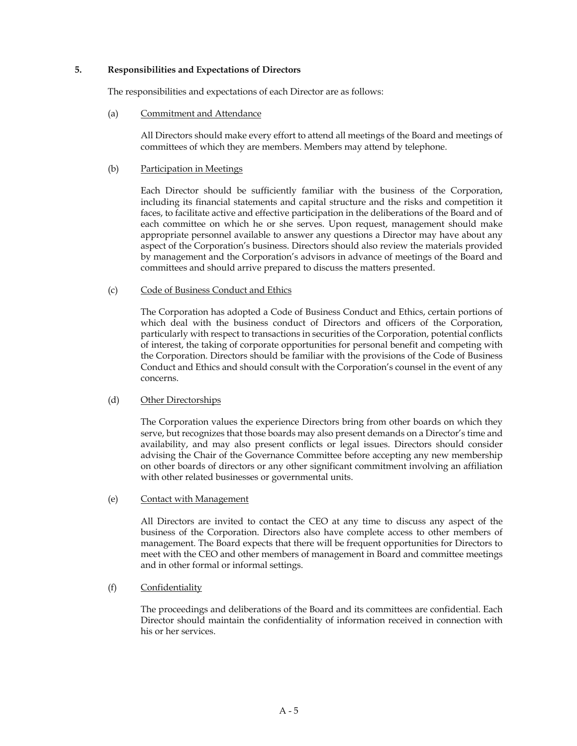### 5. Responsibilities and Expectations of Directors

The responsibilities and expectations of each Director are as follows:

(a) Commitment and Attendance

All Directors should make every effort to attend all meetings of the Board and meetings of committees of which they are members. Members may attend by telephone.

(b) Participation in Meetings

Each Director should be sufficiently familiar with the business of the Corporation, including its financial statements and capital structure and the risks and competition it faces, to facilitate active and effective participation in the deliberations of the Board and of each committee on which he or she serves. Upon request, management should make appropriate personnel available to answer any questions a Director may have about any aspect of the Corporation's business. Directors should also review the materials provided by management and the Corporation's advisors in advance of meetings of the Board and committees and should arrive prepared to discuss the matters presented.

(c) Code of Business Conduct and Ethics

The Corporation has adopted a Code of Business Conduct and Ethics, certain portions of which deal with the business conduct of Directors and officers of the Corporation, particularly with respect to transactions in securities of the Corporation, potential conflicts of interest, the taking of corporate opportunities for personal benefit and competing with the Corporation. Directors should be familiar with the provisions of the Code of Business Conduct and Ethics and should consult with the Corporation's counsel in the event of any concerns.

(d) Other Directorships

The Corporation values the experience Directors bring from other boards on which they serve, but recognizes that those boards may also present demands on a Director's time and availability, and may also present conflicts or legal issues. Directors should consider advising the Chair of the Governance Committee before accepting any new membership on other boards of directors or any other significant commitment involving an affiliation with other related businesses or governmental units.

(e) Contact with Management

All Directors are invited to contact the CEO at any time to discuss any aspect of the business of the Corporation. Directors also have complete access to other members of management. The Board expects that there will be frequent opportunities for Directors to meet with the CEO and other members of management in Board and committee meetings and in other formal or informal settings.

(f) Confidentiality

The proceedings and deliberations of the Board and its committees are confidential. Each Director should maintain the confidentiality of information received in connection with his or her services.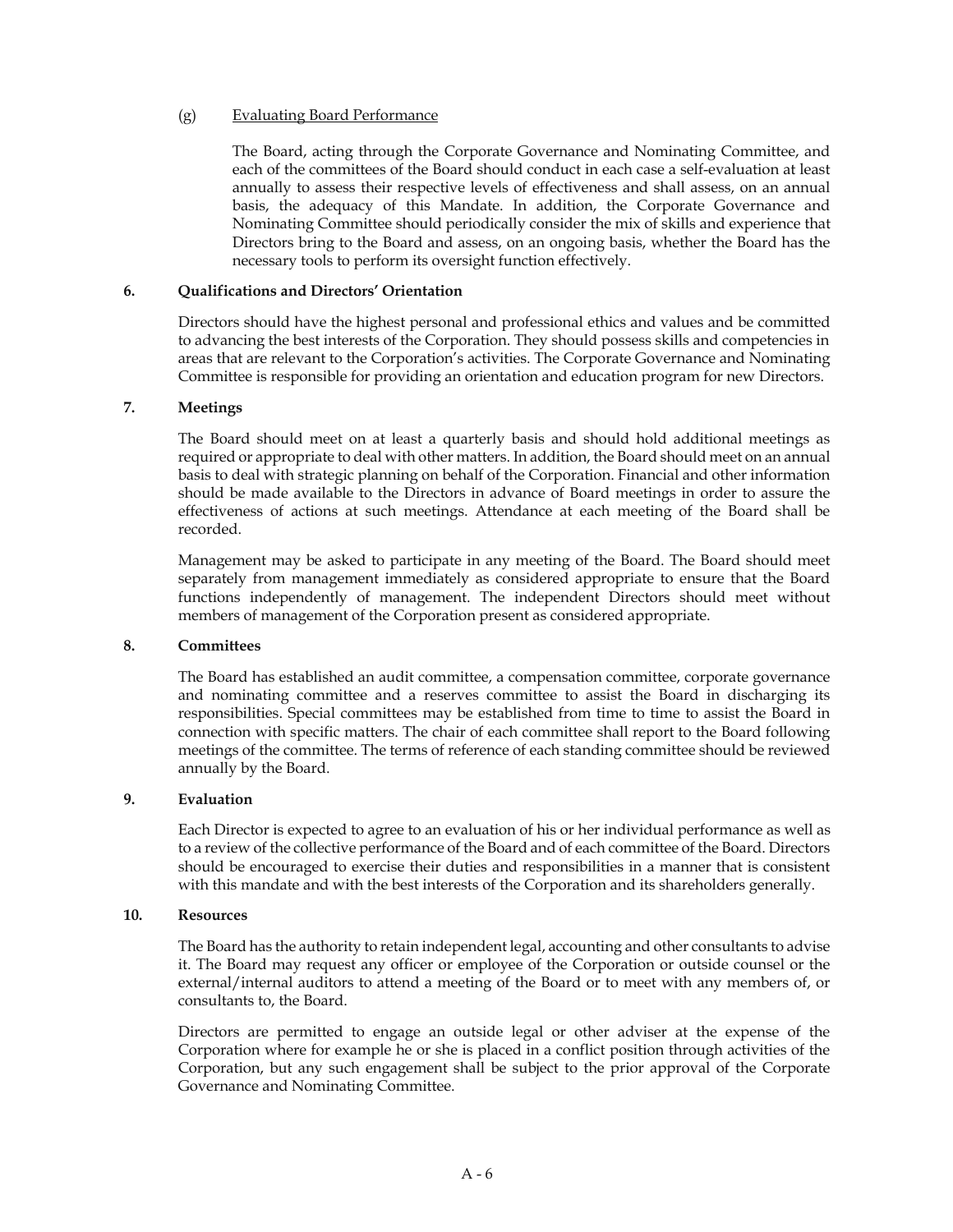(g) Evaluating Board Performance

The Board, acting through the Corporate Governance and Nominating Committee, and each of the committees of the Board should conduct in each case a self-evaluation at least annually to assess their respective levels of effectiveness and shall assess, on an annual basis, the adequacy of this Mandate. In addition, the Corporate Governance and Nominating Committee should periodically consider the mix of skills and experience that Directors bring to the Board and assess, on an ongoing basis, whether the Board has the necessary tools to perform its oversight function effectively.

**6. Qualifications and Directors' Orientation**

Directors should have the highest personal and professional ethics and values and be committed to advancing the best interests of the Corporation. They should possess skills and competencies in areas that are relevant to the Corporation's activities. The Corporate Governance and Nominating Committee is responsible for providing an orientation and education program for new Directors.

**7. Meetings**

The Board should meet on at least a quarterly basis and should hold additional meetings as required or appropriate to deal with other matters. In addition, the Board should meet on an annual basis to deal with strategic planning on behalf of the Corporation. Financial and other information should be made available to the Directors in advance of Board meetings in order to assure the effectiveness of actions at such meetings. Attendance at each meeting of the Board shall be recorded.

Management may be asked to participate in any meeting of the Board. The Board should meet separately from management immediately as considered appropriate to ensure that the Board functions independently of management. The independent Directors should meet without members of management of the Corporation present as considered appropriate.

**8. Committees**

The Board has established an audit committee, a compensation committee, corporate governance and nominating committee and a reserves committee to assist the Board in discharging its responsibilities. Special committees may be established from time to time to assist the Board in connection with specific matters. The chair of each committee shall report to the Board following meetings of the committee. The terms of reference of each standing committee should be reviewed annually by the Board.

**9. Evaluation**

Each Director is expected to agree to an evaluation of his or her individual performance as well as to a review of the collective performance of the Board and of each committee of the Board. Directors should be encouraged to exercise their duties and responsibilities in a manner that is consistent with this mandate and with the best interests of the Corporation and its shareholders generally.

**10. Resources**

The Board has the authority to retain independent legal, accounting and other consultants to advise it. The Board may request any officer or employee of the Corporation or outside counsel or the external/internal auditors to attend a meeting of the Board or to meet with any members of, or consultants to, the Board.

Directors are permitted to engage an outside legal or other adviser at the expense of the Corporation where for example he or she is placed in a conflict position through activities of the Corporation, but any such engagement shall be subject to the prior approval of the Corporate Governance and Nominating Committee.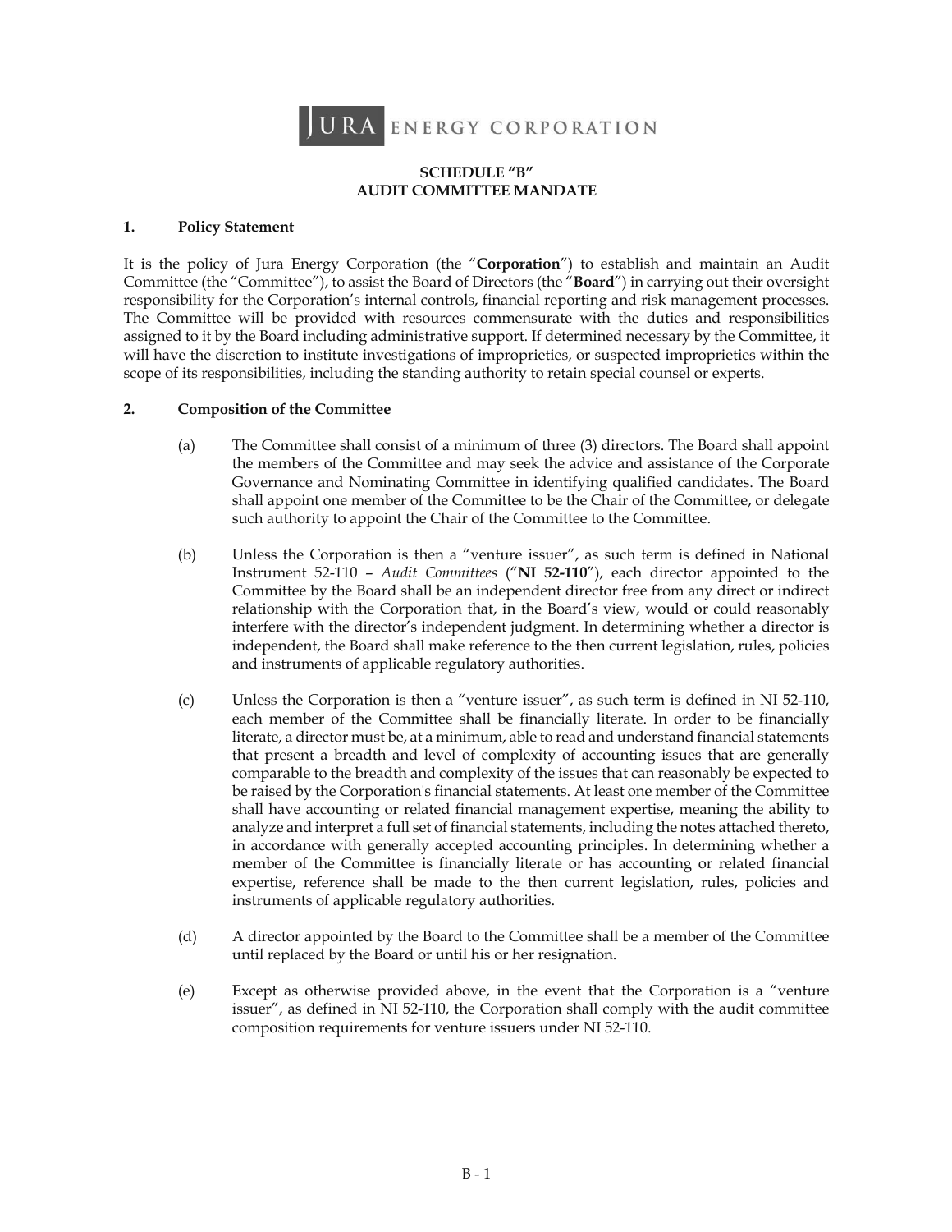JURA ENERGY CORPORATION

**SCHEDULE "B"**
**AUDIT COMMITTEE MANDATE**

## 1. Policy Statement

It is the policy of Jura Energy Corporation (the "**Corporation**") to establish and maintain an Audit Committee (the "Committee"), to assist the Board of Directors (the "**Board**") in carrying out their oversight responsibility for the Corporation's internal controls, financial reporting and risk management processes. The Committee will be provided with resources commensurate with the duties and responsibilities assigned to it by the Board including administrative support. If determined necessary by the Committee, it will have the discretion to institute investigations of improprieties, or suspected improprieties within the scope of its responsibilities, including the standing authority to retain special counsel or experts.

## 2. Composition of the Committee

(a) The Committee shall consist of a minimum of three (3) directors. The Board shall appoint the members of the Committee and may seek the advice and assistance of the Corporate Governance and Nominating Committee in identifying qualified candidates. The Board shall appoint one member of the Committee to be the Chair of the Committee, or delegate such authority to appoint the Chair of the Committee to the Committee.

(b) Unless the Corporation is then a "venture issuer", as such term is defined in National Instrument 52-110 – *Audit Committees* ("**NI 52-110**"), each director appointed to the Committee by the Board shall be an independent director free from any direct or indirect relationship with the Corporation that, in the Board's view, would or could reasonably interfere with the director's independent judgment. In determining whether a director is independent, the Board shall make reference to the then current legislation, rules, policies and instruments of applicable regulatory authorities.

(c) Unless the Corporation is then a "venture issuer", as such term is defined in NI 52-110, each member of the Committee shall be financially literate. In order to be financially literate, a director must be, at a minimum, able to read and understand financial statements that present a breadth and level of complexity of accounting issues that are generally comparable to the breadth and complexity of the issues that can reasonably be expected to be raised by the Corporation's financial statements. At least one member of the Committee shall have accounting or related financial management expertise, meaning the ability to analyze and interpret a full set of financial statements, including the notes attached thereto, in accordance with generally accepted accounting principles. In determining whether a member of the Committee is financially literate or has accounting or related financial expertise, reference shall be made to the then current legislation, rules, policies and instruments of applicable regulatory authorities.

(d) A director appointed by the Board to the Committee shall be a member of the Committee until replaced by the Board or until his or her resignation.

(e) Except as otherwise provided above, in the event that the Corporation is a "venture issuer", as defined in NI 52-110, the Corporation shall comply with the audit committee composition requirements for venture issuers under NI 52-110.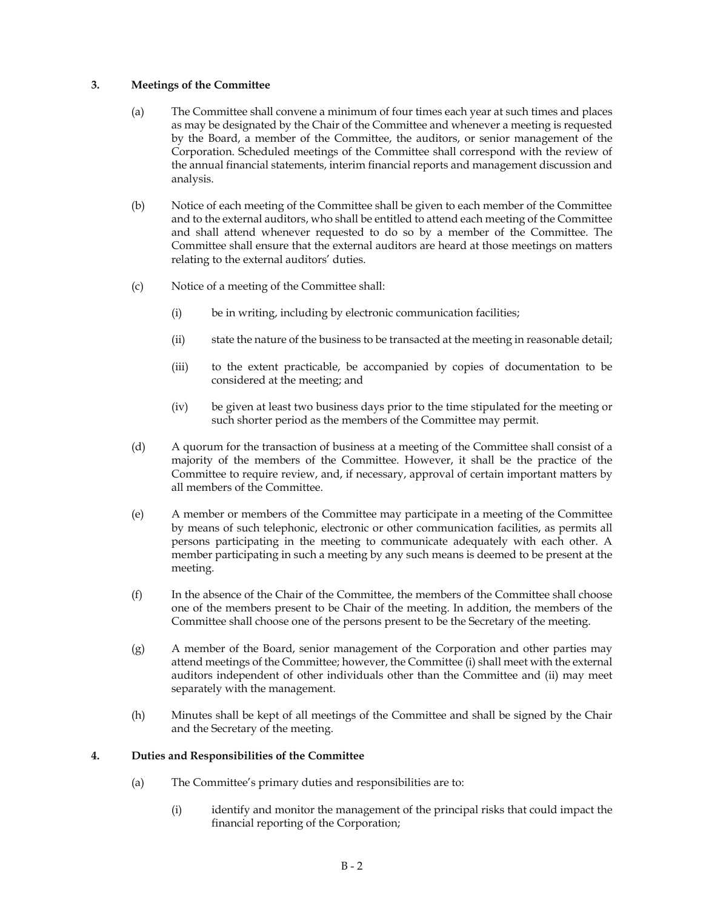## 3. Meetings of the Committee

(a) The Committee shall convene a minimum of four times each year at such times and places as may be designated by the Chair of the Committee and whenever a meeting is requested by the Board, a member of the Committee, the auditors, or senior management of the Corporation. Scheduled meetings of the Committee shall correspond with the review of the annual financial statements, interim financial reports and management discussion and analysis.

(b) Notice of each meeting of the Committee shall be given to each member of the Committee and to the external auditors, who shall be entitled to attend each meeting of the Committee and shall attend whenever requested to do so by a member of the Committee. The Committee shall ensure that the external auditors are heard at those meetings on matters relating to the external auditors' duties.

(c) Notice of a meeting of the Committee shall:

(i) be in writing, including by electronic communication facilities;

(ii) state the nature of the business to be transacted at the meeting in reasonable detail;

(iii) to the extent practicable, be accompanied by copies of documentation to be considered at the meeting; and

(iv) be given at least two business days prior to the time stipulated for the meeting or such shorter period as the members of the Committee may permit.

(d) A quorum for the transaction of business at a meeting of the Committee shall consist of a majority of the members of the Committee. However, it shall be the practice of the Committee to require review, and, if necessary, approval of certain important matters by all members of the Committee.

(e) A member or members of the Committee may participate in a meeting of the Committee by means of such telephonic, electronic or other communication facilities, as permits all persons participating in the meeting to communicate adequately with each other. A member participating in such a meeting by any such means is deemed to be present at the meeting.

(f) In the absence of the Chair of the Committee, the members of the Committee shall choose one of the members present to be Chair of the meeting. In addition, the members of the Committee shall choose one of the persons present to be the Secretary of the meeting.

(g) A member of the Board, senior management of the Corporation and other parties may attend meetings of the Committee; however, the Committee (i) shall meet with the external auditors independent of other individuals other than the Committee and (ii) may meet separately with the management.

(h) Minutes shall be kept of all meetings of the Committee and shall be signed by the Chair and the Secretary of the meeting.

## 4. Duties and Responsibilities of the Committee

(a) The Committee's primary duties and responsibilities are to:

(i) identify and monitor the management of the principal risks that could impact the financial reporting of the Corporation;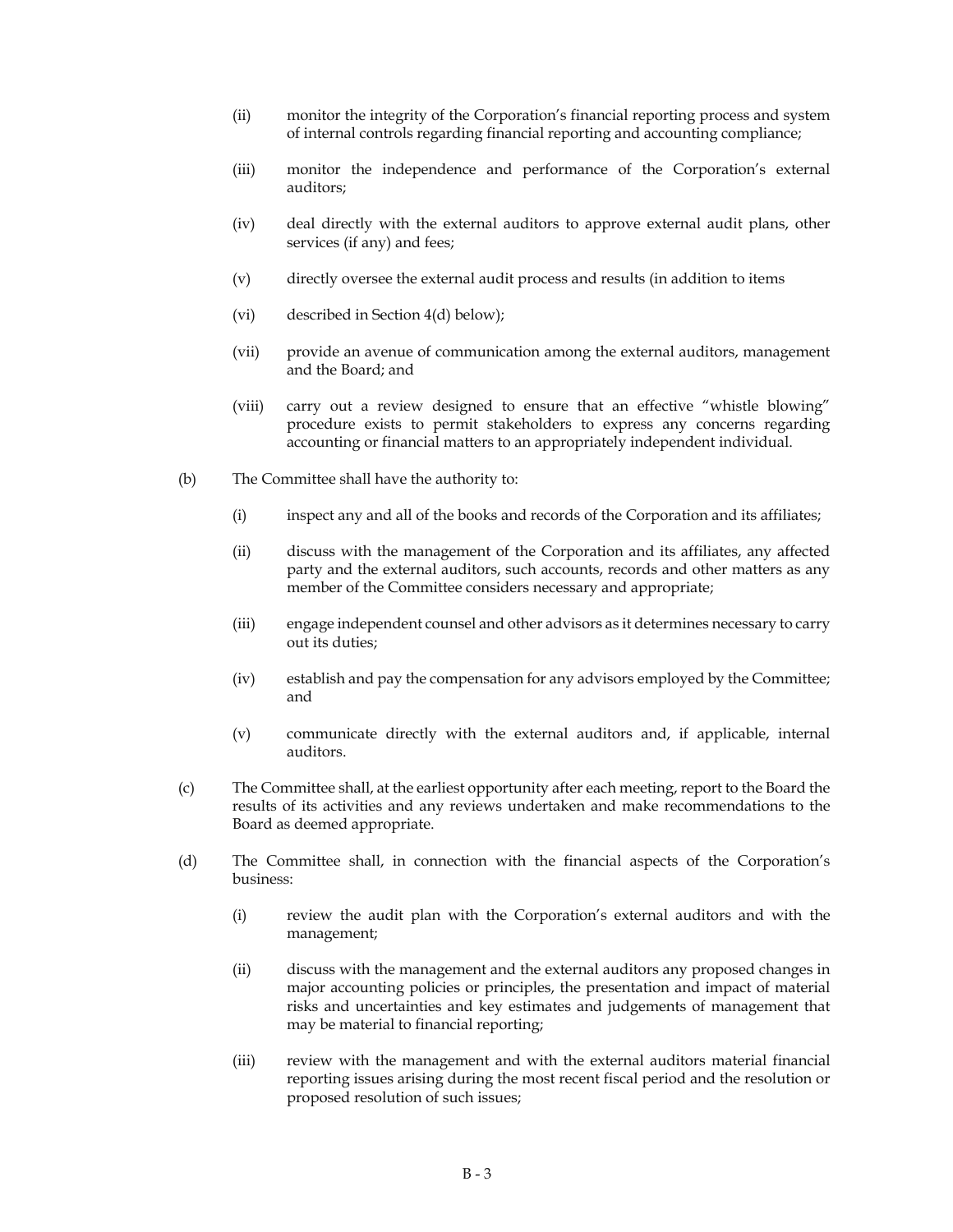(ii) monitor the integrity of the Corporation's financial reporting process and system of internal controls regarding financial reporting and accounting compliance;

(iii) monitor the independence and performance of the Corporation's external auditors;

(iv) deal directly with the external auditors to approve external audit plans, other services (if any) and fees;

(v) directly oversee the external audit process and results (in addition to items

(vi) described in Section 4(d) below);

(vii) provide an avenue of communication among the external auditors, management and the Board; and

(viii) carry out a review designed to ensure that an effective "whistle blowing" procedure exists to permit stakeholders to express any concerns regarding accounting or financial matters to an appropriately independent individual.

(b) The Committee shall have the authority to:

(i) inspect any and all of the books and records of the Corporation and its affiliates;

(ii) discuss with the management of the Corporation and its affiliates, any affected party and the external auditors, such accounts, records and other matters as any member of the Committee considers necessary and appropriate;

(iii) engage independent counsel and other advisors as it determines necessary to carry out its duties;

(iv) establish and pay the compensation for any advisors employed by the Committee; and

(v) communicate directly with the external auditors and, if applicable, internal auditors.

(c) The Committee shall, at the earliest opportunity after each meeting, report to the Board the results of its activities and any reviews undertaken and make recommendations to the Board as deemed appropriate.

(d) The Committee shall, in connection with the financial aspects of the Corporation's business:

(i) review the audit plan with the Corporation's external auditors and with the management;

(ii) discuss with the management and the external auditors any proposed changes in major accounting policies or principles, the presentation and impact of material risks and uncertainties and key estimates and judgements of management that may be material to financial reporting;

(iii) review with the management and with the external auditors material financial reporting issues arising during the most recent fiscal period and the resolution or proposed resolution of such issues;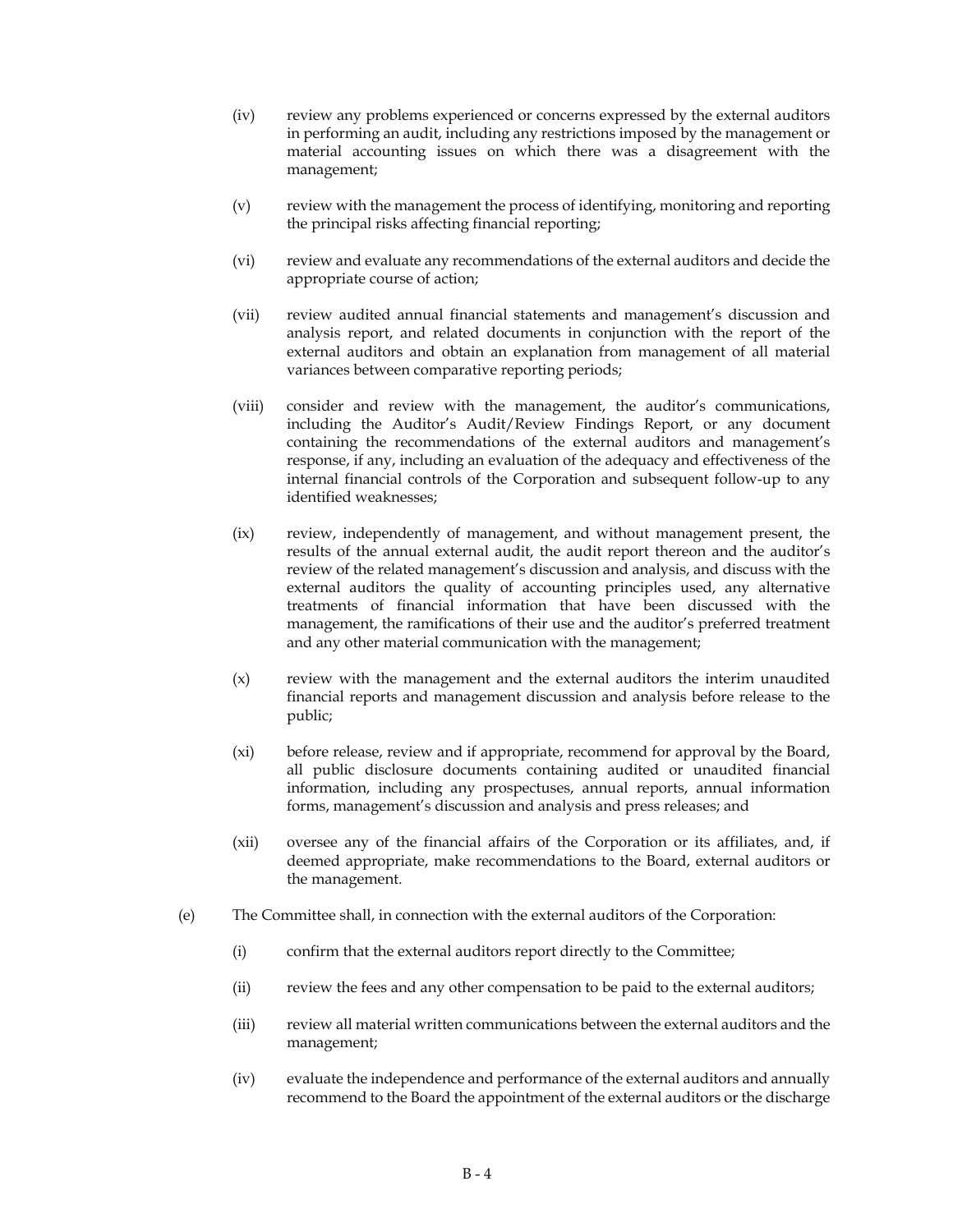(iv) review any problems experienced or concerns expressed by the external auditors in performing an audit, including any restrictions imposed by the management or material accounting issues on which there was a disagreement with the management;

(v) review with the management the process of identifying, monitoring and reporting the principal risks affecting financial reporting;

(vi) review and evaluate any recommendations of the external auditors and decide the appropriate course of action;

(vii) review audited annual financial statements and management's discussion and analysis report, and related documents in conjunction with the report of the external auditors and obtain an explanation from management of all material variances between comparative reporting periods;

(viii) consider and review with the management, the auditor's communications, including the Auditor's Audit/Review Findings Report, or any document containing the recommendations of the external auditors and management's response, if any, including an evaluation of the adequacy and effectiveness of the internal financial controls of the Corporation and subsequent follow-up to any identified weaknesses;

(ix) review, independently of management, and without management present, the results of the annual external audit, the audit report thereon and the auditor's review of the related management's discussion and analysis, and discuss with the external auditors the quality of accounting principles used, any alternative treatments of financial information that have been discussed with the management, the ramifications of their use and the auditor's preferred treatment and any other material communication with the management;

(x) review with the management and the external auditors the interim unaudited financial reports and management discussion and analysis before release to the public;

(xi) before release, review and if appropriate, recommend for approval by the Board, all public disclosure documents containing audited or unaudited financial information, including any prospectuses, annual reports, annual information forms, management's discussion and analysis and press releases; and

(xii) oversee any of the financial affairs of the Corporation or its affiliates, and, if deemed appropriate, make recommendations to the Board, external auditors or the management.

(e) The Committee shall, in connection with the external auditors of the Corporation:

(i) confirm that the external auditors report directly to the Committee;

(ii) review the fees and any other compensation to be paid to the external auditors;

(iii) review all material written communications between the external auditors and the management;

(iv) evaluate the independence and performance of the external auditors and annually recommend to the Board the appointment of the external auditors or the discharge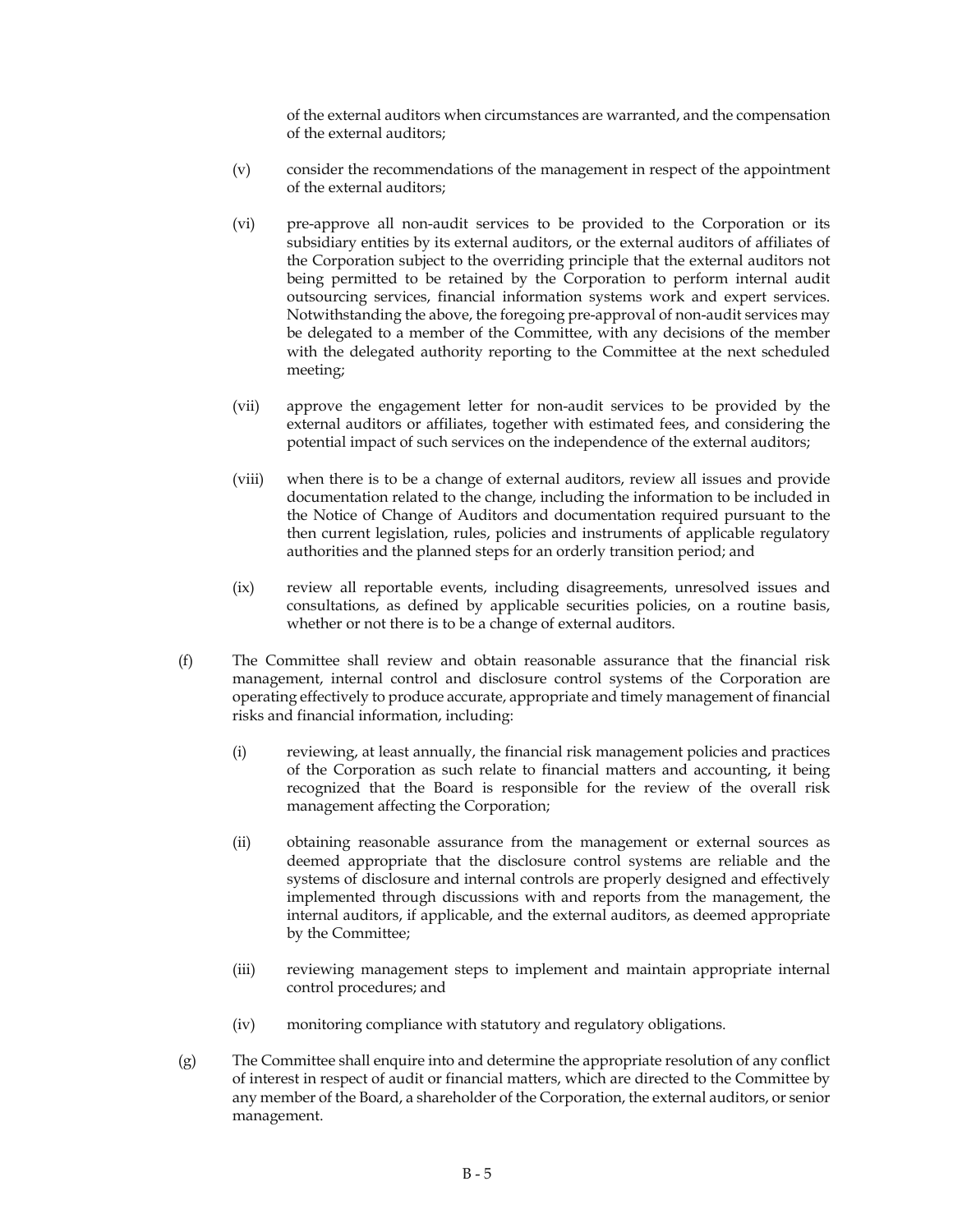of the external auditors when circumstances are warranted, and the compensation of the external auditors;

(v) consider the recommendations of the management in respect of the appointment of the external auditors;

(vi) pre-approve all non-audit services to be provided to the Corporation or its subsidiary entities by its external auditors, or the external auditors of affiliates of the Corporation subject to the overriding principle that the external auditors not being permitted to be retained by the Corporation to perform internal audit outsourcing services, financial information systems work and expert services. Notwithstanding the above, the foregoing pre-approval of non-audit services may be delegated to a member of the Committee, with any decisions of the member with the delegated authority reporting to the Committee at the next scheduled meeting;

(vii) approve the engagement letter for non-audit services to be provided by the external auditors or affiliates, together with estimated fees, and considering the potential impact of such services on the independence of the external auditors;

(viii) when there is to be a change of external auditors, review all issues and provide documentation related to the change, including the information to be included in the Notice of Change of Auditors and documentation required pursuant to the then current legislation, rules, policies and instruments of applicable regulatory authorities and the planned steps for an orderly transition period; and

(ix) review all reportable events, including disagreements, unresolved issues and consultations, as defined by applicable securities policies, on a routine basis, whether or not there is to be a change of external auditors.

(f) The Committee shall review and obtain reasonable assurance that the financial risk management, internal control and disclosure control systems of the Corporation are operating effectively to produce accurate, appropriate and timely management of financial risks and financial information, including:

(i) reviewing, at least annually, the financial risk management policies and practices of the Corporation as such relate to financial matters and accounting, it being recognized that the Board is responsible for the review of the overall risk management affecting the Corporation;

(ii) obtaining reasonable assurance from the management or external sources as deemed appropriate that the disclosure control systems are reliable and the systems of disclosure and internal controls are properly designed and effectively implemented through discussions with and reports from the management, the internal auditors, if applicable, and the external auditors, as deemed appropriate by the Committee;

(iii) reviewing management steps to implement and maintain appropriate internal control procedures; and

(iv) monitoring compliance with statutory and regulatory obligations.

(g) The Committee shall enquire into and determine the appropriate resolution of any conflict of interest in respect of audit or financial matters, which are directed to the Committee by any member of the Board, a shareholder of the Corporation, the external auditors, or senior management.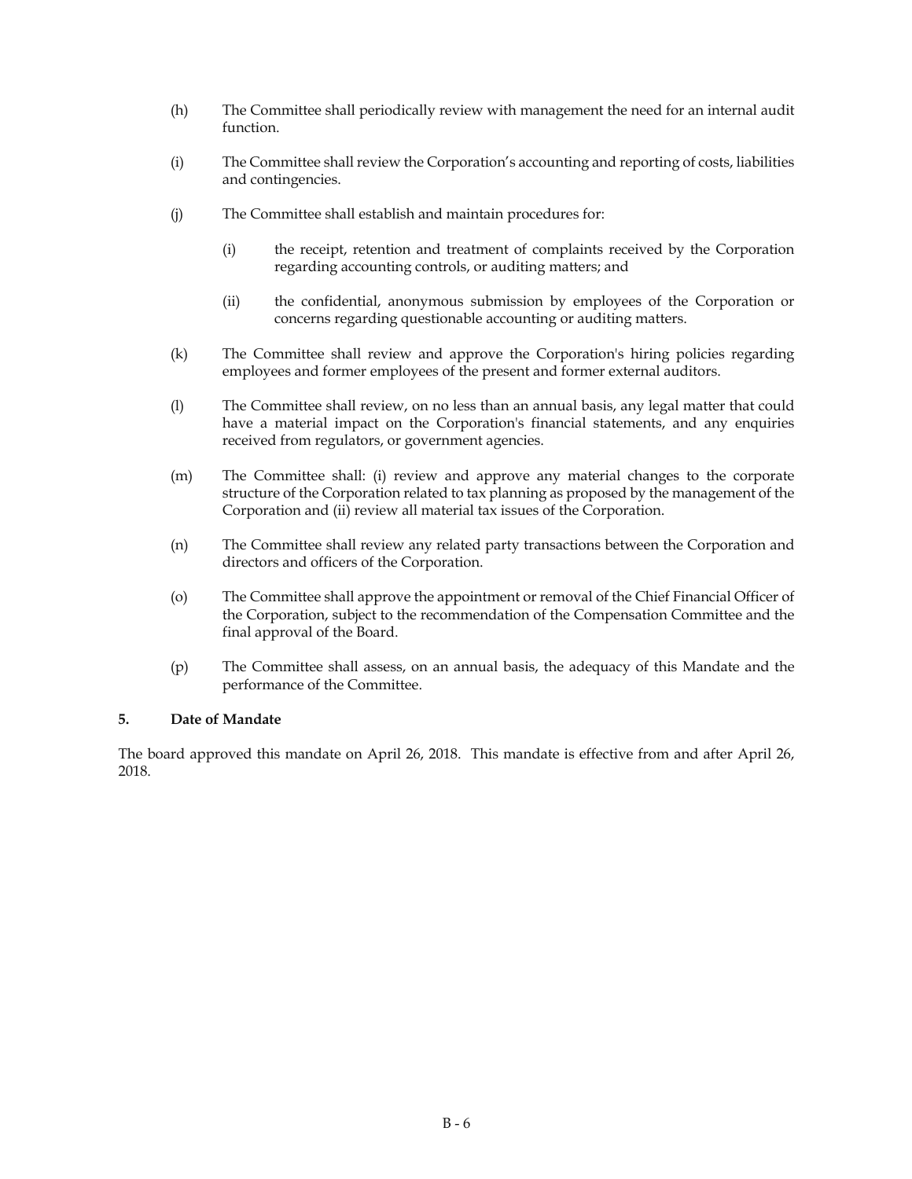(h) The Committee shall periodically review with management the need for an internal audit function.

(i) The Committee shall review the Corporation's accounting and reporting of costs, liabilities and contingencies.

(j) The Committee shall establish and maintain procedures for:

  (i) the receipt, retention and treatment of complaints received by the Corporation regarding accounting controls, or auditing matters; and

  (ii) the confidential, anonymous submission by employees of the Corporation or concerns regarding questionable accounting or auditing matters.

(k) The Committee shall review and approve the Corporation's hiring policies regarding employees and former employees of the present and former external auditors.

(l) The Committee shall review, on no less than an annual basis, any legal matter that could have a material impact on the Corporation's financial statements, and any enquiries received from regulators, or government agencies.

(m) The Committee shall: (i) review and approve any material changes to the corporate structure of the Corporation related to tax planning as proposed by the management of the Corporation and (ii) review all material tax issues of the Corporation.

(n) The Committee shall review any related party transactions between the Corporation and directors and officers of the Corporation.

(o) The Committee shall approve the appointment or removal of the Chief Financial Officer of the Corporation, subject to the recommendation of the Compensation Committee and the final approval of the Board.

(p) The Committee shall assess, on an annual basis, the adequacy of this Mandate and the performance of the Committee.

**5. Date of Mandate**

The board approved this mandate on April 26, 2018. This mandate is effective from and after April 26, 2018.